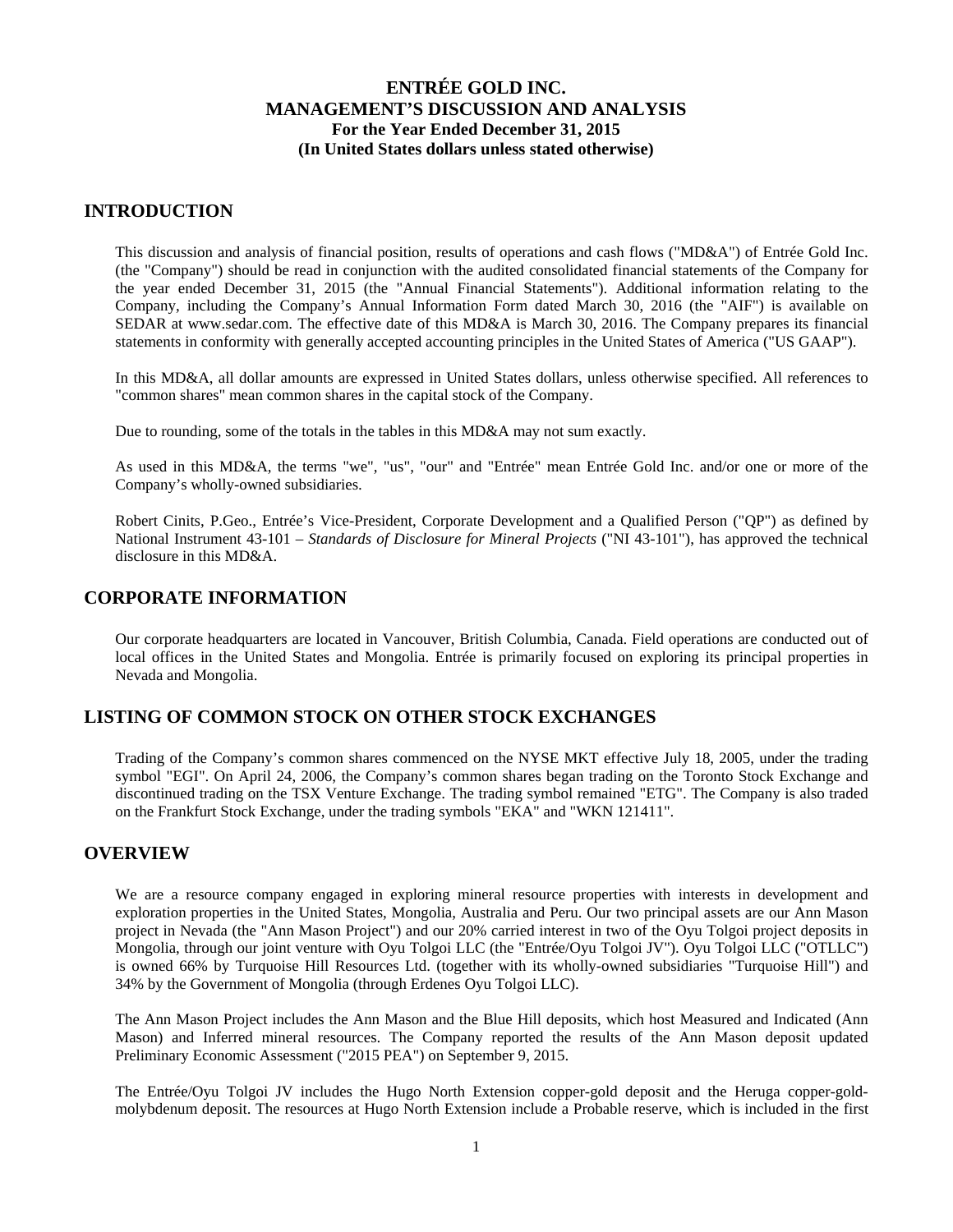# ENTRÉE GOLD INC.
# MANAGEMENT'S DISCUSSION AND ANALYSIS
### For the Year Ended December 31, 2015
### (In United States dollars unless stated otherwise)

## INTRODUCTION

This discussion and analysis of financial position, results of operations and cash flows ("MD&A") of Entrée Gold Inc. (the "Company") should be read in conjunction with the audited consolidated financial statements of the Company for the year ended December 31, 2015 (the "Annual Financial Statements"). Additional information relating to the Company, including the Company's Annual Information Form dated March 30, 2016 (the "AIF") is available on SEDAR at www.sedar.com. The effective date of this MD&A is March 30, 2016. The Company prepares its financial statements in conformity with generally accepted accounting principles in the United States of America ("US GAAP").

In this MD&A, all dollar amounts are expressed in United States dollars, unless otherwise specified. All references to "common shares" mean common shares in the capital stock of the Company.

Due to rounding, some of the totals in the tables in this MD&A may not sum exactly.

As used in this MD&A, the terms "we", "us", "our" and "Entrée" mean Entrée Gold Inc. and/or one or more of the Company's wholly-owned subsidiaries.

Robert Cinits, P.Geo., Entrée's Vice-President, Corporate Development and a Qualified Person ("QP") as defined by National Instrument 43-101 – *Standards of Disclosure for Mineral Projects* ("NI 43-101"), has approved the technical disclosure in this MD&A.

## CORPORATE INFORMATION

Our corporate headquarters are located in Vancouver, British Columbia, Canada. Field operations are conducted out of local offices in the United States and Mongolia. Entrée is primarily focused on exploring its principal properties in Nevada and Mongolia.

## LISTING OF COMMON STOCK ON OTHER STOCK EXCHANGES

Trading of the Company's common shares commenced on the NYSE MKT effective July 18, 2005, under the trading symbol "EGI". On April 24, 2006, the Company's common shares began trading on the Toronto Stock Exchange and discontinued trading on the TSX Venture Exchange. The trading symbol remained "ETG". The Company is also traded on the Frankfurt Stock Exchange, under the trading symbols "EKA" and "WKN 121411".

## OVERVIEW

We are a resource company engaged in exploring mineral resource properties with interests in development and exploration properties in the United States, Mongolia, Australia and Peru. Our two principal assets are our Ann Mason project in Nevada (the "Ann Mason Project") and our 20% carried interest in two of the Oyu Tolgoi project deposits in Mongolia, through our joint venture with Oyu Tolgoi LLC (the "Entrée/Oyu Tolgoi JV"). Oyu Tolgoi LLC ("OTLLC") is owned 66% by Turquoise Hill Resources Ltd. (together with its wholly-owned subsidiaries "Turquoise Hill") and 34% by the Government of Mongolia (through Erdenes Oyu Tolgoi LLC).

The Ann Mason Project includes the Ann Mason and the Blue Hill deposits, which host Measured and Indicated (Ann Mason) and Inferred mineral resources. The Company reported the results of the Ann Mason deposit updated Preliminary Economic Assessment ("2015 PEA") on September 9, 2015.

The Entrée/Oyu Tolgoi JV includes the Hugo North Extension copper-gold deposit and the Heruga copper-gold-molybdenum deposit. The resources at Hugo North Extension include a Probable reserve, which is included in the first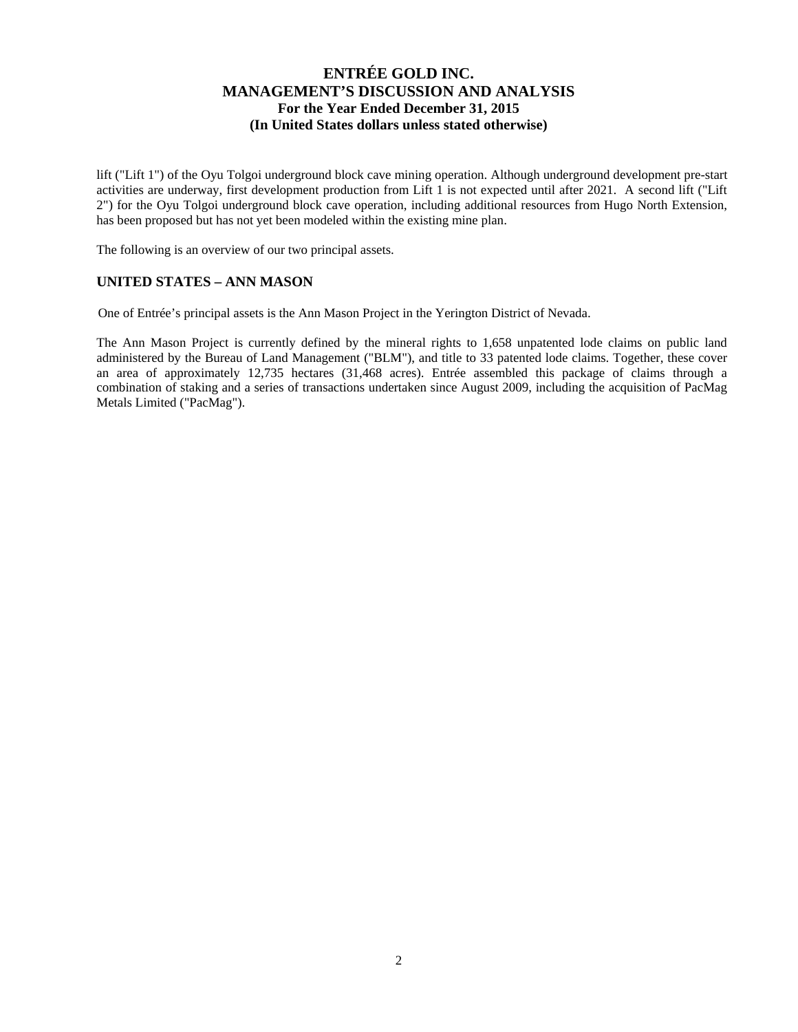lift ("Lift 1") of the Oyu Tolgoi underground block cave mining operation. Although underground development pre-start activities are underway, first development production from Lift 1 is not expected until after 2021. A second lift ("Lift 2") for the Oyu Tolgoi underground block cave operation, including additional resources from Hugo North Extension, has been proposed but has not yet been modeled within the existing mine plan.

The following is an overview of our two principal assets.

## UNITED STATES – ANN MASON

One of Entrée's principal assets is the Ann Mason Project in the Yerington District of Nevada.

The Ann Mason Project is currently defined by the mineral rights to 1,658 unpatented lode claims on public land administered by the Bureau of Land Management ("BLM"), and title to 33 patented lode claims. Together, these cover an area of approximately 12,735 hectares (31,468 acres). Entrée assembled this package of claims through a combination of staking and a series of transactions undertaken since August 2009, including the acquisition of PacMag Metals Limited ("PacMag").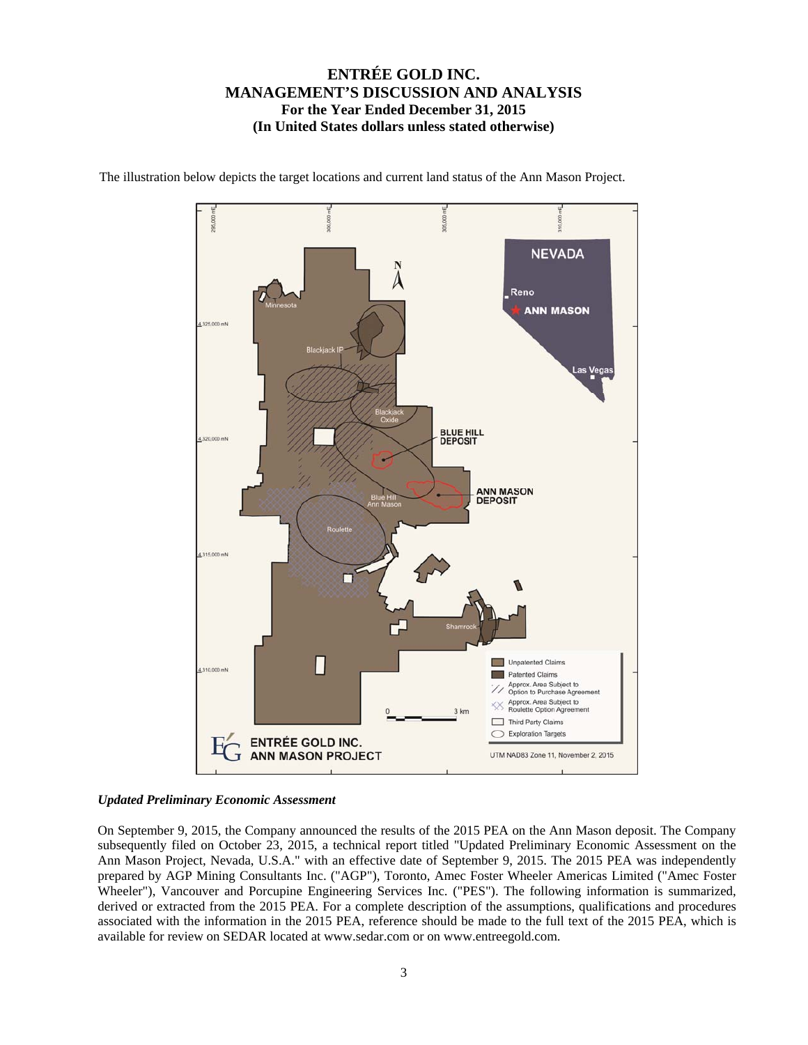The illustration below depicts the target locations and current land status of the Ann Mason Project.

### *Updated Preliminary Economic Assessment*

On September 9, 2015, the Company announced the results of the 2015 PEA on the Ann Mason deposit. The Company subsequently filed on October 23, 2015, a technical report titled "Updated Preliminary Economic Assessment on the Ann Mason Project, Nevada, U.S.A." with an effective date of September 9, 2015. The 2015 PEA was independently prepared by AGP Mining Consultants Inc. ("AGP"), Toronto, Amec Foster Wheeler Americas Limited ("Amec Foster Wheeler"), Vancouver and Porcupine Engineering Services Inc. ("PES"). The following information is summarized, derived or extracted from the 2015 PEA. For a complete description of the assumptions, qualifications and procedures associated with the information in the 2015 PEA, reference should be made to the full text of the 2015 PEA, which is available for review on SEDAR located at www.sedar.com or on www.entreegold.com.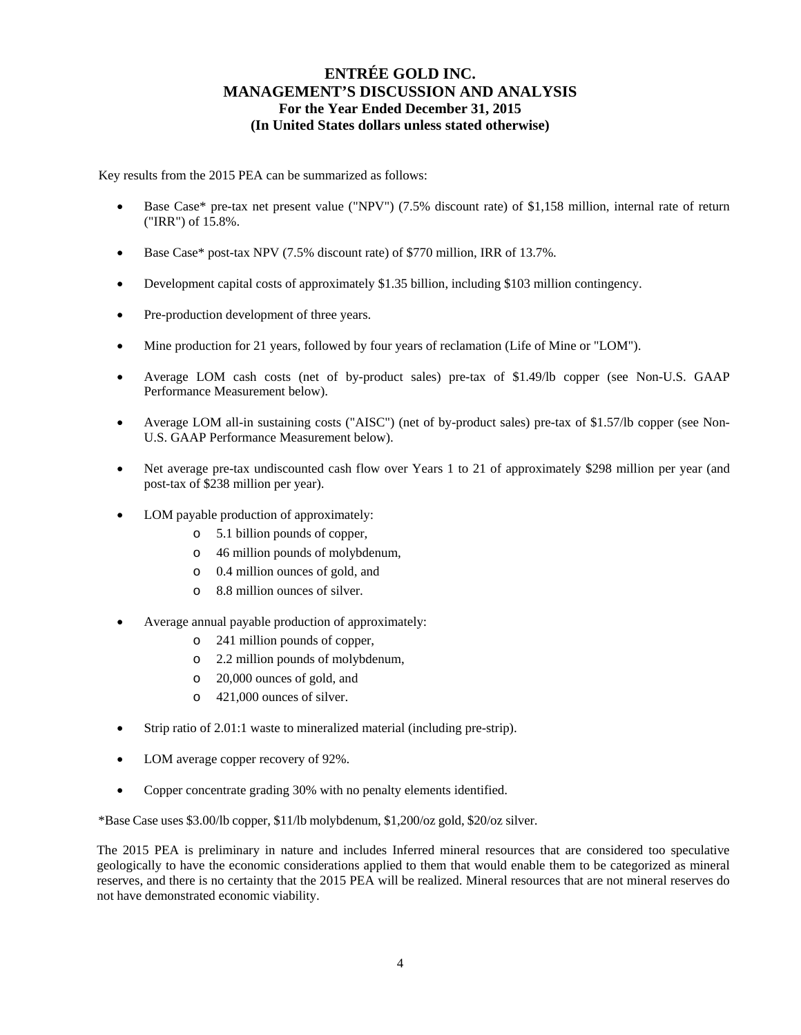Key results from the 2015 PEA can be summarized as follows:

- Base Case* pre-tax net present value ("NPV") (7.5% discount rate) of $1,158 million, internal rate of return ("IRR") of 15.8%.
- Base Case* post-tax NPV (7.5% discount rate) of $770 million, IRR of 13.7%.
- Development capital costs of approximately $1.35 billion, including $103 million contingency.
- Pre-production development of three years.
- Mine production for 21 years, followed by four years of reclamation (Life of Mine or "LOM").
- Average LOM cash costs (net of by-product sales) pre-tax of $1.49/lb copper (see Non-U.S. GAAP Performance Measurement below).
- Average LOM all-in sustaining costs ("AISC") (net of by-product sales) pre-tax of $1.57/lb copper (see Non-U.S. GAAP Performance Measurement below).
- Net average pre-tax undiscounted cash flow over Years 1 to 21 of approximately $298 million per year (and post-tax of $238 million per year).
- LOM payable production of approximately:
  - 5.1 billion pounds of copper,
  - 46 million pounds of molybdenum,
  - 0.4 million ounces of gold, and
  - 8.8 million ounces of silver.
- Average annual payable production of approximately:
  - 241 million pounds of copper,
  - 2.2 million pounds of molybdenum,
  - 20,000 ounces of gold, and
  - 421,000 ounces of silver.
- Strip ratio of 2.01:1 waste to mineralized material (including pre-strip).
- LOM average copper recovery of 92%.
- Copper concentrate grading 30% with no penalty elements identified.

*Base Case uses $3.00/lb copper, $11/lb molybdenum, $1,200/oz gold, $20/oz silver.

The 2015 PEA is preliminary in nature and includes Inferred mineral resources that are considered too speculative geologically to have the economic considerations applied to them that would enable them to be categorized as mineral reserves, and there is no certainty that the 2015 PEA will be realized. Mineral resources that are not mineral reserves do not have demonstrated economic viability.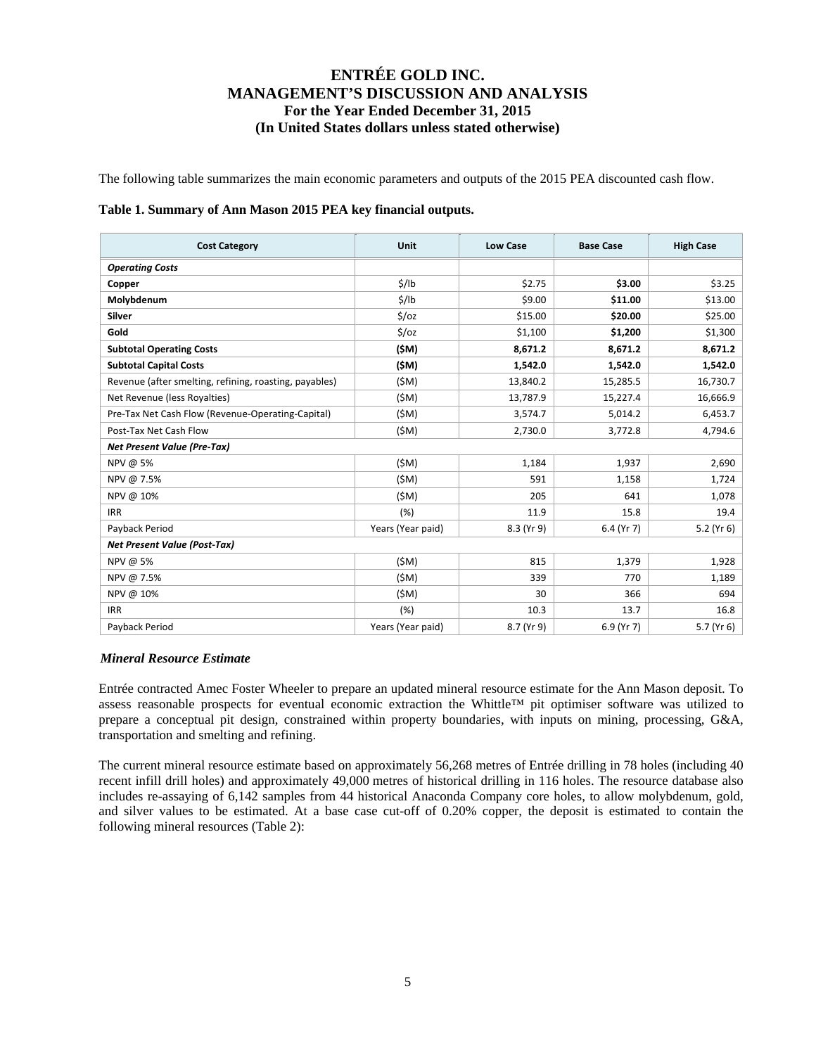The following table summarizes the main economic parameters and outputs of the 2015 PEA discounted cash flow.

**Table 1. Summary of Ann Mason 2015 PEA key financial outputs.**

| Cost Category | Unit | Low Case | Base Case | High Case |
|---|---|---|---|---|
| ***Operating Costs*** | | | | |
| **Copper** | $/lb | $2.75 | **$3.00** | $3.25 |
| **Molybdenum** | $/lb | $9.00 | **$11.00** | $13.00 |
| **Silver** | $/oz | $15.00 | **$20.00** | $25.00 |
| **Gold** | $/oz | $1,100 | **$1,200** | $1,300 |
| **Subtotal Operating Costs** | **($M)** | **8,671.2** | **8,671.2** | **8,671.2** |
| **Subtotal Capital Costs** | **($M)** | **1,542.0** | **1,542.0** | **1,542.0** |
| Revenue (after smelting, refining, roasting, payables) | ($M) | 13,840.2 | 15,285.5 | 16,730.7 |
| Net Revenue (less Royalties) | ($M) | 13,787.9 | 15,227.4 | 16,666.9 |
| Pre-Tax Net Cash Flow (Revenue-Operating-Capital) | ($M) | 3,574.7 | 5,014.2 | 6,453.7 |
| Post-Tax Net Cash Flow | ($M) | 2,730.0 | 3,772.8 | 4,794.6 |
| ***Net Present Value (Pre-Tax)*** | | | | |
| NPV @ 5% | ($M) | 1,184 | 1,937 | 2,690 |
| NPV @ 7.5% | ($M) | 591 | 1,158 | 1,724 |
| NPV @ 10% | ($M) | 205 | 641 | 1,078 |
| IRR | (%) | 11.9 | 15.8 | 19.4 |
| Payback Period | Years (Year paid) | 8.3 (Yr 9) | 6.4 (Yr 7) | 5.2 (Yr 6) |
| ***Net Present Value (Post-Tax)*** | | | | |
| NPV @ 5% | ($M) | 815 | 1,379 | 1,928 |
| NPV @ 7.5% | ($M) | 339 | 770 | 1,189 |
| NPV @ 10% | ($M) | 30 | 366 | 694 |
| IRR | (%) | 10.3 | 13.7 | 16.8 |
| Payback Period | Years (Year paid) | 8.7 (Yr 9) | 6.9 (Yr 7) | 5.7 (Yr 6) |

### *Mineral Resource Estimate*

Entrée contracted Amec Foster Wheeler to prepare an updated mineral resource estimate for the Ann Mason deposit. To assess reasonable prospects for eventual economic extraction the Whittle™ pit optimiser software was utilized to prepare a conceptual pit design, constrained within property boundaries, with inputs on mining, processing, G&A, transportation and smelting and refining.

The current mineral resource estimate based on approximately 56,268 metres of Entrée drilling in 78 holes (including 40 recent infill drill holes) and approximately 49,000 metres of historical drilling in 116 holes. The resource database also includes re-assaying of 6,142 samples from 44 historical Anaconda Company core holes, to allow molybdenum, gold, and silver values to be estimated. At a base case cut-off of 0.20% copper, the deposit is estimated to contain the following mineral resources (Table 2):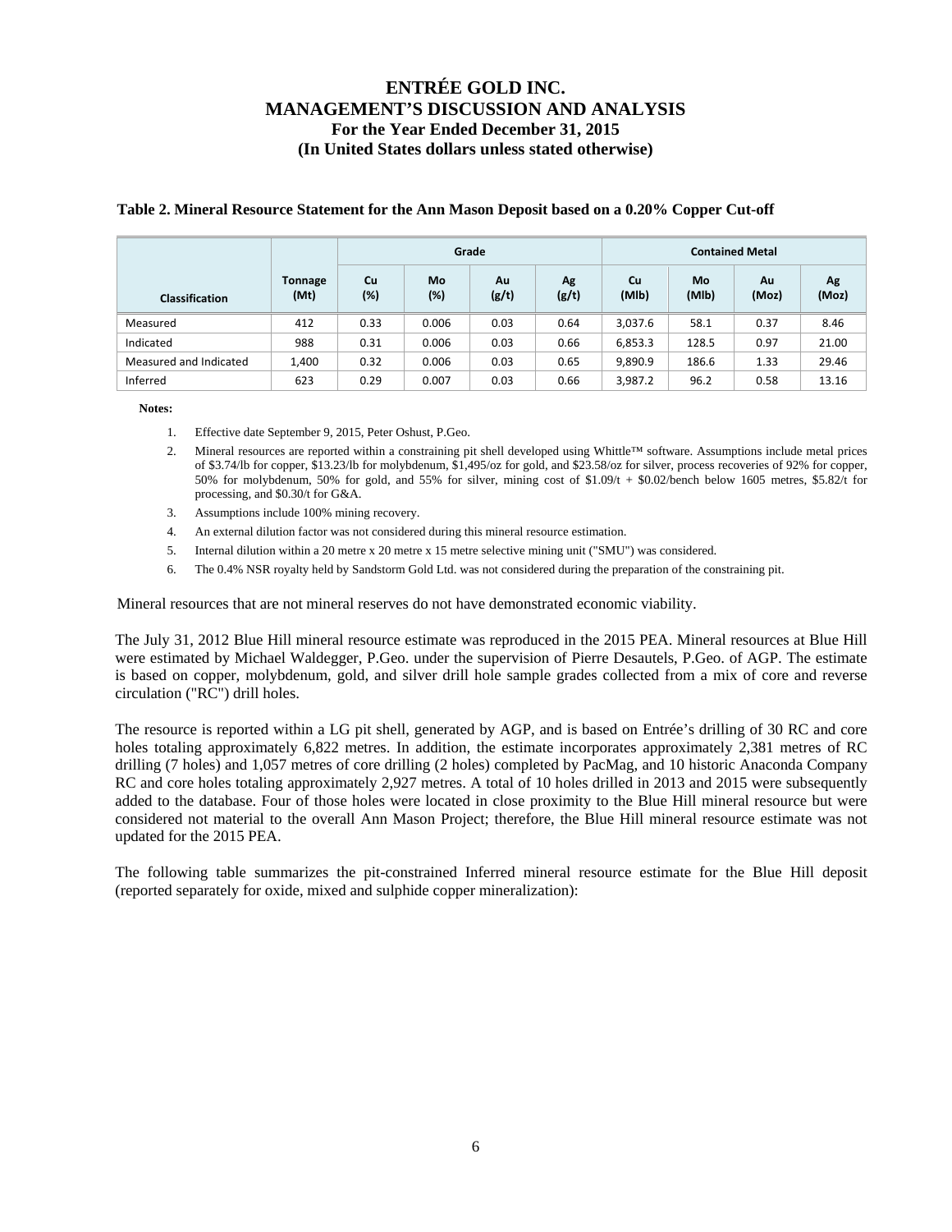**Table 2. Mineral Resource Statement for the Ann Mason Deposit based on a 0.20% Copper Cut-off**

| Classification | Tonnage (Mt) | Grade | | | | Contained Metal | | | |
|---|---|---|---|---|---|---|---|---|---|
| | | Cu (%) | Mo (%) | Au (g/t) | Ag (g/t) | Cu (Mlb) | Mo (Mlb) | Au (Moz) | Ag (Moz) |
| Measured | 412 | 0.33 | 0.006 | 0.03 | 0.64 | 3,037.6 | 58.1 | 0.37 | 8.46 |
| Indicated | 988 | 0.31 | 0.006 | 0.03 | 0.66 | 6,853.3 | 128.5 | 0.97 | 21.00 |
| Measured and Indicated | 1,400 | 0.32 | 0.006 | 0.03 | 0.65 | 9,890.9 | 186.6 | 1.33 | 29.46 |
| Inferred | 623 | 0.29 | 0.007 | 0.03 | 0.66 | 3,987.2 | 96.2 | 0.58 | 13.16 |

**Notes:**

1. Effective date September 9, 2015, Peter Oshust, P.Geo.
2. Mineral resources are reported within a constraining pit shell developed using Whittle™ software. Assumptions include metal prices of $3.74/lb for copper, $13.23/lb for molybdenum, $1,495/oz for gold, and $23.58/oz for silver, process recoveries of 92% for copper, 50% for molybdenum, 50% for gold, and 55% for silver, mining cost of $1.09/t + $0.02/bench below 1605 metres, $5.82/t for processing, and $0.30/t for G&A.
3. Assumptions include 100% mining recovery.
4. An external dilution factor was not considered during this mineral resource estimation.
5. Internal dilution within a 20 metre x 20 metre x 15 metre selective mining unit ("SMU") was considered.
6. The 0.4% NSR royalty held by Sandstorm Gold Ltd. was not considered during the preparation of the constraining pit.

Mineral resources that are not mineral reserves do not have demonstrated economic viability.

The July 31, 2012 Blue Hill mineral resource estimate was reproduced in the 2015 PEA. Mineral resources at Blue Hill were estimated by Michael Waldegger, P.Geo. under the supervision of Pierre Desautels, P.Geo. of AGP. The estimate is based on copper, molybdenum, gold, and silver drill hole sample grades collected from a mix of core and reverse circulation ("RC") drill holes.

The resource is reported within a LG pit shell, generated by AGP, and is based on Entrée's drilling of 30 RC and core holes totaling approximately 6,822 metres. In addition, the estimate incorporates approximately 2,381 metres of RC drilling (7 holes) and 1,057 metres of core drilling (2 holes) completed by PacMag, and 10 historic Anaconda Company RC and core holes totaling approximately 2,927 metres. A total of 10 holes drilled in 2013 and 2015 were subsequently added to the database. Four of those holes were located in close proximity to the Blue Hill mineral resource but were considered not material to the overall Ann Mason Project; therefore, the Blue Hill mineral resource estimate was not updated for the 2015 PEA.

The following table summarizes the pit-constrained Inferred mineral resource estimate for the Blue Hill deposit (reported separately for oxide, mixed and sulphide copper mineralization):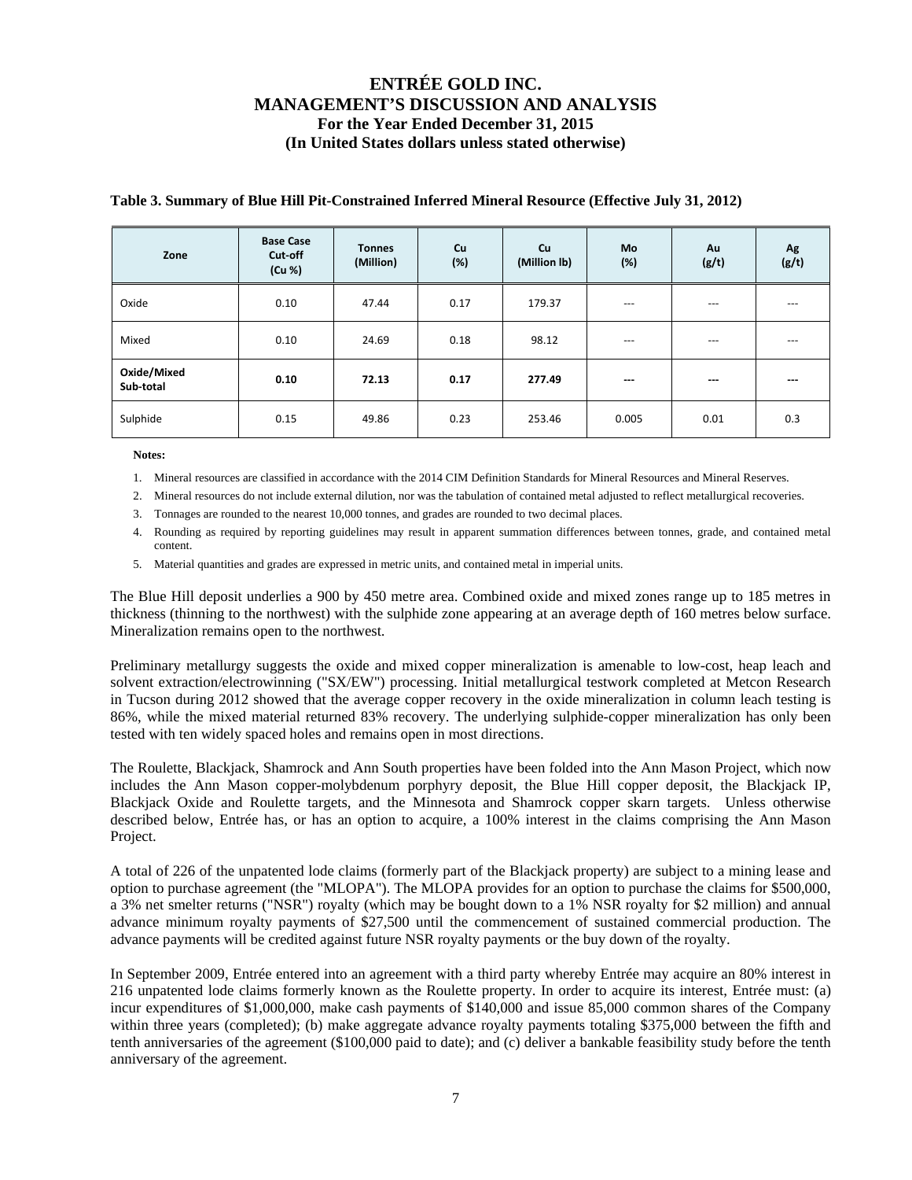**Table 3. Summary of Blue Hill Pit-Constrained Inferred Mineral Resource (Effective July 31, 2012)**

| Zone | Base Case Cut-off (Cu %) | Tonnes (Million) | Cu (%) | Cu (Million lb) | Mo (%) | Au (g/t) | Ag (g/t) |
|---|---|---|---|---|---|---|---|
| Oxide | 0.10 | 47.44 | 0.17 | 179.37 | --- | --- | --- |
| Mixed | 0.10 | 24.69 | 0.18 | 98.12 | --- | --- | --- |
| **Oxide/Mixed Sub-total** | **0.10** | **72.13** | **0.17** | **277.49** | **---** | **---** | **---** |
| Sulphide | 0.15 | 49.86 | 0.23 | 253.46 | 0.005 | 0.01 | 0.3 |

**Notes:**

1. Mineral resources are classified in accordance with the 2014 CIM Definition Standards for Mineral Resources and Mineral Reserves.
2. Mineral resources do not include external dilution, nor was the tabulation of contained metal adjusted to reflect metallurgical recoveries.
3. Tonnages are rounded to the nearest 10,000 tonnes, and grades are rounded to two decimal places.
4. Rounding as required by reporting guidelines may result in apparent summation differences between tonnes, grade, and contained metal content.
5. Material quantities and grades are expressed in metric units, and contained metal in imperial units.

The Blue Hill deposit underlies a 900 by 450 metre area. Combined oxide and mixed zones range up to 185 metres in thickness (thinning to the northwest) with the sulphide zone appearing at an average depth of 160 metres below surface. Mineralization remains open to the northwest.

Preliminary metallurgy suggests the oxide and mixed copper mineralization is amenable to low-cost, heap leach and solvent extraction/electrowinning ("SX/EW") processing. Initial metallurgical testwork completed at Metcon Research in Tucson during 2012 showed that the average copper recovery in the oxide mineralization in column leach testing is 86%, while the mixed material returned 83% recovery. The underlying sulphide-copper mineralization has only been tested with ten widely spaced holes and remains open in most directions.

The Roulette, Blackjack, Shamrock and Ann South properties have been folded into the Ann Mason Project, which now includes the Ann Mason copper-molybdenum porphyry deposit, the Blue Hill copper deposit, the Blackjack IP, Blackjack Oxide and Roulette targets, and the Minnesota and Shamrock copper skarn targets. Unless otherwise described below, Entrée has, or has an option to acquire, a 100% interest in the claims comprising the Ann Mason Project.

A total of 226 of the unpatented lode claims (formerly part of the Blackjack property) are subject to a mining lease and option to purchase agreement (the "MLOPA"). The MLOPA provides for an option to purchase the claims for $500,000, a 3% net smelter returns ("NSR") royalty (which may be bought down to a 1% NSR royalty for $2 million) and annual advance minimum royalty payments of $27,500 until the commencement of sustained commercial production. The advance payments will be credited against future NSR royalty payments or the buy down of the royalty.

In September 2009, Entrée entered into an agreement with a third party whereby Entrée may acquire an 80% interest in 216 unpatented lode claims formerly known as the Roulette property. In order to acquire its interest, Entrée must: (a) incur expenditures of $1,000,000, make cash payments of $140,000 and issue 85,000 common shares of the Company within three years (completed); (b) make aggregate advance royalty payments totaling $375,000 between the fifth and tenth anniversaries of the agreement ($100,000 paid to date); and (c) deliver a bankable feasibility study before the tenth anniversary of the agreement.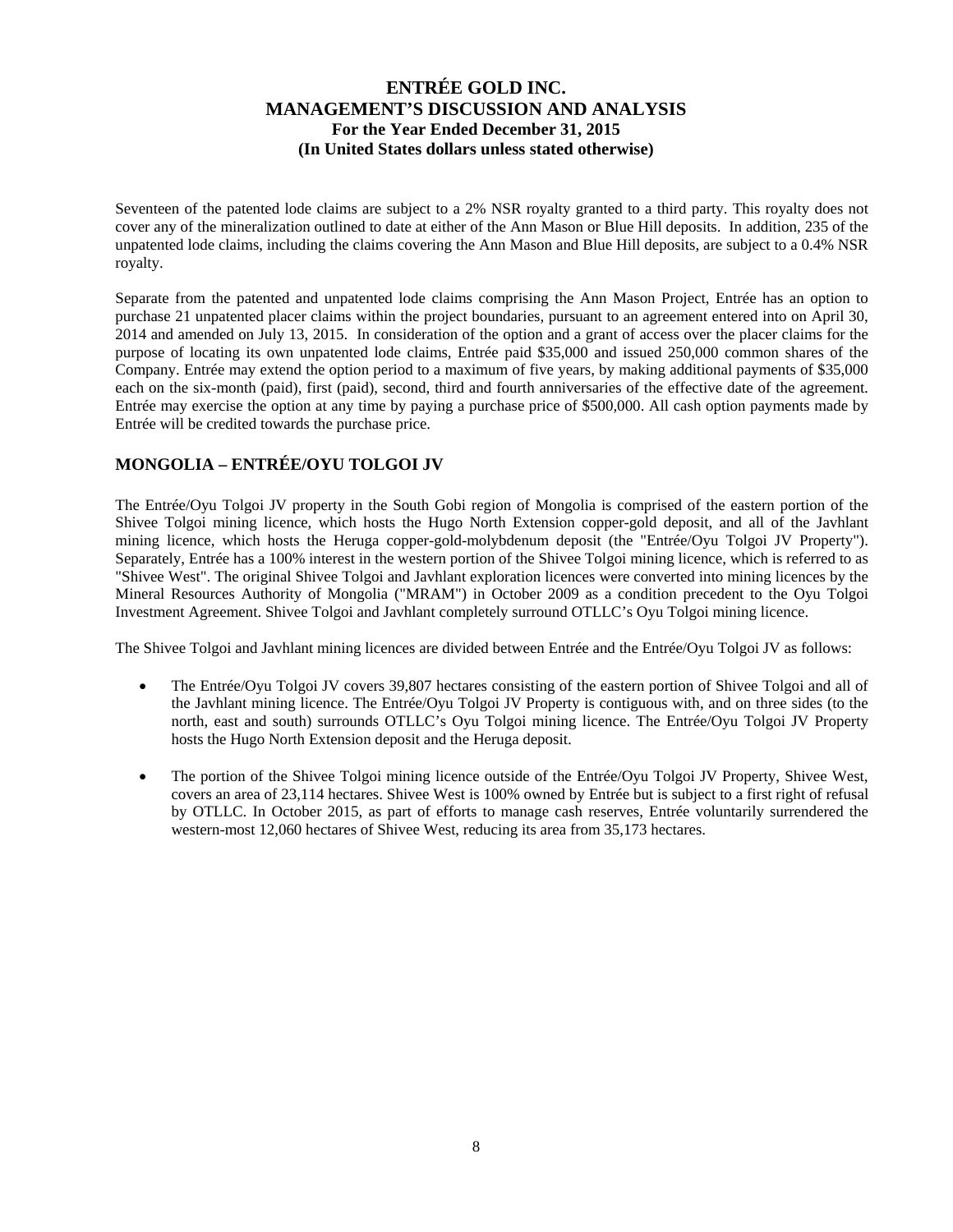Seventeen of the patented lode claims are subject to a 2% NSR royalty granted to a third party. This royalty does not cover any of the mineralization outlined to date at either of the Ann Mason or Blue Hill deposits. In addition, 235 of the unpatented lode claims, including the claims covering the Ann Mason and Blue Hill deposits, are subject to a 0.4% NSR royalty.

Separate from the patented and unpatented lode claims comprising the Ann Mason Project, Entrée has an option to purchase 21 unpatented placer claims within the project boundaries, pursuant to an agreement entered into on April 30, 2014 and amended on July 13, 2015. In consideration of the option and a grant of access over the placer claims for the purpose of locating its own unpatented lode claims, Entrée paid \$35,000 and issued 250,000 common shares of the Company. Entrée may extend the option period to a maximum of five years, by making additional payments of \$35,000 each on the six-month (paid), first (paid), second, third and fourth anniversaries of the effective date of the agreement. Entrée may exercise the option at any time by paying a purchase price of \$500,000. All cash option payments made by Entrée will be credited towards the purchase price.

## MONGOLIA – ENTRÉE/OYU TOLGOI JV

The Entrée/Oyu Tolgoi JV property in the South Gobi region of Mongolia is comprised of the eastern portion of the Shivee Tolgoi mining licence, which hosts the Hugo North Extension copper-gold deposit, and all of the Javhlant mining licence, which hosts the Heruga copper-gold-molybdenum deposit (the "Entrée/Oyu Tolgoi JV Property"). Separately, Entrée has a 100% interest in the western portion of the Shivee Tolgoi mining licence, which is referred to as "Shivee West". The original Shivee Tolgoi and Javhlant exploration licences were converted into mining licences by the Mineral Resources Authority of Mongolia ("MRAM") in October 2009 as a condition precedent to the Oyu Tolgoi Investment Agreement. Shivee Tolgoi and Javhlant completely surround OTLLC's Oyu Tolgoi mining licence.

The Shivee Tolgoi and Javhlant mining licences are divided between Entrée and the Entrée/Oyu Tolgoi JV as follows:

- The Entrée/Oyu Tolgoi JV covers 39,807 hectares consisting of the eastern portion of Shivee Tolgoi and all of the Javhlant mining licence. The Entrée/Oyu Tolgoi JV Property is contiguous with, and on three sides (to the north, east and south) surrounds OTLLC's Oyu Tolgoi mining licence. The Entrée/Oyu Tolgoi JV Property hosts the Hugo North Extension deposit and the Heruga deposit.

- The portion of the Shivee Tolgoi mining licence outside of the Entrée/Oyu Tolgoi JV Property, Shivee West, covers an area of 23,114 hectares. Shivee West is 100% owned by Entrée but is subject to a first right of refusal by OTLLC. In October 2015, as part of efforts to manage cash reserves, Entrée voluntarily surrendered the western-most 12,060 hectares of Shivee West, reducing its area from 35,173 hectares.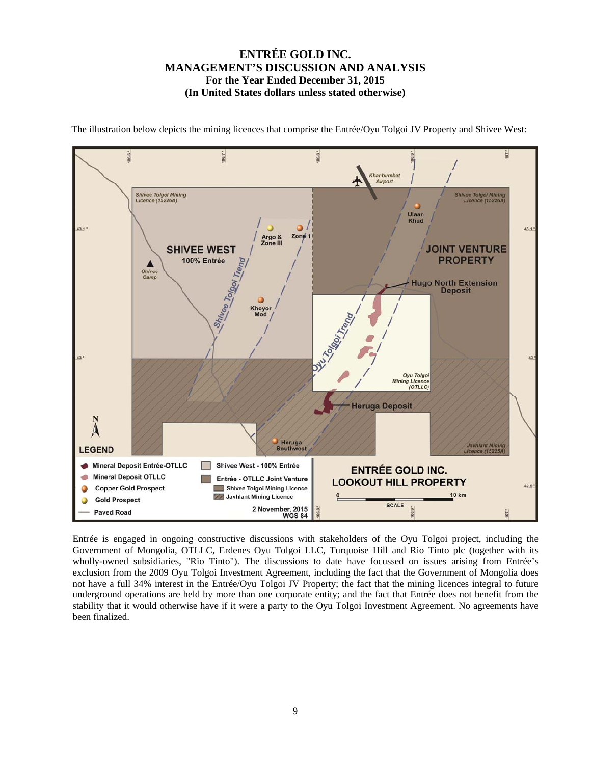The illustration below depicts the mining licences that comprise the Entrée/Oyu Tolgoi JV Property and Shivee West:

Entrée is engaged in ongoing constructive discussions with stakeholders of the Oyu Tolgoi project, including the Government of Mongolia, OTLLC, Erdenes Oyu Tolgoi LLC, Turquoise Hill and Rio Tinto plc (together with its wholly-owned subsidiaries, "Rio Tinto"). The discussions to date have focussed on issues arising from Entrée's exclusion from the 2009 Oyu Tolgoi Investment Agreement, including the fact that the Government of Mongolia does not have a full 34% interest in the Entrée/Oyu Tolgoi JV Property; the fact that the mining licences integral to future underground operations are held by more than one corporate entity; and the fact that Entrée does not benefit from the stability that it would otherwise have if it were a party to the Oyu Tolgoi Investment Agreement. No agreements have been finalized.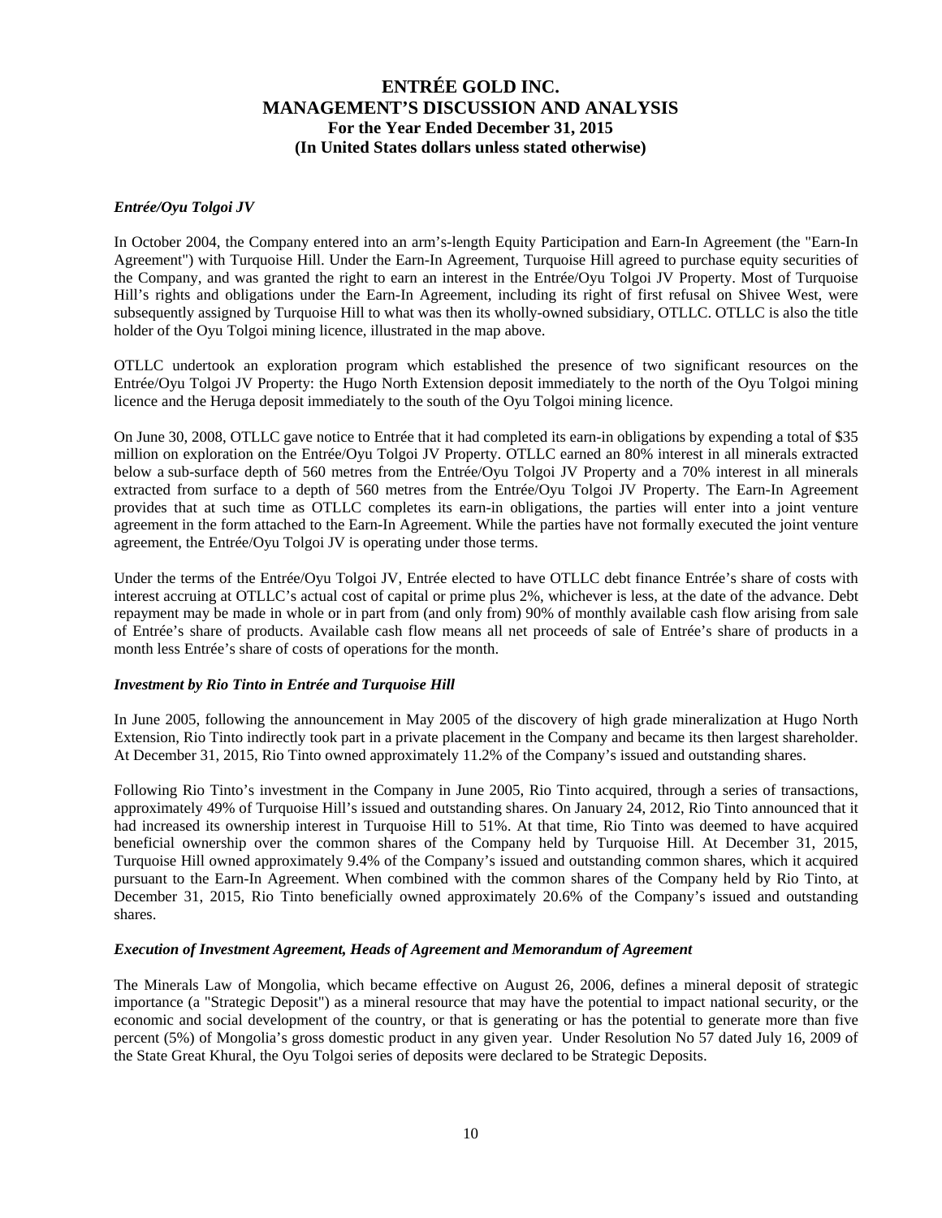### *Entrée/Oyu Tolgoi JV*

In October 2004, the Company entered into an arm's-length Equity Participation and Earn-In Agreement (the "Earn-In Agreement") with Turquoise Hill. Under the Earn-In Agreement, Turquoise Hill agreed to purchase equity securities of the Company, and was granted the right to earn an interest in the Entrée/Oyu Tolgoi JV Property. Most of Turquoise Hill's rights and obligations under the Earn-In Agreement, including its right of first refusal on Shivee West, were subsequently assigned by Turquoise Hill to what was then its wholly-owned subsidiary, OTLLC. OTLLC is also the title holder of the Oyu Tolgoi mining licence, illustrated in the map above.

OTLLC undertook an exploration program which established the presence of two significant resources on the Entrée/Oyu Tolgoi JV Property: the Hugo North Extension deposit immediately to the north of the Oyu Tolgoi mining licence and the Heruga deposit immediately to the south of the Oyu Tolgoi mining licence.

On June 30, 2008, OTLLC gave notice to Entrée that it had completed its earn-in obligations by expending a total of $35 million on exploration on the Entrée/Oyu Tolgoi JV Property. OTLLC earned an 80% interest in all minerals extracted below a sub-surface depth of 560 metres from the Entrée/Oyu Tolgoi JV Property and a 70% interest in all minerals extracted from surface to a depth of 560 metres from the Entrée/Oyu Tolgoi JV Property. The Earn-In Agreement provides that at such time as OTLLC completes its earn-in obligations, the parties will enter into a joint venture agreement in the form attached to the Earn-In Agreement. While the parties have not formally executed the joint venture agreement, the Entrée/Oyu Tolgoi JV is operating under those terms.

Under the terms of the Entrée/Oyu Tolgoi JV, Entrée elected to have OTLLC debt finance Entrée's share of costs with interest accruing at OTLLC's actual cost of capital or prime plus 2%, whichever is less, at the date of the advance. Debt repayment may be made in whole or in part from (and only from) 90% of monthly available cash flow arising from sale of Entrée's share of products. Available cash flow means all net proceeds of sale of Entrée's share of products in a month less Entrée's share of costs of operations for the month.

### *Investment by Rio Tinto in Entrée and Turquoise Hill*

In June 2005, following the announcement in May 2005 of the discovery of high grade mineralization at Hugo North Extension, Rio Tinto indirectly took part in a private placement in the Company and became its then largest shareholder. At December 31, 2015, Rio Tinto owned approximately 11.2% of the Company's issued and outstanding shares.

Following Rio Tinto's investment in the Company in June 2005, Rio Tinto acquired, through a series of transactions, approximately 49% of Turquoise Hill's issued and outstanding shares. On January 24, 2012, Rio Tinto announced that it had increased its ownership interest in Turquoise Hill to 51%. At that time, Rio Tinto was deemed to have acquired beneficial ownership over the common shares of the Company held by Turquoise Hill. At December 31, 2015, Turquoise Hill owned approximately 9.4% of the Company's issued and outstanding common shares, which it acquired pursuant to the Earn-In Agreement. When combined with the common shares of the Company held by Rio Tinto, at December 31, 2015, Rio Tinto beneficially owned approximately 20.6% of the Company's issued and outstanding shares.

### *Execution of Investment Agreement, Heads of Agreement and Memorandum of Agreement*

The Minerals Law of Mongolia, which became effective on August 26, 2006, defines a mineral deposit of strategic importance (a "Strategic Deposit") as a mineral resource that may have the potential to impact national security, or the economic and social development of the country, or that is generating or has the potential to generate more than five percent (5%) of Mongolia's gross domestic product in any given year. Under Resolution No 57 dated July 16, 2009 of the State Great Khural, the Oyu Tolgoi series of deposits were declared to be Strategic Deposits.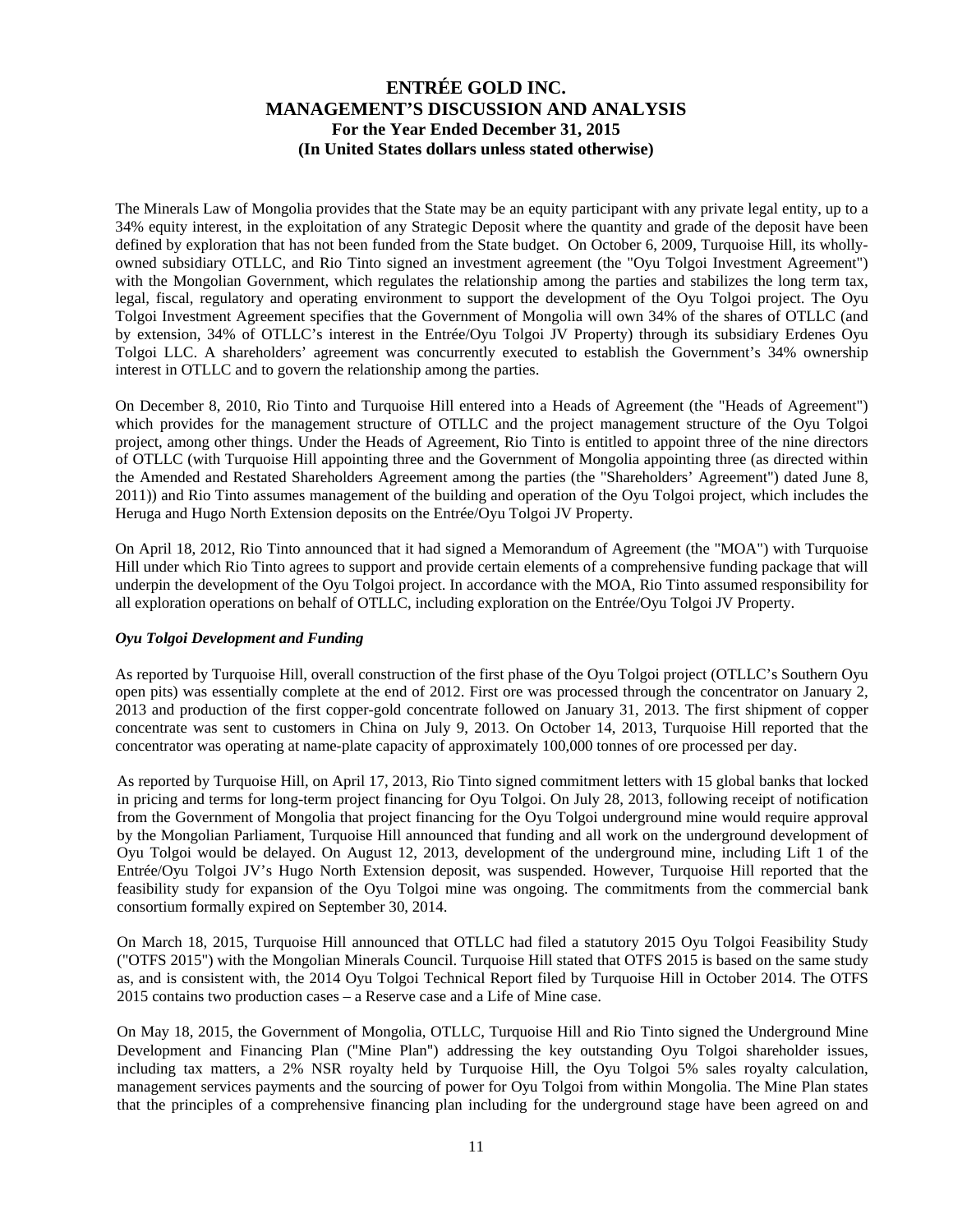The Minerals Law of Mongolia provides that the State may be an equity participant with any private legal entity, up to a 34% equity interest, in the exploitation of any Strategic Deposit where the quantity and grade of the deposit have been defined by exploration that has not been funded from the State budget. On October 6, 2009, Turquoise Hill, its wholly-owned subsidiary OTLLC, and Rio Tinto signed an investment agreement (the "Oyu Tolgoi Investment Agreement") with the Mongolian Government, which regulates the relationship among the parties and stabilizes the long term tax, legal, fiscal, regulatory and operating environment to support the development of the Oyu Tolgoi project. The Oyu Tolgoi Investment Agreement specifies that the Government of Mongolia will own 34% of the shares of OTLLC (and by extension, 34% of OTLLC's interest in the Entrée/Oyu Tolgoi JV Property) through its subsidiary Erdenes Oyu Tolgoi LLC. A shareholders' agreement was concurrently executed to establish the Government's 34% ownership interest in OTLLC and to govern the relationship among the parties.

On December 8, 2010, Rio Tinto and Turquoise Hill entered into a Heads of Agreement (the "Heads of Agreement") which provides for the management structure of OTLLC and the project management structure of the Oyu Tolgoi project, among other things. Under the Heads of Agreement, Rio Tinto is entitled to appoint three of the nine directors of OTLLC (with Turquoise Hill appointing three and the Government of Mongolia appointing three (as directed within the Amended and Restated Shareholders Agreement among the parties (the "Shareholders' Agreement") dated June 8, 2011)) and Rio Tinto assumes management of the building and operation of the Oyu Tolgoi project, which includes the Heruga and Hugo North Extension deposits on the Entrée/Oyu Tolgoi JV Property.

On April 18, 2012, Rio Tinto announced that it had signed a Memorandum of Agreement (the "MOA") with Turquoise Hill under which Rio Tinto agrees to support and provide certain elements of a comprehensive funding package that will underpin the development of the Oyu Tolgoi project. In accordance with the MOA, Rio Tinto assumed responsibility for all exploration operations on behalf of OTLLC, including exploration on the Entrée/Oyu Tolgoi JV Property.

***Oyu Tolgoi Development and Funding***

As reported by Turquoise Hill, overall construction of the first phase of the Oyu Tolgoi project (OTLLC's Southern Oyu open pits) was essentially complete at the end of 2012. First ore was processed through the concentrator on January 2, 2013 and production of the first copper-gold concentrate followed on January 31, 2013. The first shipment of copper concentrate was sent to customers in China on July 9, 2013. On October 14, 2013, Turquoise Hill reported that the concentrator was operating at name-plate capacity of approximately 100,000 tonnes of ore processed per day.

As reported by Turquoise Hill, on April 17, 2013, Rio Tinto signed commitment letters with 15 global banks that locked in pricing and terms for long-term project financing for Oyu Tolgoi. On July 28, 2013, following receipt of notification from the Government of Mongolia that project financing for the Oyu Tolgoi underground mine would require approval by the Mongolian Parliament, Turquoise Hill announced that funding and all work on the underground development of Oyu Tolgoi would be delayed. On August 12, 2013, development of the underground mine, including Lift 1 of the Entrée/Oyu Tolgoi JV's Hugo North Extension deposit, was suspended. However, Turquoise Hill reported that the feasibility study for expansion of the Oyu Tolgoi mine was ongoing. The commitments from the commercial bank consortium formally expired on September 30, 2014.

On March 18, 2015, Turquoise Hill announced that OTLLC had filed a statutory 2015 Oyu Tolgoi Feasibility Study ("OTFS 2015") with the Mongolian Minerals Council. Turquoise Hill stated that OTFS 2015 is based on the same study as, and is consistent with, the 2014 Oyu Tolgoi Technical Report filed by Turquoise Hill in October 2014. The OTFS 2015 contains two production cases – a Reserve case and a Life of Mine case.

On May 18, 2015, the Government of Mongolia, OTLLC, Turquoise Hill and Rio Tinto signed the Underground Mine Development and Financing Plan ("Mine Plan") addressing the key outstanding Oyu Tolgoi shareholder issues, including tax matters, a 2% NSR royalty held by Turquoise Hill, the Oyu Tolgoi 5% sales royalty calculation, management services payments and the sourcing of power for Oyu Tolgoi from within Mongolia. The Mine Plan states that the principles of a comprehensive financing plan including for the underground stage have been agreed on and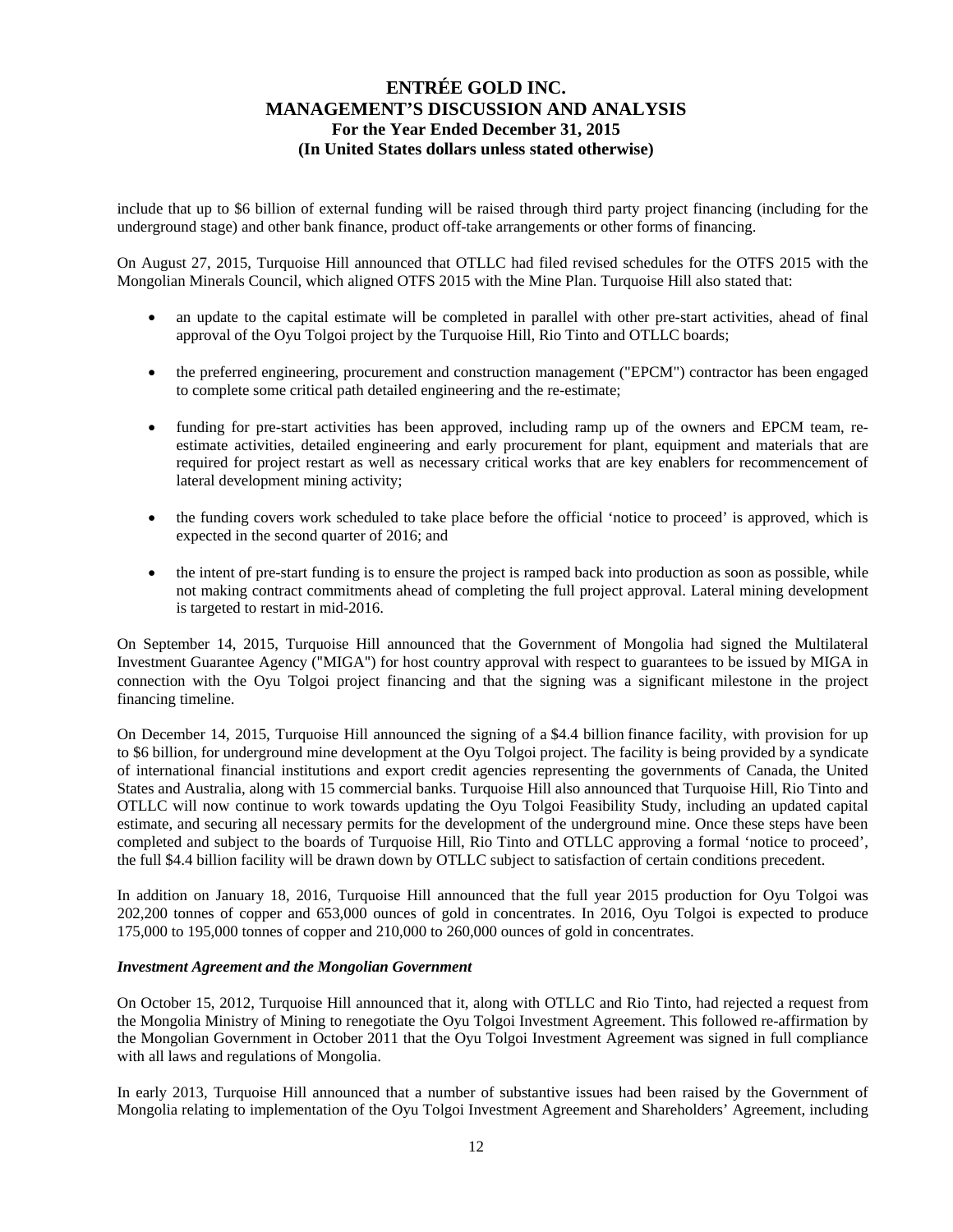include that up to $6 billion of external funding will be raised through third party project financing (including for the underground stage) and other bank finance, product off-take arrangements or other forms of financing.

On August 27, 2015, Turquoise Hill announced that OTLLC had filed revised schedules for the OTFS 2015 with the Mongolian Minerals Council, which aligned OTFS 2015 with the Mine Plan. Turquoise Hill also stated that:

- an update to the capital estimate will be completed in parallel with other pre-start activities, ahead of final approval of the Oyu Tolgoi project by the Turquoise Hill, Rio Tinto and OTLLC boards;
- the preferred engineering, procurement and construction management ("EPCM") contractor has been engaged to complete some critical path detailed engineering and the re-estimate;
- funding for pre-start activities has been approved, including ramp up of the owners and EPCM team, re-estimate activities, detailed engineering and early procurement for plant, equipment and materials that are required for project restart as well as necessary critical works that are key enablers for recommencement of lateral development mining activity;
- the funding covers work scheduled to take place before the official 'notice to proceed' is approved, which is expected in the second quarter of 2016; and
- the intent of pre-start funding is to ensure the project is ramped back into production as soon as possible, while not making contract commitments ahead of completing the full project approval. Lateral mining development is targeted to restart in mid-2016.

On September 14, 2015, Turquoise Hill announced that the Government of Mongolia had signed the Multilateral Investment Guarantee Agency ("MIGA") for host country approval with respect to guarantees to be issued by MIGA in connection with the Oyu Tolgoi project financing and that the signing was a significant milestone in the project financing timeline.

On December 14, 2015, Turquoise Hill announced the signing of a $4.4 billion finance facility, with provision for up to $6 billion, for underground mine development at the Oyu Tolgoi project. The facility is being provided by a syndicate of international financial institutions and export credit agencies representing the governments of Canada, the United States and Australia, along with 15 commercial banks. Turquoise Hill also announced that Turquoise Hill, Rio Tinto and OTLLC will now continue to work towards updating the Oyu Tolgoi Feasibility Study, including an updated capital estimate, and securing all necessary permits for the development of the underground mine. Once these steps have been completed and subject to the boards of Turquoise Hill, Rio Tinto and OTLLC approving a formal 'notice to proceed', the full $4.4 billion facility will be drawn down by OTLLC subject to satisfaction of certain conditions precedent.

In addition on January 18, 2016, Turquoise Hill announced that the full year 2015 production for Oyu Tolgoi was 202,200 tonnes of copper and 653,000 ounces of gold in concentrates. In 2016, Oyu Tolgoi is expected to produce 175,000 to 195,000 tonnes of copper and 210,000 to 260,000 ounces of gold in concentrates.

***Investment Agreement and the Mongolian Government***

On October 15, 2012, Turquoise Hill announced that it, along with OTLLC and Rio Tinto, had rejected a request from the Mongolia Ministry of Mining to renegotiate the Oyu Tolgoi Investment Agreement. This followed re-affirmation by the Mongolian Government in October 2011 that the Oyu Tolgoi Investment Agreement was signed in full compliance with all laws and regulations of Mongolia.

In early 2013, Turquoise Hill announced that a number of substantive issues had been raised by the Government of Mongolia relating to implementation of the Oyu Tolgoi Investment Agreement and Shareholders' Agreement, including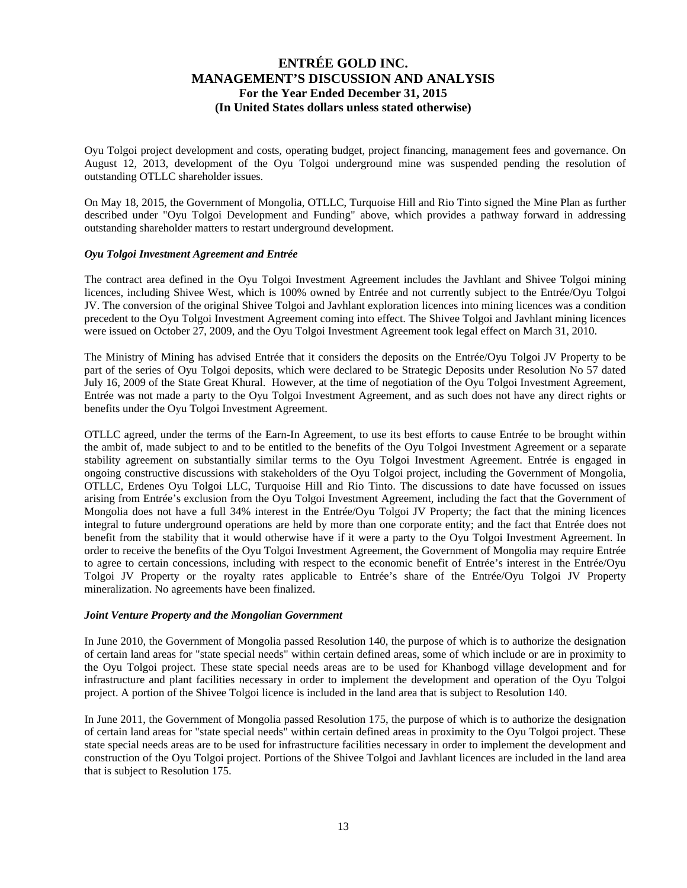Oyu Tolgoi project development and costs, operating budget, project financing, management fees and governance. On August 12, 2013, development of the Oyu Tolgoi underground mine was suspended pending the resolution of outstanding OTLLC shareholder issues.

On May 18, 2015, the Government of Mongolia, OTLLC, Turquoise Hill and Rio Tinto signed the Mine Plan as further described under "Oyu Tolgoi Development and Funding" above, which provides a pathway forward in addressing outstanding shareholder matters to restart underground development.

***Oyu Tolgoi Investment Agreement and Entrée***

The contract area defined in the Oyu Tolgoi Investment Agreement includes the Javhlant and Shivee Tolgoi mining licences, including Shivee West, which is 100% owned by Entrée and not currently subject to the Entrée/Oyu Tolgoi JV. The conversion of the original Shivee Tolgoi and Javhlant exploration licences into mining licences was a condition precedent to the Oyu Tolgoi Investment Agreement coming into effect. The Shivee Tolgoi and Javhlant mining licences were issued on October 27, 2009, and the Oyu Tolgoi Investment Agreement took legal effect on March 31, 2010.

The Ministry of Mining has advised Entrée that it considers the deposits on the Entrée/Oyu Tolgoi JV Property to be part of the series of Oyu Tolgoi deposits, which were declared to be Strategic Deposits under Resolution No 57 dated July 16, 2009 of the State Great Khural. However, at the time of negotiation of the Oyu Tolgoi Investment Agreement, Entrée was not made a party to the Oyu Tolgoi Investment Agreement, and as such does not have any direct rights or benefits under the Oyu Tolgoi Investment Agreement.

OTLLC agreed, under the terms of the Earn-In Agreement, to use its best efforts to cause Entrée to be brought within the ambit of, made subject to and to be entitled to the benefits of the Oyu Tolgoi Investment Agreement or a separate stability agreement on substantially similar terms to the Oyu Tolgoi Investment Agreement. Entrée is engaged in ongoing constructive discussions with stakeholders of the Oyu Tolgoi project, including the Government of Mongolia, OTLLC, Erdenes Oyu Tolgoi LLC, Turquoise Hill and Rio Tinto. The discussions to date have focussed on issues arising from Entrée's exclusion from the Oyu Tolgoi Investment Agreement, including the fact that the Government of Mongolia does not have a full 34% interest in the Entrée/Oyu Tolgoi JV Property; the fact that the mining licences integral to future underground operations are held by more than one corporate entity; and the fact that Entrée does not benefit from the stability that it would otherwise have if it were a party to the Oyu Tolgoi Investment Agreement. In order to receive the benefits of the Oyu Tolgoi Investment Agreement, the Government of Mongolia may require Entrée to agree to certain concessions, including with respect to the economic benefit of Entrée's interest in the Entrée/Oyu Tolgoi JV Property or the royalty rates applicable to Entrée's share of the Entrée/Oyu Tolgoi JV Property mineralization. No agreements have been finalized.

***Joint Venture Property and the Mongolian Government***

In June 2010, the Government of Mongolia passed Resolution 140, the purpose of which is to authorize the designation of certain land areas for "state special needs" within certain defined areas, some of which include or are in proximity to the Oyu Tolgoi project. These state special needs areas are to be used for Khanbogd village development and for infrastructure and plant facilities necessary in order to implement the development and operation of the Oyu Tolgoi project. A portion of the Shivee Tolgoi licence is included in the land area that is subject to Resolution 140.

In June 2011, the Government of Mongolia passed Resolution 175, the purpose of which is to authorize the designation of certain land areas for "state special needs" within certain defined areas in proximity to the Oyu Tolgoi project. These state special needs areas are to be used for infrastructure facilities necessary in order to implement the development and construction of the Oyu Tolgoi project. Portions of the Shivee Tolgoi and Javhlant licences are included in the land area that is subject to Resolution 175.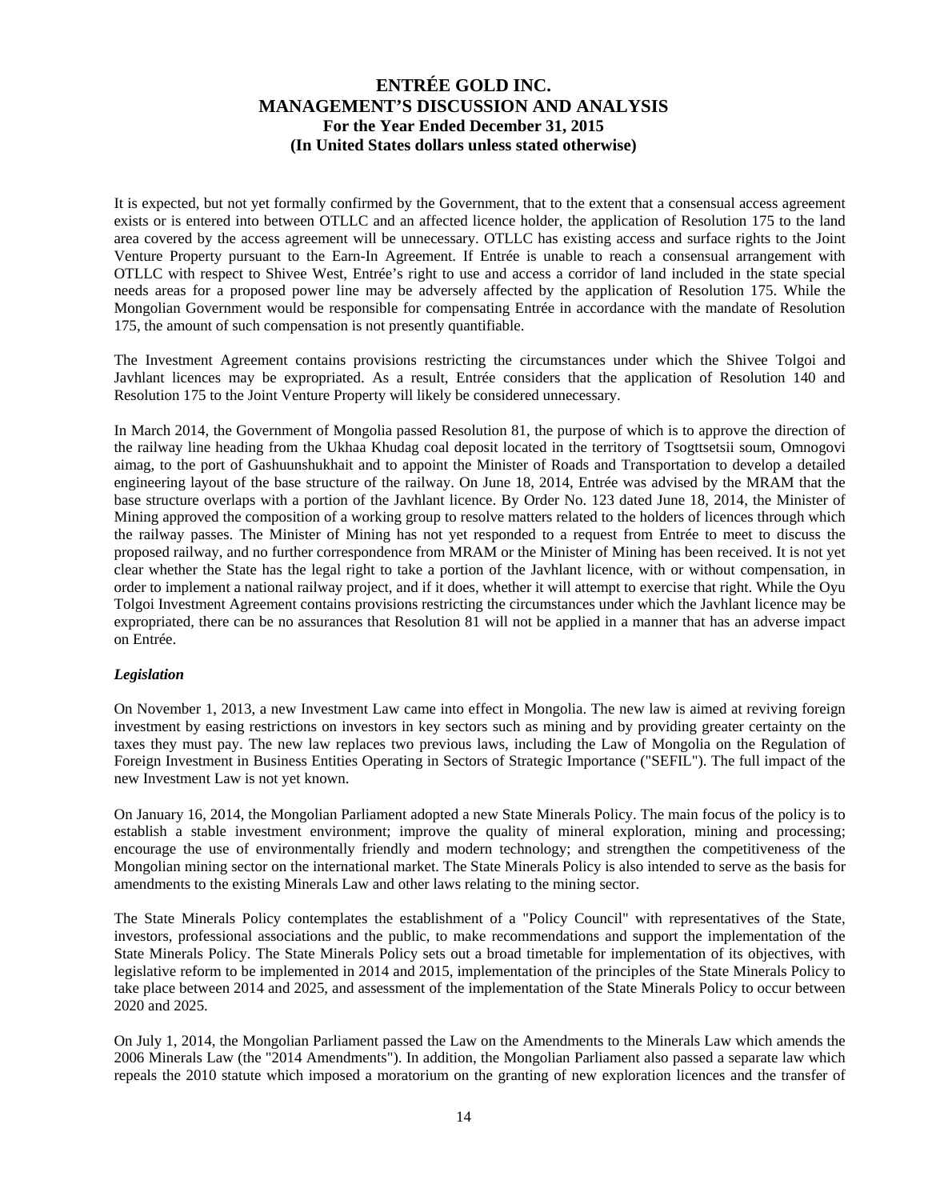It is expected, but not yet formally confirmed by the Government, that to the extent that a consensual access agreement exists or is entered into between OTLLC and an affected licence holder, the application of Resolution 175 to the land area covered by the access agreement will be unnecessary. OTLLC has existing access and surface rights to the Joint Venture Property pursuant to the Earn-In Agreement. If Entrée is unable to reach a consensual arrangement with OTLLC with respect to Shivee West, Entrée's right to use and access a corridor of land included in the state special needs areas for a proposed power line may be adversely affected by the application of Resolution 175. While the Mongolian Government would be responsible for compensating Entrée in accordance with the mandate of Resolution 175, the amount of such compensation is not presently quantifiable.

The Investment Agreement contains provisions restricting the circumstances under which the Shivee Tolgoi and Javhlant licences may be expropriated. As a result, Entrée considers that the application of Resolution 140 and Resolution 175 to the Joint Venture Property will likely be considered unnecessary.

In March 2014, the Government of Mongolia passed Resolution 81, the purpose of which is to approve the direction of the railway line heading from the Ukhaa Khudag coal deposit located in the territory of Tsogttsetsii soum, Omnogovi aimag, to the port of Gashuunshukhait and to appoint the Minister of Roads and Transportation to develop a detailed engineering layout of the base structure of the railway. On June 18, 2014, Entrée was advised by the MRAM that the base structure overlaps with a portion of the Javhlant licence. By Order No. 123 dated June 18, 2014, the Minister of Mining approved the composition of a working group to resolve matters related to the holders of licences through which the railway passes. The Minister of Mining has not yet responded to a request from Entrée to meet to discuss the proposed railway, and no further correspondence from MRAM or the Minister of Mining has been received. It is not yet clear whether the State has the legal right to take a portion of the Javhlant licence, with or without compensation, in order to implement a national railway project, and if it does, whether it will attempt to exercise that right. While the Oyu Tolgoi Investment Agreement contains provisions restricting the circumstances under which the Javhlant licence may be expropriated, there can be no assurances that Resolution 81 will not be applied in a manner that has an adverse impact on Entrée.

***Legislation***

On November 1, 2013, a new Investment Law came into effect in Mongolia. The new law is aimed at reviving foreign investment by easing restrictions on investors in key sectors such as mining and by providing greater certainty on the taxes they must pay. The new law replaces two previous laws, including the Law of Mongolia on the Regulation of Foreign Investment in Business Entities Operating in Sectors of Strategic Importance ("SEFIL"). The full impact of the new Investment Law is not yet known.

On January 16, 2014, the Mongolian Parliament adopted a new State Minerals Policy. The main focus of the policy is to establish a stable investment environment; improve the quality of mineral exploration, mining and processing; encourage the use of environmentally friendly and modern technology; and strengthen the competitiveness of the Mongolian mining sector on the international market. The State Minerals Policy is also intended to serve as the basis for amendments to the existing Minerals Law and other laws relating to the mining sector.

The State Minerals Policy contemplates the establishment of a "Policy Council" with representatives of the State, investors, professional associations and the public, to make recommendations and support the implementation of the State Minerals Policy. The State Minerals Policy sets out a broad timetable for implementation of its objectives, with legislative reform to be implemented in 2014 and 2015, implementation of the principles of the State Minerals Policy to take place between 2014 and 2025, and assessment of the implementation of the State Minerals Policy to occur between 2020 and 2025.

On July 1, 2014, the Mongolian Parliament passed the Law on the Amendments to the Minerals Law which amends the 2006 Minerals Law (the "2014 Amendments"). In addition, the Mongolian Parliament also passed a separate law which repeals the 2010 statute which imposed a moratorium on the granting of new exploration licences and the transfer of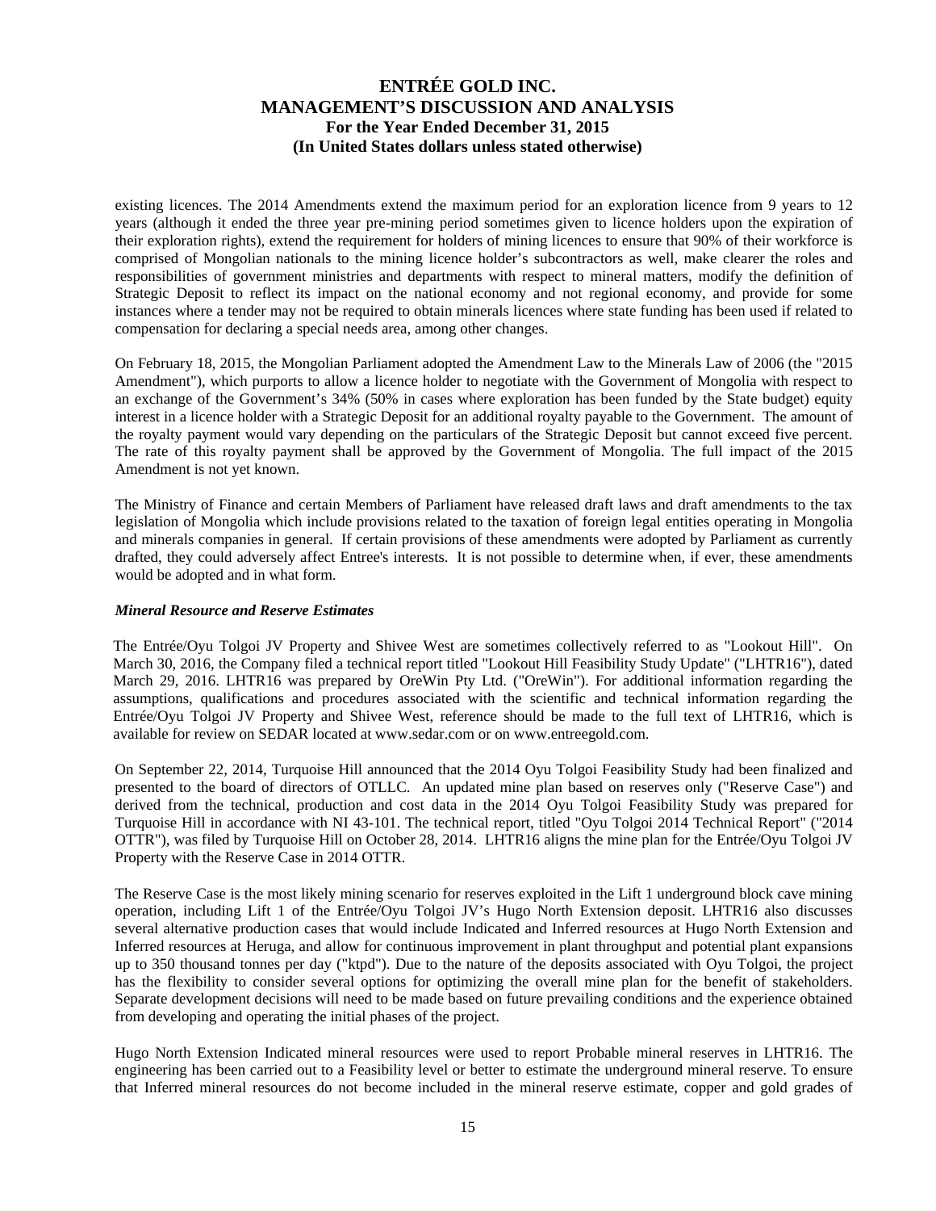existing licences. The 2014 Amendments extend the maximum period for an exploration licence from 9 years to 12 years (although it ended the three year pre-mining period sometimes given to licence holders upon the expiration of their exploration rights), extend the requirement for holders of mining licences to ensure that 90% of their workforce is comprised of Mongolian nationals to the mining licence holder's subcontractors as well, make clearer the roles and responsibilities of government ministries and departments with respect to mineral matters, modify the definition of Strategic Deposit to reflect its impact on the national economy and not regional economy, and provide for some instances where a tender may not be required to obtain minerals licences where state funding has been used if related to compensation for declaring a special needs area, among other changes.

On February 18, 2015, the Mongolian Parliament adopted the Amendment Law to the Minerals Law of 2006 (the "2015 Amendment"), which purports to allow a licence holder to negotiate with the Government of Mongolia with respect to an exchange of the Government's 34% (50% in cases where exploration has been funded by the State budget) equity interest in a licence holder with a Strategic Deposit for an additional royalty payable to the Government. The amount of the royalty payment would vary depending on the particulars of the Strategic Deposit but cannot exceed five percent. The rate of this royalty payment shall be approved by the Government of Mongolia. The full impact of the 2015 Amendment is not yet known.

The Ministry of Finance and certain Members of Parliament have released draft laws and draft amendments to the tax legislation of Mongolia which include provisions related to the taxation of foreign legal entities operating in Mongolia and minerals companies in general. If certain provisions of these amendments were adopted by Parliament as currently drafted, they could adversely affect Entree's interests. It is not possible to determine when, if ever, these amendments would be adopted and in what form.

***Mineral Resource and Reserve Estimates***

The Entrée/Oyu Tolgoi JV Property and Shivee West are sometimes collectively referred to as "Lookout Hill". On March 30, 2016, the Company filed a technical report titled "Lookout Hill Feasibility Study Update" ("LHTR16"), dated March 29, 2016. LHTR16 was prepared by OreWin Pty Ltd. ("OreWin"). For additional information regarding the assumptions, qualifications and procedures associated with the scientific and technical information regarding the Entrée/Oyu Tolgoi JV Property and Shivee West, reference should be made to the full text of LHTR16, which is available for review on SEDAR located at www.sedar.com or on www.entreegold.com.

On September 22, 2014, Turquoise Hill announced that the 2014 Oyu Tolgoi Feasibility Study had been finalized and presented to the board of directors of OTLLC. An updated mine plan based on reserves only ("Reserve Case") and derived from the technical, production and cost data in the 2014 Oyu Tolgoi Feasibility Study was prepared for Turquoise Hill in accordance with NI 43-101. The technical report, titled "Oyu Tolgoi 2014 Technical Report" ("2014 OTTR"), was filed by Turquoise Hill on October 28, 2014. LHTR16 aligns the mine plan for the Entrée/Oyu Tolgoi JV Property with the Reserve Case in 2014 OTTR.

The Reserve Case is the most likely mining scenario for reserves exploited in the Lift 1 underground block cave mining operation, including Lift 1 of the Entrée/Oyu Tolgoi JV's Hugo North Extension deposit. LHTR16 also discusses several alternative production cases that would include Indicated and Inferred resources at Hugo North Extension and Inferred resources at Heruga, and allow for continuous improvement in plant throughput and potential plant expansions up to 350 thousand tonnes per day ("ktpd"). Due to the nature of the deposits associated with Oyu Tolgoi, the project has the flexibility to consider several options for optimizing the overall mine plan for the benefit of stakeholders. Separate development decisions will need to be made based on future prevailing conditions and the experience obtained from developing and operating the initial phases of the project.

Hugo North Extension Indicated mineral resources were used to report Probable mineral reserves in LHTR16. The engineering has been carried out to a Feasibility level or better to estimate the underground mineral reserve. To ensure that Inferred mineral resources do not become included in the mineral reserve estimate, copper and gold grades of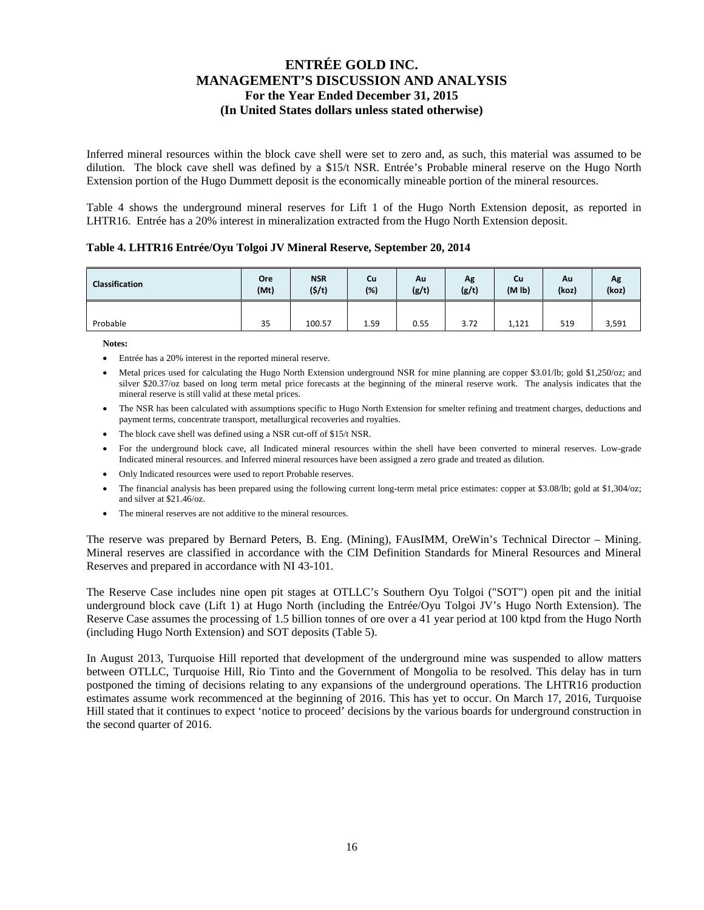Inferred mineral resources within the block cave shell were set to zero and, as such, this material was assumed to be dilution. The block cave shell was defined by a $15/t NSR. Entrée's Probable mineral reserve on the Hugo North Extension portion of the Hugo Dummett deposit is the economically mineable portion of the mineral resources.

Table 4 shows the underground mineral reserves for Lift 1 of the Hugo North Extension deposit, as reported in LHTR16. Entrée has a 20% interest in mineralization extracted from the Hugo North Extension deposit.

**Table 4. LHTR16 Entrée/Oyu Tolgoi JV Mineral Reserve, September 20, 2014**

| Classification | Ore (Mt) | NSR ($/t) | Cu (%) | Au (g/t) | Ag (g/t) | Cu (M lb) | Au (koz) | Ag (koz) |
|---|---|---|---|---|---|---|---|---|
| Probable | 35 | 100.57 | 1.59 | 0.55 | 3.72 | 1,121 | 519 | 3,591 |

**Notes:**

- Entrée has a 20% interest in the reported mineral reserve.
- Metal prices used for calculating the Hugo North Extension underground NSR for mine planning are copper $3.01/lb; gold $1,250/oz; and silver $20.37/oz based on long term metal price forecasts at the beginning of the mineral reserve work. The analysis indicates that the mineral reserve is still valid at these metal prices.
- The NSR has been calculated with assumptions specific to Hugo North Extension for smelter refining and treatment charges, deductions and payment terms, concentrate transport, metallurgical recoveries and royalties.
- The block cave shell was defined using a NSR cut-off of $15/t NSR.
- For the underground block cave, all Indicated mineral resources within the shell have been converted to mineral reserves. Low-grade Indicated mineral resources. and Inferred mineral resources have been assigned a zero grade and treated as dilution.
- Only Indicated resources were used to report Probable reserves.
- The financial analysis has been prepared using the following current long-term metal price estimates: copper at $3.08/lb; gold at $1,304/oz; and silver at $21.46/oz.
- The mineral reserves are not additive to the mineral resources.

The reserve was prepared by Bernard Peters, B. Eng. (Mining), FAusIMM, OreWin's Technical Director – Mining. Mineral reserves are classified in accordance with the CIM Definition Standards for Mineral Resources and Mineral Reserves and prepared in accordance with NI 43-101.

The Reserve Case includes nine open pit stages at OTLLC's Southern Oyu Tolgoi ("SOT") open pit and the initial underground block cave (Lift 1) at Hugo North (including the Entrée/Oyu Tolgoi JV's Hugo North Extension). The Reserve Case assumes the processing of 1.5 billion tonnes of ore over a 41 year period at 100 ktpd from the Hugo North (including Hugo North Extension) and SOT deposits (Table 5).

In August 2013, Turquoise Hill reported that development of the underground mine was suspended to allow matters between OTLLC, Turquoise Hill, Rio Tinto and the Government of Mongolia to be resolved. This delay has in turn postponed the timing of decisions relating to any expansions of the underground operations. The LHTR16 production estimates assume work recommenced at the beginning of 2016. This has yet to occur. On March 17, 2016, Turquoise Hill stated that it continues to expect 'notice to proceed' decisions by the various boards for underground construction in the second quarter of 2016.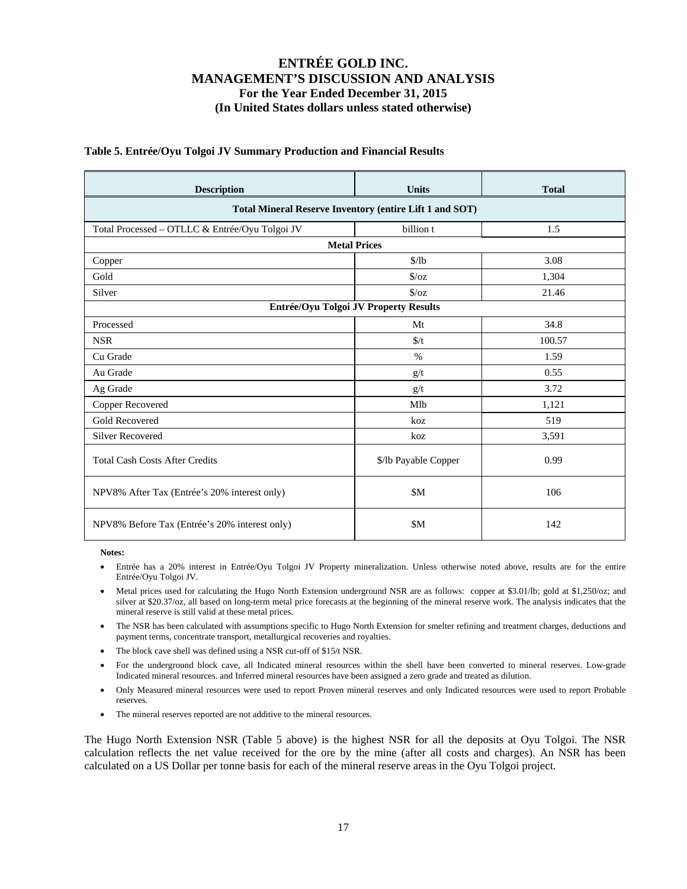# ENTRÉE GOLD INC.
## MANAGEMENT'S DISCUSSION AND ANALYSIS
### For the Year Ended December 31, 2015
### (In United States dollars unless stated otherwise)

**Table 5. Entrée/Oyu Tolgoi JV Summary Production and Financial Results**

| Description | Units | Total |
|---|---|---|
| **Total Mineral Reserve Inventory (entire Lift 1 and SOT)** | | |
| Total Processed – OTLLC & Entrée/Oyu Tolgoi JV | billion t | 1.5 |
| **Metal Prices** | | |
| Copper | $/lb | 3.08 |
| Gold | $/oz | 1,304 |
| Silver | $/oz | 21.46 |
| **Entrée/Oyu Tolgoi JV Property Results** | | |
| Processed | Mt | 34.8 |
| NSR | $/t | 100.57 |
| Cu Grade | % | 1.59 |
| Au Grade | g/t | 0.55 |
| Ag Grade | g/t | 3.72 |
| Copper Recovered | Mlb | 1,121 |
| Gold Recovered | koz | 519 |
| Silver Recovered | koz | 3,591 |
| Total Cash Costs After Credits | $/lb Payable Copper | 0.99 |
| NPV8% After Tax (Entrée's 20% interest only) | $M | 106 |
| NPV8% Before Tax (Entrée's 20% interest only) | $M | 142 |

**Notes:**

- Entrée has a 20% interest in Entrée/Oyu Tolgoi JV Property mineralization. Unless otherwise noted above, results are for the entire Entrée/Oyu Tolgoi JV.
- Metal prices used for calculating the Hugo North Extension underground NSR are as follows: copper at $3.01/lb; gold at $1,250/oz; and silver at $20.37/oz, all based on long-term metal price forecasts at the beginning of the mineral reserve work. The analysis indicates that the mineral reserve is still valid at these metal prices.
- The NSR has been calculated with assumptions specific to Hugo North Extension for smelter refining and treatment charges, deductions and payment terms, concentrate transport, metallurgical recoveries and royalties.
- The block cave shell was defined using a NSR cut-off of $15/t NSR.
- For the underground block cave, all Indicated mineral resources within the shell have been converted to mineral reserves. Low-grade Indicated mineral resources. and Inferred mineral resources have been assigned a zero grade and treated as dilution.
- Only Measured mineral resources were used to report Proven mineral reserves and only Indicated resources were used to report Probable reserves.
- The mineral reserves reported are not additive to the mineral resources.

The Hugo North Extension NSR (Table 5 above) is the highest NSR for all the deposits at Oyu Tolgoi. The NSR calculation reflects the net value received for the ore by the mine (after all costs and charges). An NSR has been calculated on a US Dollar per tonne basis for each of the mineral reserve areas in the Oyu Tolgoi project.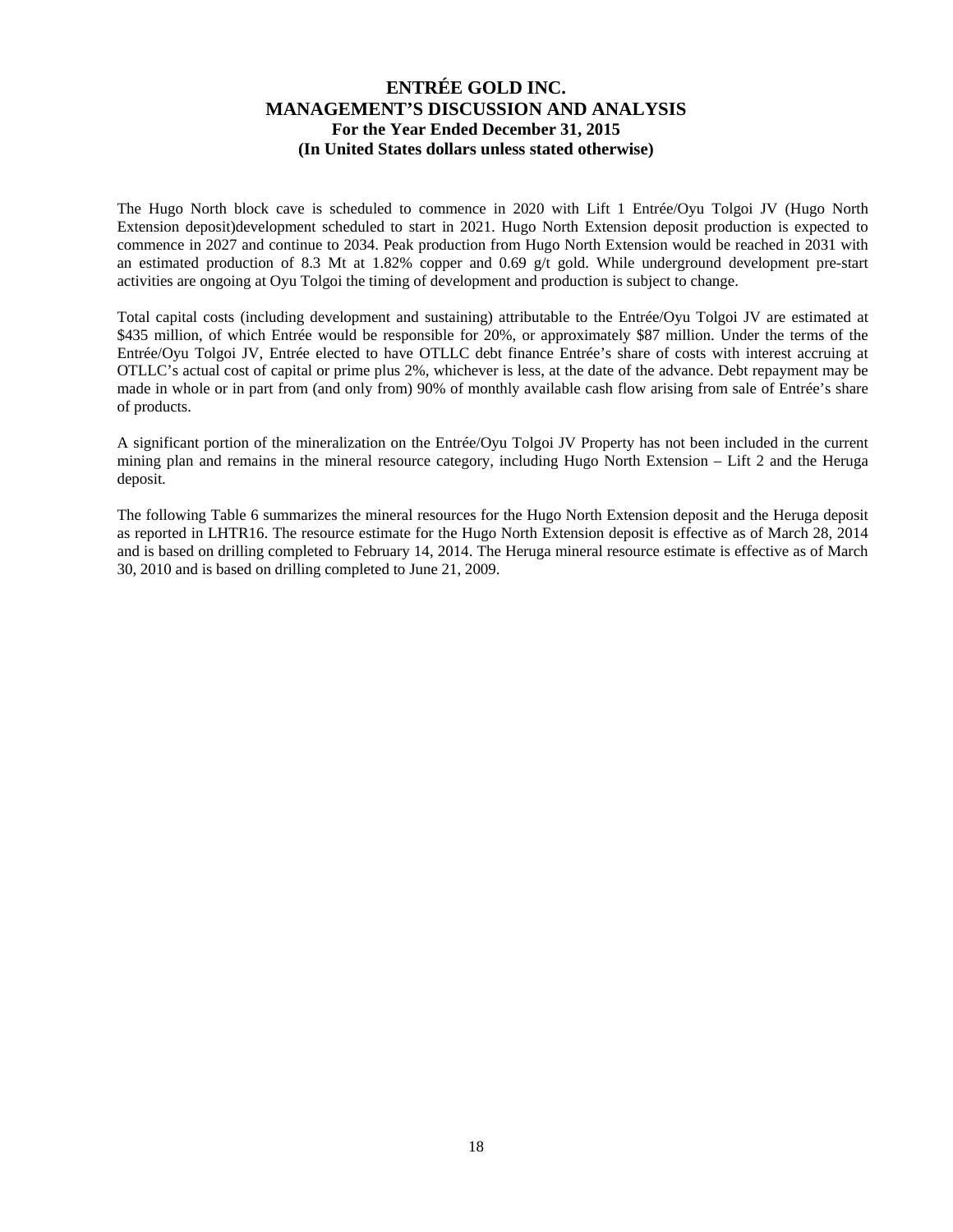The Hugo North block cave is scheduled to commence in 2020 with Lift 1 Entrée/Oyu Tolgoi JV (Hugo North Extension deposit)development scheduled to start in 2021. Hugo North Extension deposit production is expected to commence in 2027 and continue to 2034. Peak production from Hugo North Extension would be reached in 2031 with an estimated production of 8.3 Mt at 1.82% copper and 0.69 g/t gold. While underground development pre-start activities are ongoing at Oyu Tolgoi the timing of development and production is subject to change.

Total capital costs (including development and sustaining) attributable to the Entrée/Oyu Tolgoi JV are estimated at $435 million, of which Entrée would be responsible for 20%, or approximately $87 million. Under the terms of the Entrée/Oyu Tolgoi JV, Entrée elected to have OTLLC debt finance Entrée's share of costs with interest accruing at OTLLC's actual cost of capital or prime plus 2%, whichever is less, at the date of the advance. Debt repayment may be made in whole or in part from (and only from) 90% of monthly available cash flow arising from sale of Entrée's share of products.

A significant portion of the mineralization on the Entrée/Oyu Tolgoi JV Property has not been included in the current mining plan and remains in the mineral resource category, including Hugo North Extension – Lift 2 and the Heruga deposit.

The following Table 6 summarizes the mineral resources for the Hugo North Extension deposit and the Heruga deposit as reported in LHTR16. The resource estimate for the Hugo North Extension deposit is effective as of March 28, 2014 and is based on drilling completed to February 14, 2014. The Heruga mineral resource estimate is effective as of March 30, 2010 and is based on drilling completed to June 21, 2009.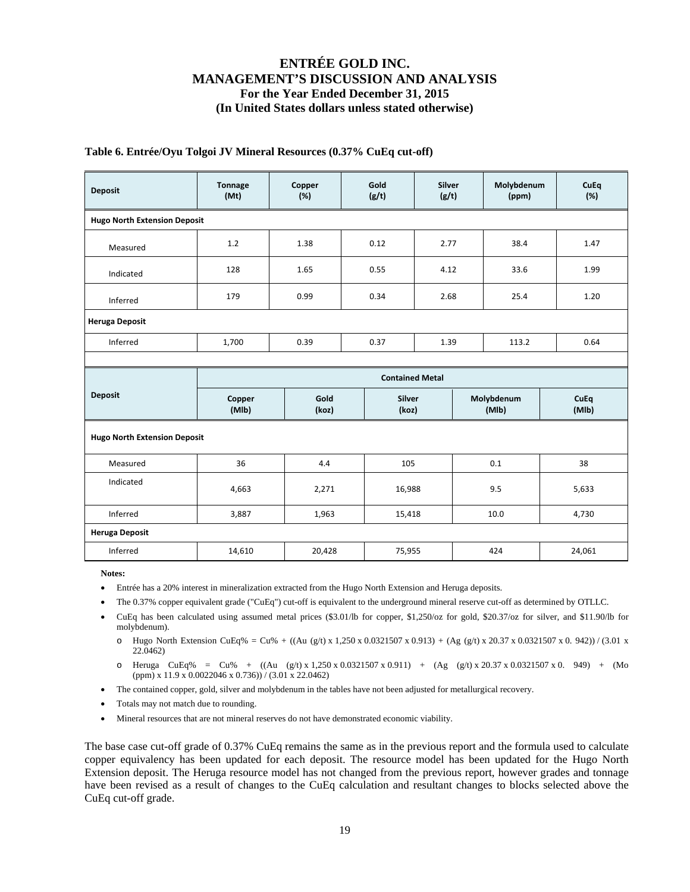**Table 6. Entrée/Oyu Tolgoi JV Mineral Resources (0.37% CuEq cut-off)**

| Deposit | Tonnage (Mt) | Copper (%) | Gold (g/t) | Silver (g/t) | Molybdenum (ppm) | CuEq (%) |
|---|---|---|---|---|---|---|
| **Hugo North Extension Deposit** | | | | | | |
| Measured | 1.2 | 1.38 | 0.12 | 2.77 | 38.4 | 1.47 |
| Indicated | 128 | 1.65 | 0.55 | 4.12 | 33.6 | 1.99 |
| Inferred | 179 | 0.99 | 0.34 | 2.68 | 25.4 | 1.20 |
| **Heruga Deposit** | | | | | | |
| Inferred | 1,700 | 0.39 | 0.37 | 1.39 | 113.2 | 0.64 |

| Deposit | Contained Metal | | | | |
|---|---|---|---|---|---|
| | Copper (Mlb) | Gold (koz) | Silver (koz) | Molybdenum (Mlb) | CuEq (Mlb) |
| **Hugo North Extension Deposit** | | | | | |
| Measured | 36 | 4.4 | 105 | 0.1 | 38 |
| Indicated | 4,663 | 2,271 | 16,988 | 9.5 | 5,633 |
| Inferred | 3,887 | 1,963 | 15,418 | 10.0 | 4,730 |
| **Heruga Deposit** | | | | | |
| Inferred | 14,610 | 20,428 | 75,955 | 424 | 24,061 |

**Notes:**

- Entrée has a 20% interest in mineralization extracted from the Hugo North Extension and Heruga deposits.
- The 0.37% copper equivalent grade ("CuEq") cut-off is equivalent to the underground mineral reserve cut-off as determined by OTLLC.
- CuEq has been calculated using assumed metal prices ($3.01/lb for copper, $1,250/oz for gold, $20.37/oz for silver, and $11.90/lb for molybdenum).
  - Hugo North Extension CuEq% = Cu% + ((Au (g/t) x 1,250 x 0.0321507 x 0.913) + (Ag (g/t) x 20.37 x 0.0321507 x 0. 942)) / (3.01 x 22.0462)
  - Heruga CuEq% = Cu% + ((Au (g/t) x 1,250 x 0.0321507 x 0.911) + (Ag (g/t) x 20.37 x 0.0321507 x 0. 949) + (Mo (ppm) x 11.9 x 0.0022046 x 0.736)) / (3.01 x 22.0462)
- The contained copper, gold, silver and molybdenum in the tables have not been adjusted for metallurgical recovery.
- Totals may not match due to rounding.
- Mineral resources that are not mineral reserves do not have demonstrated economic viability.

The base case cut-off grade of 0.37% CuEq remains the same as in the previous report and the formula used to calculate copper equivalency has been updated for each deposit. The resource model has been updated for the Hugo North Extension deposit. The Heruga resource model has not changed from the previous report, however grades and tonnage have been revised as a result of changes to the CuEq calculation and resultant changes to blocks selected above the CuEq cut-off grade.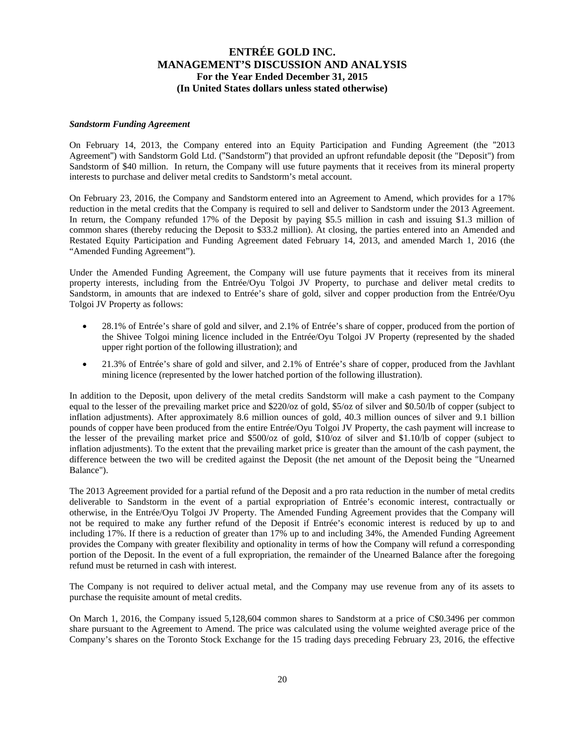***Sandstorm Funding Agreement***

On February 14, 2013, the Company entered into an Equity Participation and Funding Agreement (the "2013 Agreement") with Sandstorm Gold Ltd. ("Sandstorm") that provided an upfront refundable deposit (the "Deposit") from Sandstorm of $40 million. In return, the Company will use future payments that it receives from its mineral property interests to purchase and deliver metal credits to Sandstorm's metal account.

On February 23, 2016, the Company and Sandstorm entered into an Agreement to Amend, which provides for a 17% reduction in the metal credits that the Company is required to sell and deliver to Sandstorm under the 2013 Agreement. In return, the Company refunded 17% of the Deposit by paying $5.5 million in cash and issuing $1.3 million of common shares (thereby reducing the Deposit to $33.2 million). At closing, the parties entered into an Amended and Restated Equity Participation and Funding Agreement dated February 14, 2013, and amended March 1, 2016 (the "Amended Funding Agreement").

Under the Amended Funding Agreement, the Company will use future payments that it receives from its mineral property interests, including from the Entrée/Oyu Tolgoi JV Property, to purchase and deliver metal credits to Sandstorm, in amounts that are indexed to Entrée's share of gold, silver and copper production from the Entrée/Oyu Tolgoi JV Property as follows:

- 28.1% of Entrée's share of gold and silver, and 2.1% of Entrée's share of copper, produced from the portion of the Shivee Tolgoi mining licence included in the Entrée/Oyu Tolgoi JV Property (represented by the shaded upper right portion of the following illustration); and
- 21.3% of Entrée's share of gold and silver, and 2.1% of Entrée's share of copper, produced from the Javhlant mining licence (represented by the lower hatched portion of the following illustration).

In addition to the Deposit, upon delivery of the metal credits Sandstorm will make a cash payment to the Company equal to the lesser of the prevailing market price and $220/oz of gold, $5/oz of silver and $0.50/lb of copper (subject to inflation adjustments). After approximately 8.6 million ounces of gold, 40.3 million ounces of silver and 9.1 billion pounds of copper have been produced from the entire Entrée/Oyu Tolgoi JV Property, the cash payment will increase to the lesser of the prevailing market price and $500/oz of gold, $10/oz of silver and $1.10/lb of copper (subject to inflation adjustments). To the extent that the prevailing market price is greater than the amount of the cash payment, the difference between the two will be credited against the Deposit (the net amount of the Deposit being the "Unearned Balance").

The 2013 Agreement provided for a partial refund of the Deposit and a pro rata reduction in the number of metal credits deliverable to Sandstorm in the event of a partial expropriation of Entrée's economic interest, contractually or otherwise, in the Entrée/Oyu Tolgoi JV Property. The Amended Funding Agreement provides that the Company will not be required to make any further refund of the Deposit if Entrée's economic interest is reduced by up to and including 17%. If there is a reduction of greater than 17% up to and including 34%, the Amended Funding Agreement provides the Company with greater flexibility and optionality in terms of how the Company will refund a corresponding portion of the Deposit. In the event of a full expropriation, the remainder of the Unearned Balance after the foregoing refund must be returned in cash with interest.

The Company is not required to deliver actual metal, and the Company may use revenue from any of its assets to purchase the requisite amount of metal credits.

On March 1, 2016, the Company issued 5,128,604 common shares to Sandstorm at a price of C$0.3496 per common share pursuant to the Agreement to Amend. The price was calculated using the volume weighted average price of the Company's shares on the Toronto Stock Exchange for the 15 trading days preceding February 23, 2016, the effective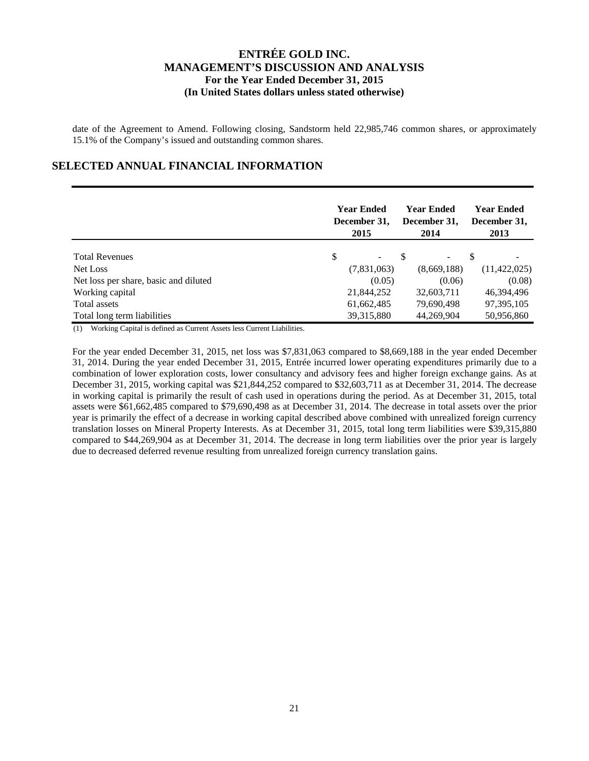date of the Agreement to Amend. Following closing, Sandstorm held 22,985,746 common shares, or approximately 15.1% of the Company's issued and outstanding common shares.

## SELECTED ANNUAL FINANCIAL INFORMATION

| | Year Ended December 31, 2015 | Year Ended December 31, 2014 | Year Ended December 31, 2013 |
|---|---|---|---|
| Total Revenues | $ - | $ - | $ - |
| Net Loss | (7,831,063) | (8,669,188) | (11,422,025) |
| Net loss per share, basic and diluted | (0.05) | (0.06) | (0.08) |
| Working capital | 21,844,252 | 32,603,711 | 46,394,496 |
| Total assets | 61,662,485 | 79,690,498 | 97,395,105 |
| Total long term liabilities | 39,315,880 | 44,269,904 | 50,956,860 |

(1) Working Capital is defined as Current Assets less Current Liabilities.

For the year ended December 31, 2015, net loss was $7,831,063 compared to $8,669,188 in the year ended December 31, 2014. During the year ended December 31, 2015, Entrée incurred lower operating expenditures primarily due to a combination of lower exploration costs, lower consultancy and advisory fees and higher foreign exchange gains. As at December 31, 2015, working capital was $21,844,252 compared to $32,603,711 as at December 31, 2014. The decrease in working capital is primarily the result of cash used in operations during the period. As at December 31, 2015, total assets were $61,662,485 compared to $79,690,498 as at December 31, 2014. The decrease in total assets over the prior year is primarily the effect of a decrease in working capital described above combined with unrealized foreign currency translation losses on Mineral Property Interests. As at December 31, 2015, total long term liabilities were $39,315,880 compared to $44,269,904 as at December 31, 2014. The decrease in long term liabilities over the prior year is largely due to decreased deferred revenue resulting from unrealized foreign currency translation gains.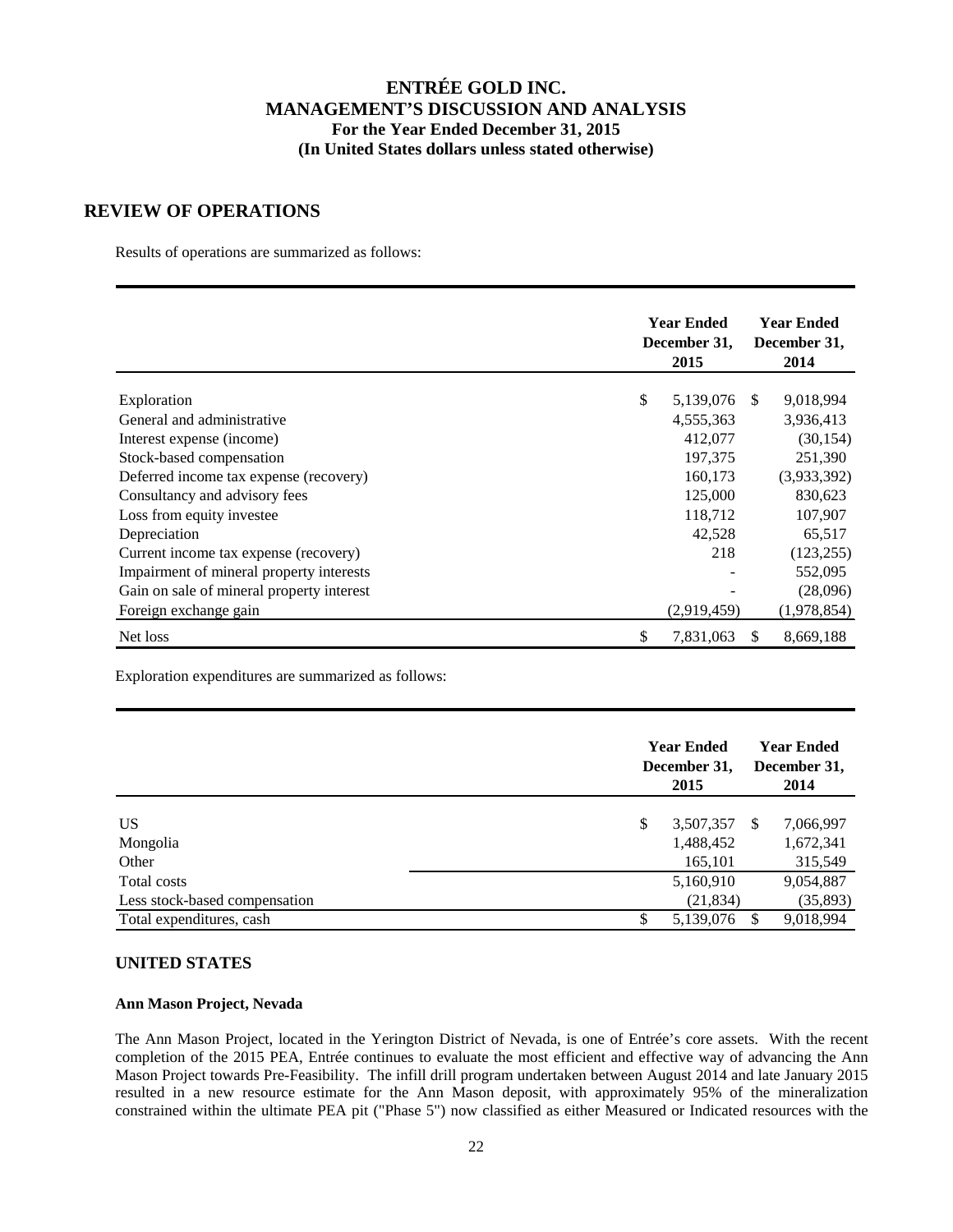# ENTRÉE GOLD INC.
## MANAGEMENT'S DISCUSSION AND ANALYSIS
### For the Year Ended December 31, 2015
### (In United States dollars unless stated otherwise)

## REVIEW OF OPERATIONS

Results of operations are summarized as follows:

| | Year Ended December 31, 2015 | Year Ended December 31, 2014 |
|---|---|---|
| Exploration | $ 5,139,076 | $ 9,018,994 |
| General and administrative | 4,555,363 | 3,936,413 |
| Interest expense (income) | 412,077 | (30,154) |
| Stock-based compensation | 197,375 | 251,390 |
| Deferred income tax expense (recovery) | 160,173 | (3,933,392) |
| Consultancy and advisory fees | 125,000 | 830,623 |
| Loss from equity investee | 118,712 | 107,907 |
| Depreciation | 42,528 | 65,517 |
| Current income tax expense (recovery) | 218 | (123,255) |
| Impairment of mineral property interests | - | 552,095 |
| Gain on sale of mineral property interest | - | (28,096) |
| Foreign exchange gain | (2,919,459) | (1,978,854) |
| Net loss | $ 7,831,063 | $ 8,669,188 |

Exploration expenditures are summarized as follows:

| | Year Ended December 31, 2015 | Year Ended December 31, 2014 |
|---|---|---|
| US | $ 3,507,357 | $ 7,066,997 |
| Mongolia | 1,488,452 | 1,672,341 |
| Other | 165,101 | 315,549 |
| Total costs | 5,160,910 | 9,054,887 |
| Less stock-based compensation | (21,834) | (35,893) |
| Total expenditures, cash | $ 5,139,076 | $ 9,018,994 |

### UNITED STATES

#### Ann Mason Project, Nevada

The Ann Mason Project, located in the Yerington District of Nevada, is one of Entrée's core assets. With the recent completion of the 2015 PEA, Entrée continues to evaluate the most efficient and effective way of advancing the Ann Mason Project towards Pre-Feasibility. The infill drill program undertaken between August 2014 and late January 2015 resulted in a new resource estimate for the Ann Mason deposit, with approximately 95% of the mineralization constrained within the ultimate PEA pit ("Phase 5") now classified as either Measured or Indicated resources with the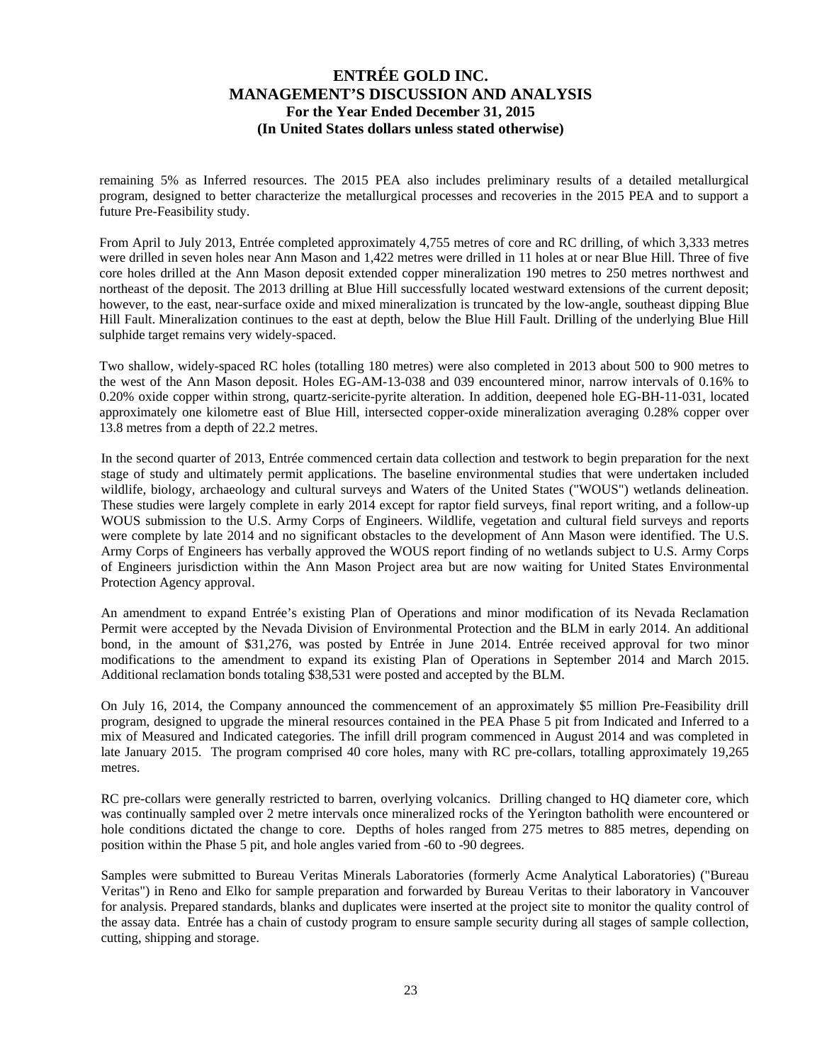remaining 5% as Inferred resources. The 2015 PEA also includes preliminary results of a detailed metallurgical program, designed to better characterize the metallurgical processes and recoveries in the 2015 PEA and to support a future Pre-Feasibility study.

From April to July 2013, Entrée completed approximately 4,755 metres of core and RC drilling, of which 3,333 metres were drilled in seven holes near Ann Mason and 1,422 metres were drilled in 11 holes at or near Blue Hill. Three of five core holes drilled at the Ann Mason deposit extended copper mineralization 190 metres to 250 metres northwest and northeast of the deposit. The 2013 drilling at Blue Hill successfully located westward extensions of the current deposit; however, to the east, near-surface oxide and mixed mineralization is truncated by the low-angle, southeast dipping Blue Hill Fault. Mineralization continues to the east at depth, below the Blue Hill Fault. Drilling of the underlying Blue Hill sulphide target remains very widely-spaced.

Two shallow, widely-spaced RC holes (totalling 180 metres) were also completed in 2013 about 500 to 900 metres to the west of the Ann Mason deposit. Holes EG-AM-13-038 and 039 encountered minor, narrow intervals of 0.16% to 0.20% oxide copper within strong, quartz-sericite-pyrite alteration. In addition, deepened hole EG-BH-11-031, located approximately one kilometre east of Blue Hill, intersected copper-oxide mineralization averaging 0.28% copper over 13.8 metres from a depth of 22.2 metres.

In the second quarter of 2013, Entrée commenced certain data collection and testwork to begin preparation for the next stage of study and ultimately permit applications. The baseline environmental studies that were undertaken included wildlife, biology, archaeology and cultural surveys and Waters of the United States ("WOUS") wetlands delineation. These studies were largely complete in early 2014 except for raptor field surveys, final report writing, and a follow-up WOUS submission to the U.S. Army Corps of Engineers. Wildlife, vegetation and cultural field surveys and reports were complete by late 2014 and no significant obstacles to the development of Ann Mason were identified. The U.S. Army Corps of Engineers has verbally approved the WOUS report finding of no wetlands subject to U.S. Army Corps of Engineers jurisdiction within the Ann Mason Project area but are now waiting for United States Environmental Protection Agency approval.

An amendment to expand Entrée's existing Plan of Operations and minor modification of its Nevada Reclamation Permit were accepted by the Nevada Division of Environmental Protection and the BLM in early 2014. An additional bond, in the amount of $31,276, was posted by Entrée in June 2014. Entrée received approval for two minor modifications to the amendment to expand its existing Plan of Operations in September 2014 and March 2015. Additional reclamation bonds totaling $38,531 were posted and accepted by the BLM.

On July 16, 2014, the Company announced the commencement of an approximately $5 million Pre-Feasibility drill program, designed to upgrade the mineral resources contained in the PEA Phase 5 pit from Indicated and Inferred to a mix of Measured and Indicated categories. The infill drill program commenced in August 2014 and was completed in late January 2015. The program comprised 40 core holes, many with RC pre-collars, totalling approximately 19,265 metres.

RC pre-collars were generally restricted to barren, overlying volcanics. Drilling changed to HQ diameter core, which was continually sampled over 2 metre intervals once mineralized rocks of the Yerington batholith were encountered or hole conditions dictated the change to core. Depths of holes ranged from 275 metres to 885 metres, depending on position within the Phase 5 pit, and hole angles varied from -60 to -90 degrees.

Samples were submitted to Bureau Veritas Minerals Laboratories (formerly Acme Analytical Laboratories) ("Bureau Veritas") in Reno and Elko for sample preparation and forwarded by Bureau Veritas to their laboratory in Vancouver for analysis. Prepared standards, blanks and duplicates were inserted at the project site to monitor the quality control of the assay data. Entrée has a chain of custody program to ensure sample security during all stages of sample collection, cutting, shipping and storage.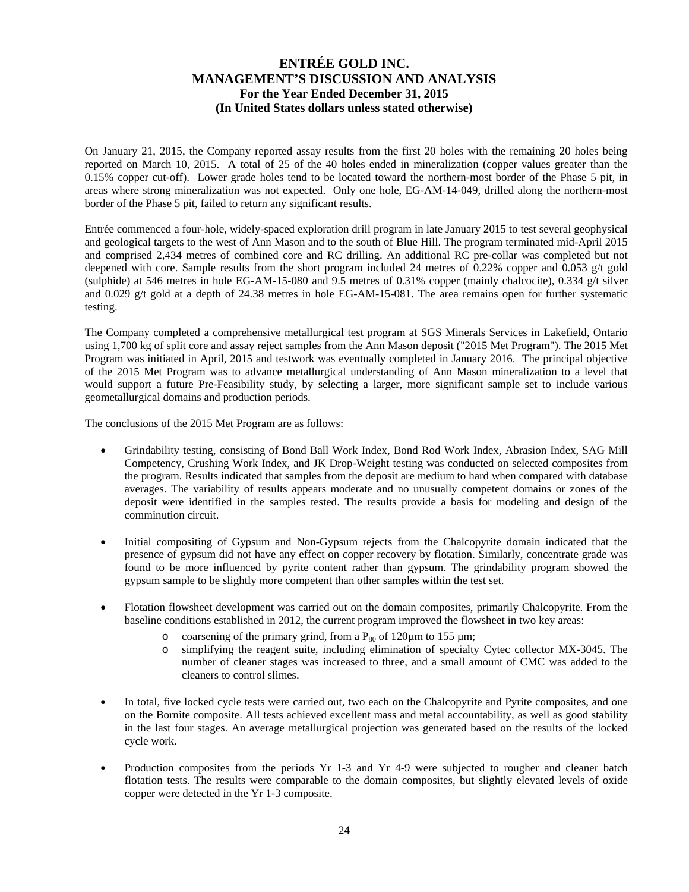On January 21, 2015, the Company reported assay results from the first 20 holes with the remaining 20 holes being reported on March 10, 2015. A total of 25 of the 40 holes ended in mineralization (copper values greater than the 0.15% copper cut-off). Lower grade holes tend to be located toward the northern-most border of the Phase 5 pit, in areas where strong mineralization was not expected. Only one hole, EG-AM-14-049, drilled along the northern-most border of the Phase 5 pit, failed to return any significant results.

Entrée commenced a four-hole, widely-spaced exploration drill program in late January 2015 to test several geophysical and geological targets to the west of Ann Mason and to the south of Blue Hill. The program terminated mid-April 2015 and comprised 2,434 metres of combined core and RC drilling. An additional RC pre-collar was completed but not deepened with core. Sample results from the short program included 24 metres of 0.22% copper and 0.053 g/t gold (sulphide) at 546 metres in hole EG-AM-15-080 and 9.5 metres of 0.31% copper (mainly chalcocite), 0.334 g/t silver and 0.029 g/t gold at a depth of 24.38 metres in hole EG-AM-15-081. The area remains open for further systematic testing.

The Company completed a comprehensive metallurgical test program at SGS Minerals Services in Lakefield, Ontario using 1,700 kg of split core and assay reject samples from the Ann Mason deposit ("2015 Met Program"). The 2015 Met Program was initiated in April, 2015 and testwork was eventually completed in January 2016. The principal objective of the 2015 Met Program was to advance metallurgical understanding of Ann Mason mineralization to a level that would support a future Pre-Feasibility study, by selecting a larger, more significant sample set to include various geometallurgical domains and production periods.

The conclusions of the 2015 Met Program are as follows:

- Grindability testing, consisting of Bond Ball Work Index, Bond Rod Work Index, Abrasion Index, SAG Mill Competency, Crushing Work Index, and JK Drop-Weight testing was conducted on selected composites from the program. Results indicated that samples from the deposit are medium to hard when compared with database averages. The variability of results appears moderate and no unusually competent domains or zones of the deposit were identified in the samples tested. The results provide a basis for modeling and design of the comminution circuit.

- Initial compositing of Gypsum and Non-Gypsum rejects from the Chalcopyrite domain indicated that the presence of gypsum did not have any effect on copper recovery by flotation. Similarly, concentrate grade was found to be more influenced by pyrite content rather than gypsum. The grindability program showed the gypsum sample to be slightly more competent than other samples within the test set.

- Flotation flowsheet development was carried out on the domain composites, primarily Chalcopyrite. From the baseline conditions established in 2012, the current program improved the flowsheet in two key areas:
  - coarsening of the primary grind, from a $P_{80}$ of 120µm to 155 µm;
  - simplifying the reagent suite, including elimination of specialty Cytec collector MX-3045. The number of cleaner stages was increased to three, and a small amount of CMC was added to the cleaners to control slimes.

- In total, five locked cycle tests were carried out, two each on the Chalcopyrite and Pyrite composites, and one on the Bornite composite. All tests achieved excellent mass and metal accountability, as well as good stability in the last four stages. An average metallurgical projection was generated based on the results of the locked cycle work.

- Production composites from the periods Yr 1-3 and Yr 4-9 were subjected to rougher and cleaner batch flotation tests. The results were comparable to the domain composites, but slightly elevated levels of oxide copper were detected in the Yr 1-3 composite.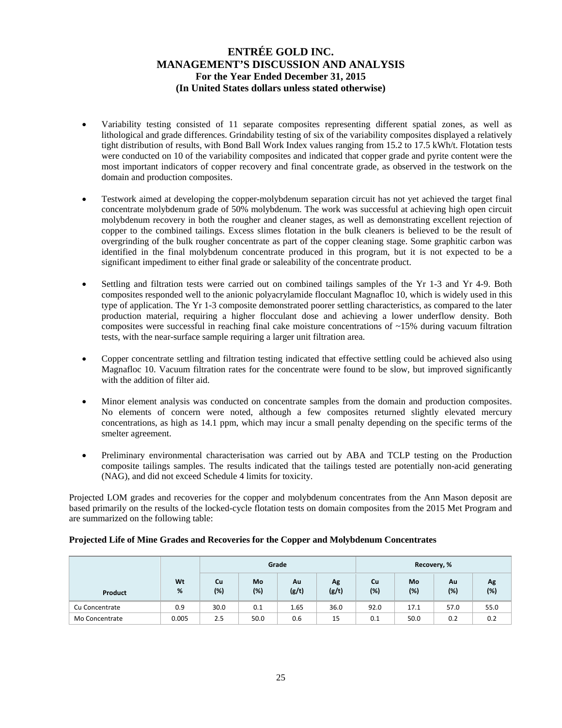- Variability testing consisted of 11 separate composites representing different spatial zones, as well as lithological and grade differences. Grindability testing of six of the variability composites displayed a relatively tight distribution of results, with Bond Ball Work Index values ranging from 15.2 to 17.5 kWh/t. Flotation tests were conducted on 10 of the variability composites and indicated that copper grade and pyrite content were the most important indicators of copper recovery and final concentrate grade, as observed in the testwork on the domain and production composites.

- Testwork aimed at developing the copper-molybdenum separation circuit has not yet achieved the target final concentrate molybdenum grade of 50% molybdenum. The work was successful at achieving high open circuit molybdenum recovery in both the rougher and cleaner stages, as well as demonstrating excellent rejection of copper to the combined tailings. Excess slimes flotation in the bulk cleaners is believed to be the result of overgrinding of the bulk rougher concentrate as part of the copper cleaning stage. Some graphitic carbon was identified in the final molybdenum concentrate produced in this program, but it is not expected to be a significant impediment to either final grade or saleability of the concentrate product.

- Settling and filtration tests were carried out on combined tailings samples of the Yr 1-3 and Yr 4-9. Both composites responded well to the anionic polyacrylamide flocculant Magnafloc 10, which is widely used in this type of application. The Yr 1-3 composite demonstrated poorer settling characteristics, as compared to the later production material, requiring a higher flocculant dose and achieving a lower underflow density. Both composites were successful in reaching final cake moisture concentrations of ~15% during vacuum filtration tests, with the near-surface sample requiring a larger unit filtration area.

- Copper concentrate settling and filtration testing indicated that effective settling could be achieved also using Magnafloc 10. Vacuum filtration rates for the concentrate were found to be slow, but improved significantly with the addition of filter aid.

- Minor element analysis was conducted on concentrate samples from the domain and production composites. No elements of concern were noted, although a few composites returned slightly elevated mercury concentrations, as high as 14.1 ppm, which may incur a small penalty depending on the specific terms of the smelter agreement.

- Preliminary environmental characterisation was carried out by ABA and TCLP testing on the Production composite tailings samples. The results indicated that the tailings tested are potentially non-acid generating (NAG), and did not exceed Schedule 4 limits for toxicity.

Projected LOM grades and recoveries for the copper and molybdenum concentrates from the Ann Mason deposit are based primarily on the results of the locked-cycle flotation tests on domain composites from the 2015 Met Program and are summarized on the following table:

**Projected Life of Mine Grades and Recoveries for the Copper and Molybdenum Concentrates**

| | | Grade | | | | Recovery, % | | | |
|---|---|---|---|---|---|---|---|---|---|
| Product | Wt % | Cu (%) | Mo (%) | Au (g/t) | Ag (g/t) | Cu (%) | Mo (%) | Au (%) | Ag (%) |
| Cu Concentrate | 0.9 | 30.0 | 0.1 | 1.65 | 36.0 | 92.0 | 17.1 | 57.0 | 55.0 |
| Mo Concentrate | 0.005 | 2.5 | 50.0 | 0.6 | 15 | 0.1 | 50.0 | 0.2 | 0.2 |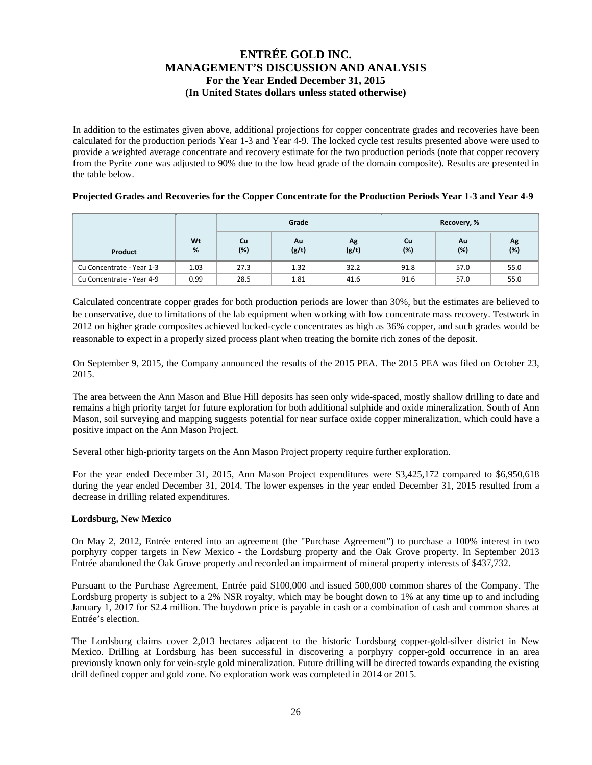In addition to the estimates given above, additional projections for copper concentrate grades and recoveries have been calculated for the production periods Year 1-3 and Year 4-9. The locked cycle test results presented above were used to provide a weighted average concentrate and recovery estimate for the two production periods (note that copper recovery from the Pyrite zone was adjusted to 90% due to the low head grade of the domain composite). Results are presented in the table below.

**Projected Grades and Recoveries for the Copper Concentrate for the Production Periods Year 1-3 and Year 4-9**

| | | Grade | | | Recovery, % | | |
|---|---|---|---|---|---|---|---|
| Product | Wt % | Cu (%) | Au (g/t) | Ag (g/t) | Cu (%) | Au (%) | Ag (%) |
| Cu Concentrate - Year 1-3 | 1.03 | 27.3 | 1.32 | 32.2 | 91.8 | 57.0 | 55.0 |
| Cu Concentrate - Year 4-9 | 0.99 | 28.5 | 1.81 | 41.6 | 91.6 | 57.0 | 55.0 |

Calculated concentrate copper grades for both production periods are lower than 30%, but the estimates are believed to be conservative, due to limitations of the lab equipment when working with low concentrate mass recovery. Testwork in 2012 on higher grade composites achieved locked-cycle concentrates as high as 36% copper, and such grades would be reasonable to expect in a properly sized process plant when treating the bornite rich zones of the deposit.

On September 9, 2015, the Company announced the results of the 2015 PEA. The 2015 PEA was filed on October 23, 2015.

The area between the Ann Mason and Blue Hill deposits has seen only wide-spaced, mostly shallow drilling to date and remains a high priority target for future exploration for both additional sulphide and oxide mineralization. South of Ann Mason, soil surveying and mapping suggests potential for near surface oxide copper mineralization, which could have a positive impact on the Ann Mason Project.

Several other high-priority targets on the Ann Mason Project property require further exploration.

For the year ended December 31, 2015, Ann Mason Project expenditures were $3,425,172 compared to $6,950,618 during the year ended December 31, 2014. The lower expenses in the year ended December 31, 2015 resulted from a decrease in drilling related expenditures.

**Lordsburg, New Mexico**

On May 2, 2012, Entrée entered into an agreement (the "Purchase Agreement") to purchase a 100% interest in two porphyry copper targets in New Mexico - the Lordsburg property and the Oak Grove property. In September 2013 Entrée abandoned the Oak Grove property and recorded an impairment of mineral property interests of $437,732.

Pursuant to the Purchase Agreement, Entrée paid $100,000 and issued 500,000 common shares of the Company. The Lordsburg property is subject to a 2% NSR royalty, which may be bought down to 1% at any time up to and including January 1, 2017 for $2.4 million. The buydown price is payable in cash or a combination of cash and common shares at Entrée's election.

The Lordsburg claims cover 2,013 hectares adjacent to the historic Lordsburg copper-gold-silver district in New Mexico. Drilling at Lordsburg has been successful in discovering a porphyry copper-gold occurrence in an area previously known only for vein-style gold mineralization. Future drilling will be directed towards expanding the existing drill defined copper and gold zone. No exploration work was completed in 2014 or 2015.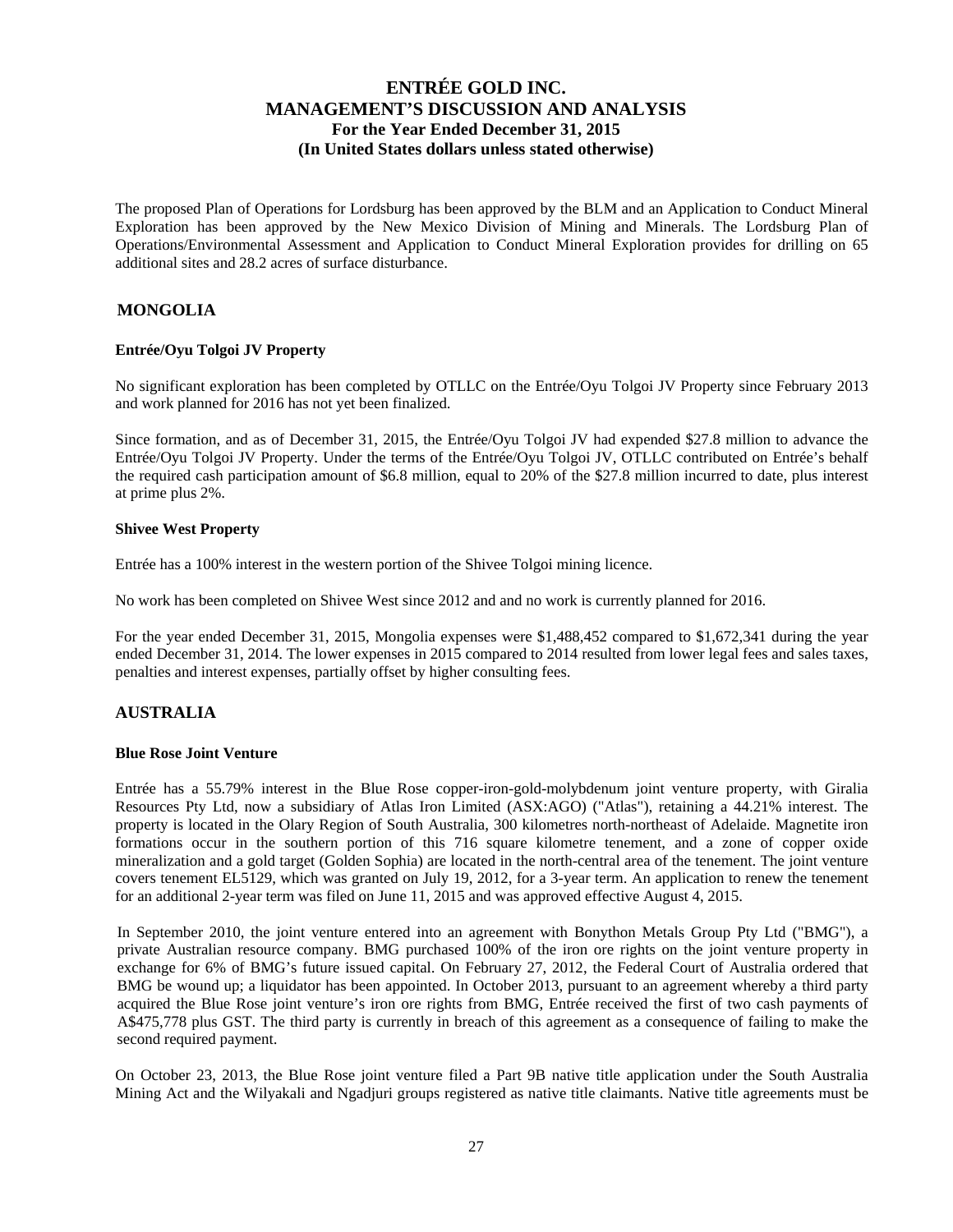The proposed Plan of Operations for Lordsburg has been approved by the BLM and an Application to Conduct Mineral Exploration has been approved by the New Mexico Division of Mining and Minerals. The Lordsburg Plan of Operations/Environmental Assessment and Application to Conduct Mineral Exploration provides for drilling on 65 additional sites and 28.2 acres of surface disturbance.

## MONGOLIA

### Entrée/Oyu Tolgoi JV Property

No significant exploration has been completed by OTLLC on the Entrée/Oyu Tolgoi JV Property since February 2013 and work planned for 2016 has not yet been finalized.

Since formation, and as of December 31, 2015, the Entrée/Oyu Tolgoi JV had expended $27.8 million to advance the Entrée/Oyu Tolgoi JV Property. Under the terms of the Entrée/Oyu Tolgoi JV, OTLLC contributed on Entrée's behalf the required cash participation amount of $6.8 million, equal to 20% of the $27.8 million incurred to date, plus interest at prime plus 2%.

### Shivee West Property

Entrée has a 100% interest in the western portion of the Shivee Tolgoi mining licence.

No work has been completed on Shivee West since 2012 and and no work is currently planned for 2016.

For the year ended December 31, 2015, Mongolia expenses were $1,488,452 compared to $1,672,341 during the year ended December 31, 2014. The lower expenses in 2015 compared to 2014 resulted from lower legal fees and sales taxes, penalties and interest expenses, partially offset by higher consulting fees.

## AUSTRALIA

### Blue Rose Joint Venture

Entrée has a 55.79% interest in the Blue Rose copper-iron-gold-molybdenum joint venture property, with Giralia Resources Pty Ltd, now a subsidiary of Atlas Iron Limited (ASX:AGO) ("Atlas"), retaining a 44.21% interest. The property is located in the Olary Region of South Australia, 300 kilometres north-northeast of Adelaide. Magnetite iron formations occur in the southern portion of this 716 square kilometre tenement, and a zone of copper oxide mineralization and a gold target (Golden Sophia) are located in the north-central area of the tenement. The joint venture covers tenement EL5129, which was granted on July 19, 2012, for a 3-year term. An application to renew the tenement for an additional 2-year term was filed on June 11, 2015 and was approved effective August 4, 2015.

In September 2010, the joint venture entered into an agreement with Bonython Metals Group Pty Ltd ("BMG"), a private Australian resource company. BMG purchased 100% of the iron ore rights on the joint venture property in exchange for 6% of BMG's future issued capital. On February 27, 2012, the Federal Court of Australia ordered that BMG be wound up; a liquidator has been appointed. In October 2013, pursuant to an agreement whereby a third party acquired the Blue Rose joint venture's iron ore rights from BMG, Entrée received the first of two cash payments of A$475,778 plus GST. The third party is currently in breach of this agreement as a consequence of failing to make the second required payment.

On October 23, 2013, the Blue Rose joint venture filed a Part 9B native title application under the South Australia Mining Act and the Wilyakali and Ngadjuri groups registered as native title claimants. Native title agreements must be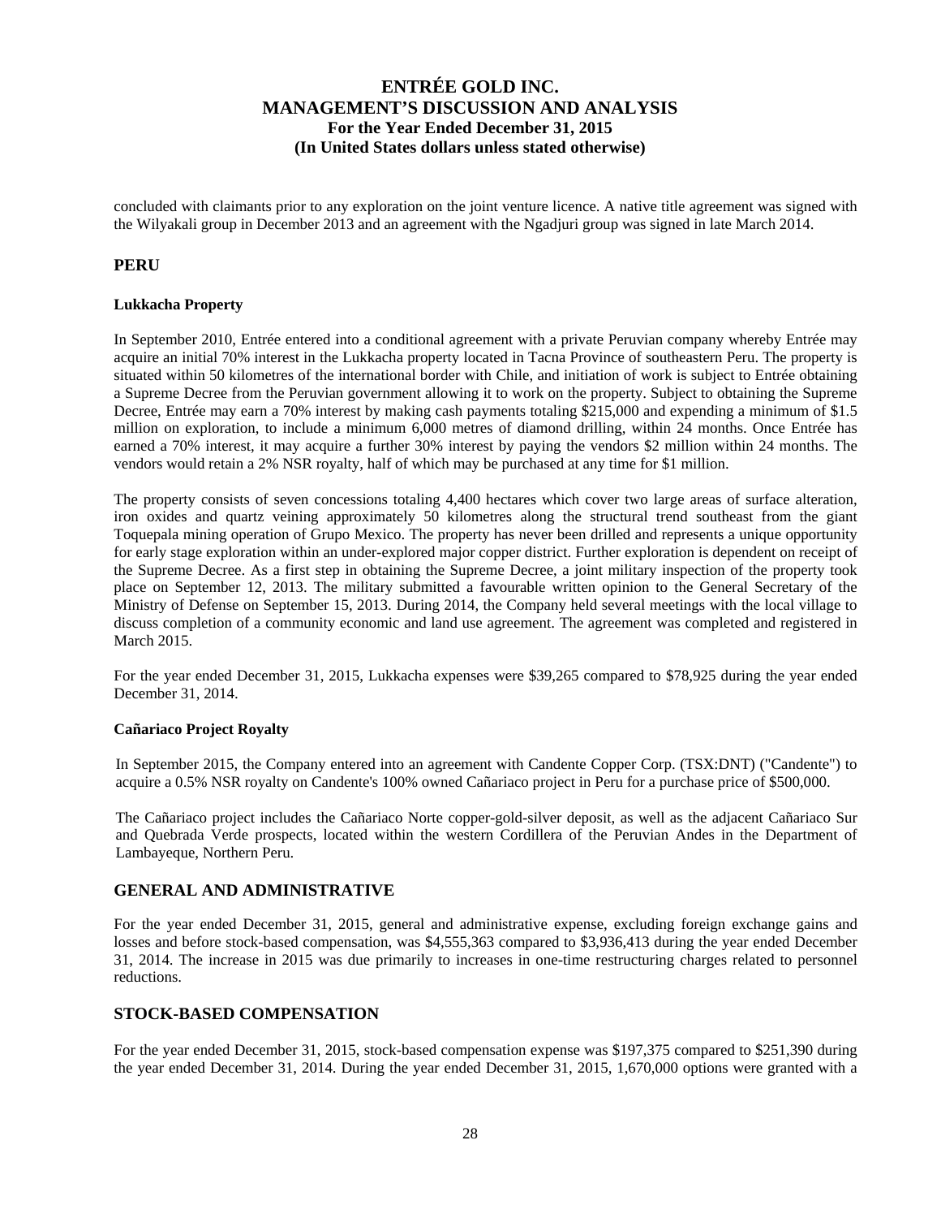concluded with claimants prior to any exploration on the joint venture licence. A native title agreement was signed with the Wilyakali group in December 2013 and an agreement with the Ngadjuri group was signed in late March 2014.

## PERU

### Lukkacha Property

In September 2010, Entrée entered into a conditional agreement with a private Peruvian company whereby Entrée may acquire an initial 70% interest in the Lukkacha property located in Tacna Province of southeastern Peru. The property is situated within 50 kilometres of the international border with Chile, and initiation of work is subject to Entrée obtaining a Supreme Decree from the Peruvian government allowing it to work on the property. Subject to obtaining the Supreme Decree, Entrée may earn a 70% interest by making cash payments totaling $215,000 and expending a minimum of $1.5 million on exploration, to include a minimum 6,000 metres of diamond drilling, within 24 months. Once Entrée has earned a 70% interest, it may acquire a further 30% interest by paying the vendors $2 million within 24 months. The vendors would retain a 2% NSR royalty, half of which may be purchased at any time for $1 million.

The property consists of seven concessions totaling 4,400 hectares which cover two large areas of surface alteration, iron oxides and quartz veining approximately 50 kilometres along the structural trend southeast from the giant Toquepala mining operation of Grupo Mexico. The property has never been drilled and represents a unique opportunity for early stage exploration within an under-explored major copper district. Further exploration is dependent on receipt of the Supreme Decree. As a first step in obtaining the Supreme Decree, a joint military inspection of the property took place on September 12, 2013. The military submitted a favourable written opinion to the General Secretary of the Ministry of Defense on September 15, 2013. During 2014, the Company held several meetings with the local village to discuss completion of a community economic and land use agreement. The agreement was completed and registered in March 2015.

For the year ended December 31, 2015, Lukkacha expenses were $39,265 compared to $78,925 during the year ended December 31, 2014.

### Cañariaco Project Royalty

In September 2015, the Company entered into an agreement with Candente Copper Corp. (TSX:DNT) ("Candente") to acquire a 0.5% NSR royalty on Candente's 100% owned Cañariaco project in Peru for a purchase price of $500,000.

The Cañariaco project includes the Cañariaco Norte copper-gold-silver deposit, as well as the adjacent Cañariaco Sur and Quebrada Verde prospects, located within the western Cordillera of the Peruvian Andes in the Department of Lambayeque, Northern Peru.

## GENERAL AND ADMINISTRATIVE

For the year ended December 31, 2015, general and administrative expense, excluding foreign exchange gains and losses and before stock-based compensation, was $4,555,363 compared to $3,936,413 during the year ended December 31, 2014. The increase in 2015 was due primarily to increases in one-time restructuring charges related to personnel reductions.

## STOCK-BASED COMPENSATION

For the year ended December 31, 2015, stock-based compensation expense was $197,375 compared to $251,390 during the year ended December 31, 2014. During the year ended December 31, 2015, 1,670,000 options were granted with a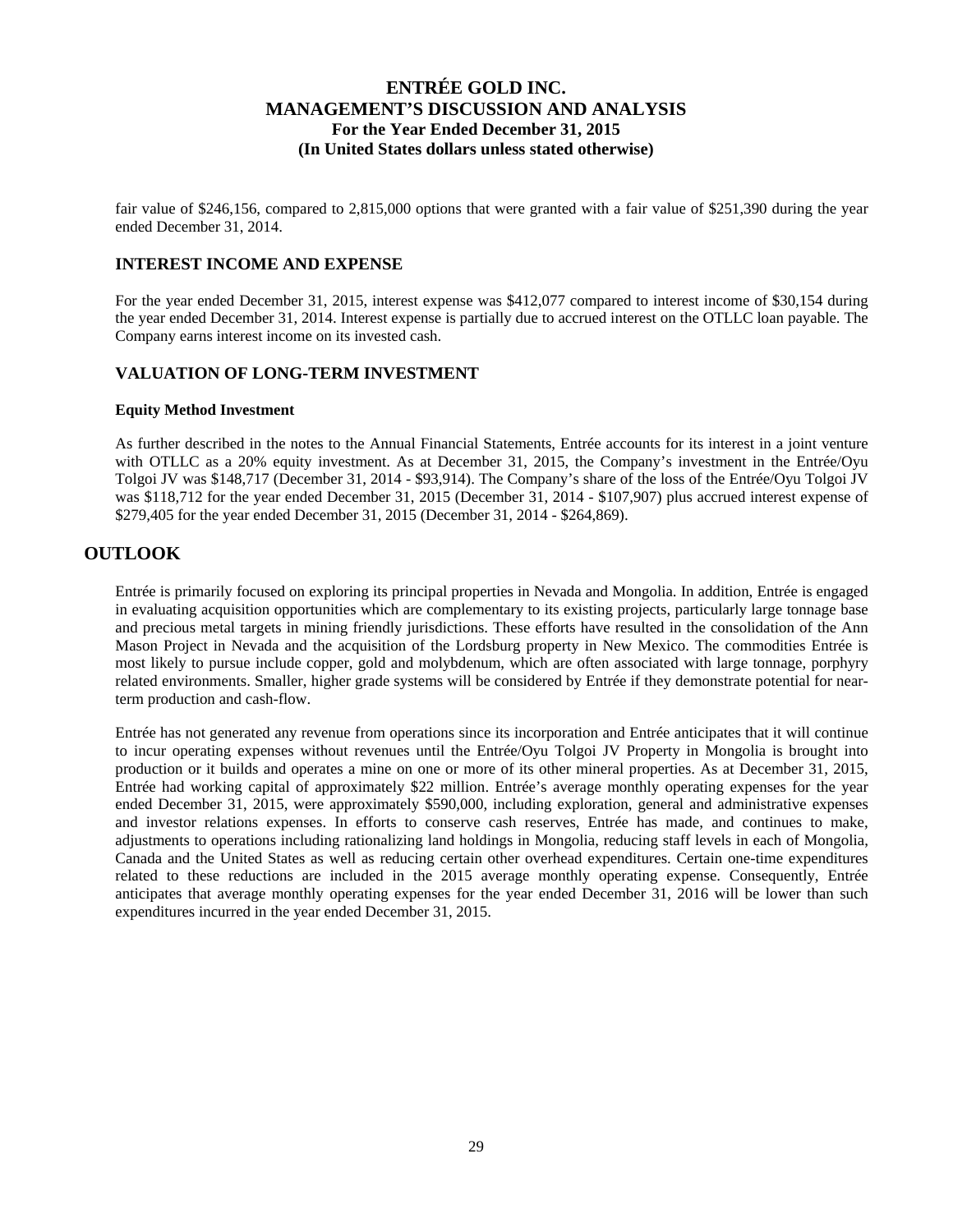fair value of $246,156, compared to 2,815,000 options that were granted with a fair value of $251,390 during the year ended December 31, 2014.

## INTEREST INCOME AND EXPENSE

For the year ended December 31, 2015, interest expense was $412,077 compared to interest income of $30,154 during the year ended December 31, 2014. Interest expense is partially due to accrued interest on the OTLLC loan payable. The Company earns interest income on its invested cash.

## VALUATION OF LONG-TERM INVESTMENT

### Equity Method Investment

As further described in the notes to the Annual Financial Statements, Entrée accounts for its interest in a joint venture with OTLLC as a 20% equity investment. As at December 31, 2015, the Company's investment in the Entrée/Oyu Tolgoi JV was $148,717 (December 31, 2014 - $93,914). The Company's share of the loss of the Entrée/Oyu Tolgoi JV was $118,712 for the year ended December 31, 2015 (December 31, 2014 - $107,907) plus accrued interest expense of $279,405 for the year ended December 31, 2015 (December 31, 2014 - $264,869).

# OUTLOOK

Entrée is primarily focused on exploring its principal properties in Nevada and Mongolia. In addition, Entrée is engaged in evaluating acquisition opportunities which are complementary to its existing projects, particularly large tonnage base and precious metal targets in mining friendly jurisdictions. These efforts have resulted in the consolidation of the Ann Mason Project in Nevada and the acquisition of the Lordsburg property in New Mexico. The commodities Entrée is most likely to pursue include copper, gold and molybdenum, which are often associated with large tonnage, porphyry related environments. Smaller, higher grade systems will be considered by Entrée if they demonstrate potential for near-term production and cash-flow.

Entrée has not generated any revenue from operations since its incorporation and Entrée anticipates that it will continue to incur operating expenses without revenues until the Entrée/Oyu Tolgoi JV Property in Mongolia is brought into production or it builds and operates a mine on one or more of its other mineral properties. As at December 31, 2015, Entrée had working capital of approximately $22 million. Entrée's average monthly operating expenses for the year ended December 31, 2015, were approximately $590,000, including exploration, general and administrative expenses and investor relations expenses. In efforts to conserve cash reserves, Entrée has made, and continues to make, adjustments to operations including rationalizing land holdings in Mongolia, reducing staff levels in each of Mongolia, Canada and the United States as well as reducing certain other overhead expenditures. Certain one-time expenditures related to these reductions are included in the 2015 average monthly operating expense. Consequently, Entrée anticipates that average monthly operating expenses for the year ended December 31, 2016 will be lower than such expenditures incurred in the year ended December 31, 2015.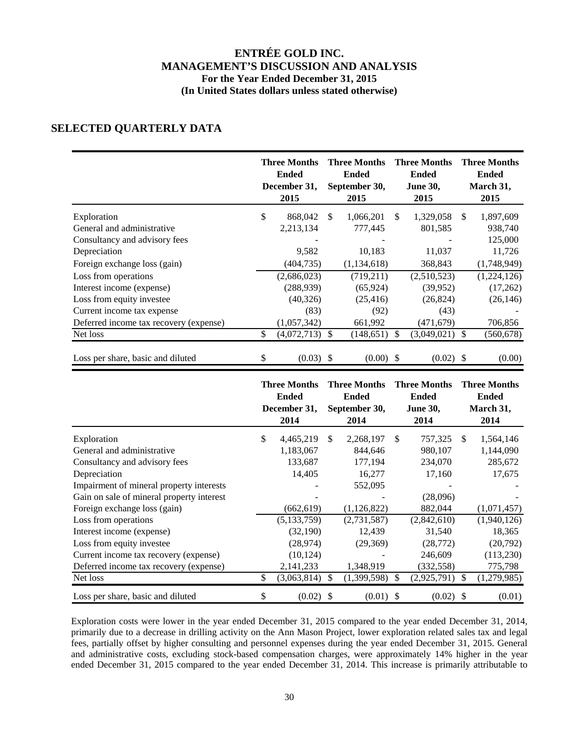## SELECTED QUARTERLY DATA

| | Three Months Ended December 31, 2015 | Three Months Ended September 30, 2015 | Three Months Ended June 30, 2015 | Three Months Ended March 31, 2015 |
|---|---|---|---|---|
| Exploration | $ 868,042 | $ 1,066,201 | $ 1,329,058 | $ 1,897,609 |
| General and administrative | 2,213,134 | 777,445 | 801,585 | 938,740 |
| Consultancy and advisory fees | - | - | - | 125,000 |
| Depreciation | 9,582 | 10,183 | 11,037 | 11,726 |
| Foreign exchange loss (gain) | (404,735) | (1,134,618) | 368,843 | (1,748,949) |
| Loss from operations | (2,686,023) | (719,211) | (2,510,523) | (1,224,126) |
| Interest income (expense) | (288,939) | (65,924) | (39,952) | (17,262) |
| Loss from equity investee | (40,326) | (25,416) | (26,824) | (26,146) |
| Current income tax expense | (83) | (92) | (43) | - |
| Deferred income tax recovery (expense) | (1,057,342) | 661,992 | (471,679) | 706,856 |
| Net loss | $ (4,072,713) | $ (148,651) | $ (3,049,021) | $ (560,678) |
| Loss per share, basic and diluted | $ (0.03) | $ (0.00) | $ (0.02) | $ (0.00) |

| | Three Months Ended December 31, 2014 | Three Months Ended September 30, 2014 | Three Months Ended June 30, 2014 | Three Months Ended March 31, 2014 |
|---|---|---|---|---|
| Exploration | $ 4,465,219 | $ 2,268,197 | $ 757,325 | $ 1,564,146 |
| General and administrative | 1,183,067 | 844,646 | 980,107 | 1,144,090 |
| Consultancy and advisory fees | 133,687 | 177,194 | 234,070 | 285,672 |
| Depreciation | 14,405 | 16,277 | 17,160 | 17,675 |
| Impairment of mineral property interests | - | 552,095 | - | - |
| Gain on sale of mineral property interest | - | - | (28,096) | - |
| Foreign exchange loss (gain) | (662,619) | (1,126,822) | 882,044 | (1,071,457) |
| Loss from operations | (5,133,759) | (2,731,587) | (2,842,610) | (1,940,126) |
| Interest income (expense) | (32,190) | 12,439 | 31,540 | 18,365 |
| Loss from equity investee | (28,974) | (29,369) | (28,772) | (20,792) |
| Current income tax recovery (expense) | (10,124) | - | 246,609 | (113,230) |
| Deferred income tax recovery (expense) | 2,141,233 | 1,348,919 | (332,558) | 775,798 |
| Net loss | $ (3,063,814) | $ (1,399,598) | $ (2,925,791) | $ (1,279,985) |
| Loss per share, basic and diluted | $ (0.02) | $ (0.01) | $ (0.02) | $ (0.01) |

Exploration costs were lower in the year ended December 31, 2015 compared to the year ended December 31, 2014, primarily due to a decrease in drilling activity on the Ann Mason Project, lower exploration related sales tax and legal fees, partially offset by higher consulting and personnel expenses during the year ended December 31, 2015. General and administrative costs, excluding stock-based compensation charges, were approximately 14% higher in the year ended December 31, 2015 compared to the year ended December 31, 2014. This increase is primarily attributable to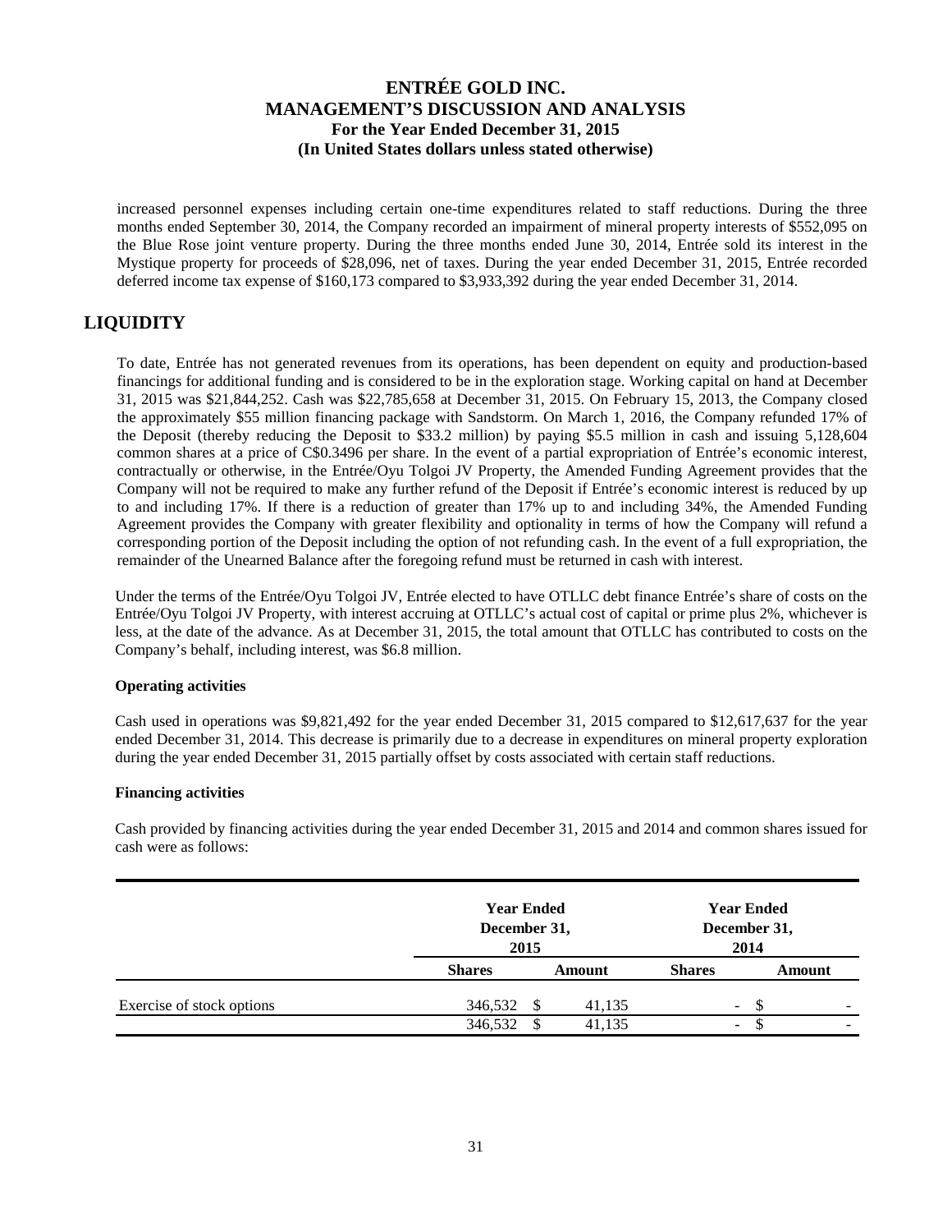increased personnel expenses including certain one-time expenditures related to staff reductions. During the three months ended September 30, 2014, the Company recorded an impairment of mineral property interests of $552,095 on the Blue Rose joint venture property. During the three months ended June 30, 2014, Entrée sold its interest in the Mystique property for proceeds of $28,096, net of taxes. During the year ended December 31, 2015, Entrée recorded deferred income tax expense of $160,173 compared to $3,933,392 during the year ended December 31, 2014.

# LIQUIDITY

To date, Entrée has not generated revenues from its operations, has been dependent on equity and production-based financings for additional funding and is considered to be in the exploration stage. Working capital on hand at December 31, 2015 was $21,844,252. Cash was $22,785,658 at December 31, 2015. On February 15, 2013, the Company closed the approximately $55 million financing package with Sandstorm. On March 1, 2016, the Company refunded 17% of the Deposit (thereby reducing the Deposit to $33.2 million) by paying $5.5 million in cash and issuing 5,128,604 common shares at a price of C$0.3496 per share. In the event of a partial expropriation of Entrée's economic interest, contractually or otherwise, in the Entrée/Oyu Tolgoi JV Property, the Amended Funding Agreement provides that the Company will not be required to make any further refund of the Deposit if Entrée's economic interest is reduced by up to and including 17%. If there is a reduction of greater than 17% up to and including 34%, the Amended Funding Agreement provides the Company with greater flexibility and optionality in terms of how the Company will refund a corresponding portion of the Deposit including the option of not refunding cash. In the event of a full expropriation, the remainder of the Unearned Balance after the foregoing refund must be returned in cash with interest.

Under the terms of the Entrée/Oyu Tolgoi JV, Entrée elected to have OTLLC debt finance Entrée's share of costs on the Entrée/Oyu Tolgoi JV Property, with interest accruing at OTLLC's actual cost of capital or prime plus 2%, whichever is less, at the date of the advance. As at December 31, 2015, the total amount that OTLLC has contributed to costs on the Company's behalf, including interest, was $6.8 million.

**Operating activities**

Cash used in operations was $9,821,492 for the year ended December 31, 2015 compared to $12,617,637 for the year ended December 31, 2014. This decrease is primarily due to a decrease in expenditures on mineral property exploration during the year ended December 31, 2015 partially offset by costs associated with certain staff reductions.

**Financing activities**

Cash provided by financing activities during the year ended December 31, 2015 and 2014 and common shares issued for cash were as follows:

| | Year Ended December 31, 2015 | | Year Ended December 31, 2014 | |
|---|---|---|---|---|
| | **Shares** | **Amount** | **Shares** | **Amount** |
| Exercise of stock options | 346,532 | $ 41,135 | - | $ - |
| | 346,532 | $ 41,135 | - | $ - |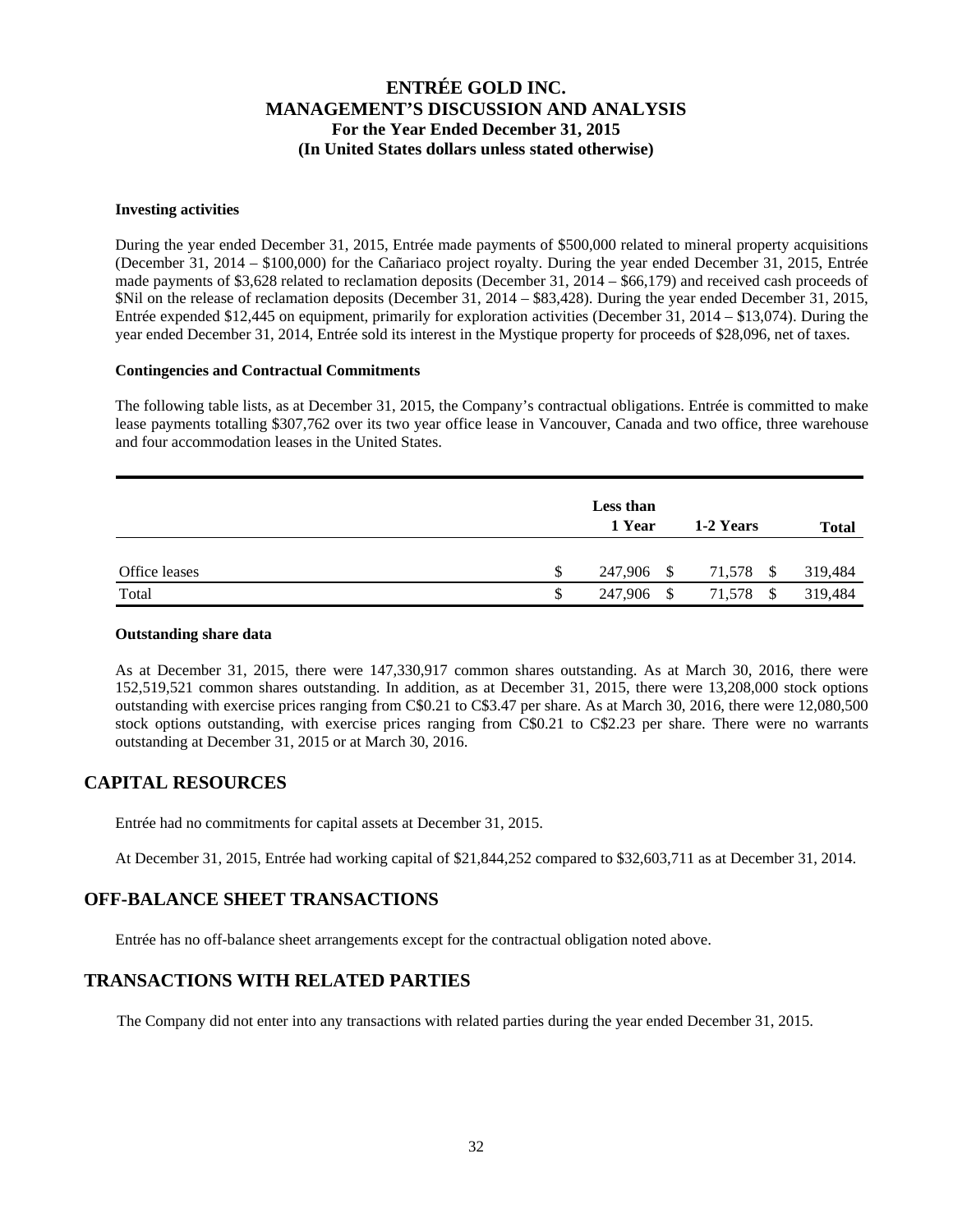#### Investing activities

During the year ended December 31, 2015, Entrée made payments of $500,000 related to mineral property acquisitions (December 31, 2014 – $100,000) for the Cañariaco project royalty. During the year ended December 31, 2015, Entrée made payments of $3,628 related to reclamation deposits (December 31, 2014 – $66,179) and received cash proceeds of $Nil on the release of reclamation deposits (December 31, 2014 – $83,428). During the year ended December 31, 2015, Entrée expended $12,445 on equipment, primarily for exploration activities (December 31, 2014 – $13,074). During the year ended December 31, 2014, Entrée sold its interest in the Mystique property for proceeds of $28,096, net of taxes.

#### Contingencies and Contractual Commitments

The following table lists, as at December 31, 2015, the Company's contractual obligations. Entrée is committed to make lease payments totalling $307,762 over its two year office lease in Vancouver, Canada and two office, three warehouse and four accommodation leases in the United States.

| | Less than 1 Year | 1-2 Years | Total |
|---|---|---|---|
| Office leases | $ 247,906 | $ 71,578 | $ 319,484 |
| Total | $ 247,906 | $ 71,578 | $ 319,484 |

#### Outstanding share data

As at December 31, 2015, there were 147,330,917 common shares outstanding. As at March 30, 2016, there were 152,519,521 common shares outstanding. In addition, as at December 31, 2015, there were 13,208,000 stock options outstanding with exercise prices ranging from C$0.21 to C$3.47 per share. As at March 30, 2016, there were 12,080,500 stock options outstanding, with exercise prices ranging from C$0.21 to C$2.23 per share. There were no warrants outstanding at December 31, 2015 or at March 30, 2016.

## CAPITAL RESOURCES

Entrée had no commitments for capital assets at December 31, 2015.

At December 31, 2015, Entrée had working capital of $21,844,252 compared to $32,603,711 as at December 31, 2014.

## OFF-BALANCE SHEET TRANSACTIONS

Entrée has no off-balance sheet arrangements except for the contractual obligation noted above.

## TRANSACTIONS WITH RELATED PARTIES

The Company did not enter into any transactions with related parties during the year ended December 31, 2015.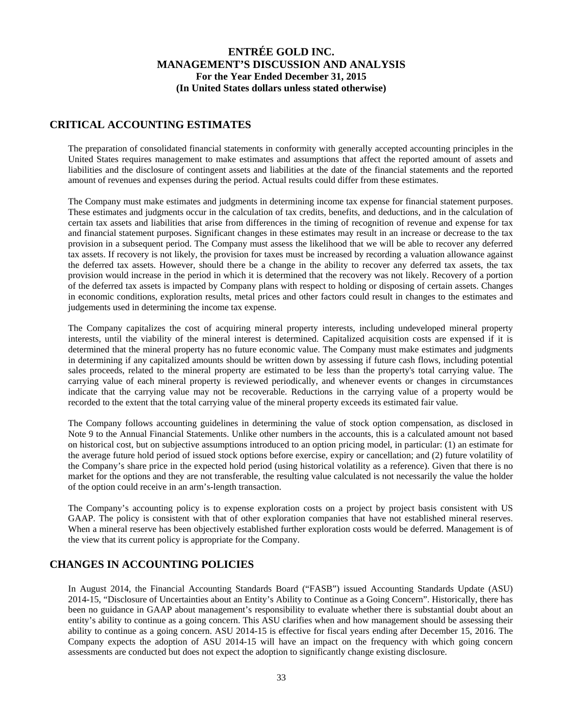## CRITICAL ACCOUNTING ESTIMATES

The preparation of consolidated financial statements in conformity with generally accepted accounting principles in the United States requires management to make estimates and assumptions that affect the reported amount of assets and liabilities and the disclosure of contingent assets and liabilities at the date of the financial statements and the reported amount of revenues and expenses during the period. Actual results could differ from these estimates.

The Company must make estimates and judgments in determining income tax expense for financial statement purposes. These estimates and judgments occur in the calculation of tax credits, benefits, and deductions, and in the calculation of certain tax assets and liabilities that arise from differences in the timing of recognition of revenue and expense for tax and financial statement purposes. Significant changes in these estimates may result in an increase or decrease to the tax provision in a subsequent period. The Company must assess the likelihood that we will be able to recover any deferred tax assets. If recovery is not likely, the provision for taxes must be increased by recording a valuation allowance against the deferred tax assets. However, should there be a change in the ability to recover any deferred tax assets, the tax provision would increase in the period in which it is determined that the recovery was not likely. Recovery of a portion of the deferred tax assets is impacted by Company plans with respect to holding or disposing of certain assets. Changes in economic conditions, exploration results, metal prices and other factors could result in changes to the estimates and judgements used in determining the income tax expense.

The Company capitalizes the cost of acquiring mineral property interests, including undeveloped mineral property interests, until the viability of the mineral interest is determined. Capitalized acquisition costs are expensed if it is determined that the mineral property has no future economic value. The Company must make estimates and judgments in determining if any capitalized amounts should be written down by assessing if future cash flows, including potential sales proceeds, related to the mineral property are estimated to be less than the property's total carrying value. The carrying value of each mineral property is reviewed periodically, and whenever events or changes in circumstances indicate that the carrying value may not be recoverable. Reductions in the carrying value of a property would be recorded to the extent that the total carrying value of the mineral property exceeds its estimated fair value.

The Company follows accounting guidelines in determining the value of stock option compensation, as disclosed in Note 9 to the Annual Financial Statements. Unlike other numbers in the accounts, this is a calculated amount not based on historical cost, but on subjective assumptions introduced to an option pricing model, in particular: (1) an estimate for the average future hold period of issued stock options before exercise, expiry or cancellation; and (2) future volatility of the Company's share price in the expected hold period (using historical volatility as a reference). Given that there is no market for the options and they are not transferable, the resulting value calculated is not necessarily the value the holder of the option could receive in an arm's-length transaction.

The Company's accounting policy is to expense exploration costs on a project by project basis consistent with US GAAP. The policy is consistent with that of other exploration companies that have not established mineral reserves. When a mineral reserve has been objectively established further exploration costs would be deferred. Management is of the view that its current policy is appropriate for the Company.

## CHANGES IN ACCOUNTING POLICIES

In August 2014, the Financial Accounting Standards Board ("FASB") issued Accounting Standards Update (ASU) 2014-15, "Disclosure of Uncertainties about an Entity's Ability to Continue as a Going Concern". Historically, there has been no guidance in GAAP about management's responsibility to evaluate whether there is substantial doubt about an entity's ability to continue as a going concern. This ASU clarifies when and how management should be assessing their ability to continue as a going concern. ASU 2014-15 is effective for fiscal years ending after December 15, 2016. The Company expects the adoption of ASU 2014-15 will have an impact on the frequency with which going concern assessments are conducted but does not expect the adoption to significantly change existing disclosure.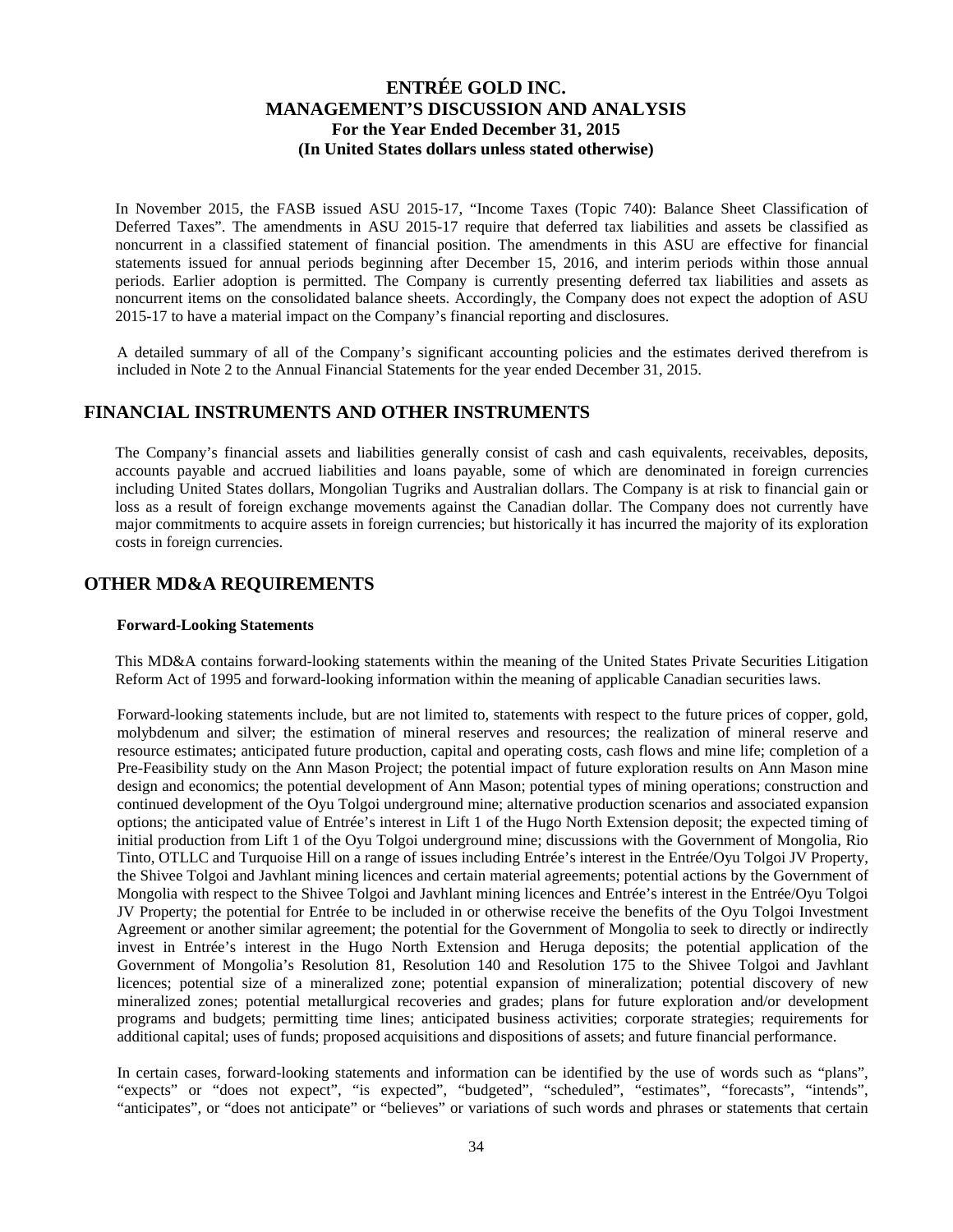In November 2015, the FASB issued ASU 2015-17, "Income Taxes (Topic 740): Balance Sheet Classification of Deferred Taxes". The amendments in ASU 2015-17 require that deferred tax liabilities and assets be classified as noncurrent in a classified statement of financial position. The amendments in this ASU are effective for financial statements issued for annual periods beginning after December 15, 2016, and interim periods within those annual periods. Earlier adoption is permitted. The Company is currently presenting deferred tax liabilities and assets as noncurrent items on the consolidated balance sheets. Accordingly, the Company does not expect the adoption of ASU 2015-17 to have a material impact on the Company's financial reporting and disclosures.

A detailed summary of all of the Company's significant accounting policies and the estimates derived therefrom is included in Note 2 to the Annual Financial Statements for the year ended December 31, 2015.

## FINANCIAL INSTRUMENTS AND OTHER INSTRUMENTS

The Company's financial assets and liabilities generally consist of cash and cash equivalents, receivables, deposits, accounts payable and accrued liabilities and loans payable, some of which are denominated in foreign currencies including United States dollars, Mongolian Tugriks and Australian dollars. The Company is at risk to financial gain or loss as a result of foreign exchange movements against the Canadian dollar. The Company does not currently have major commitments to acquire assets in foreign currencies; but historically it has incurred the majority of its exploration costs in foreign currencies.

## OTHER MD&A REQUIREMENTS

### Forward-Looking Statements

This MD&A contains forward-looking statements within the meaning of the United States Private Securities Litigation Reform Act of 1995 and forward-looking information within the meaning of applicable Canadian securities laws.

Forward-looking statements include, but are not limited to, statements with respect to the future prices of copper, gold, molybdenum and silver; the estimation of mineral reserves and resources; the realization of mineral reserve and resource estimates; anticipated future production, capital and operating costs, cash flows and mine life; completion of a Pre-Feasibility study on the Ann Mason Project; the potential impact of future exploration results on Ann Mason mine design and economics; the potential development of Ann Mason; potential types of mining operations; construction and continued development of the Oyu Tolgoi underground mine; alternative production scenarios and associated expansion options; the anticipated value of Entrée's interest in Lift 1 of the Hugo North Extension deposit; the expected timing of initial production from Lift 1 of the Oyu Tolgoi underground mine; discussions with the Government of Mongolia, Rio Tinto, OTLLC and Turquoise Hill on a range of issues including Entrée's interest in the Entrée/Oyu Tolgoi JV Property, the Shivee Tolgoi and Javhlant mining licences and certain material agreements; potential actions by the Government of Mongolia with respect to the Shivee Tolgoi and Javhlant mining licences and Entrée's interest in the Entrée/Oyu Tolgoi JV Property; the potential for Entrée to be included in or otherwise receive the benefits of the Oyu Tolgoi Investment Agreement or another similar agreement; the potential for the Government of Mongolia to seek to directly or indirectly invest in Entrée's interest in the Hugo North Extension and Heruga deposits; the potential application of the Government of Mongolia's Resolution 81, Resolution 140 and Resolution 175 to the Shivee Tolgoi and Javhlant licences; potential size of a mineralized zone; potential expansion of mineralization; potential discovery of new mineralized zones; potential metallurgical recoveries and grades; plans for future exploration and/or development programs and budgets; permitting time lines; anticipated business activities; corporate strategies; requirements for additional capital; uses of funds; proposed acquisitions and dispositions of assets; and future financial performance.

In certain cases, forward-looking statements and information can be identified by the use of words such as "plans", "expects" or "does not expect", "is expected", "budgeted", "scheduled", "estimates", "forecasts", "intends", "anticipates", or "does not anticipate" or "believes" or variations of such words and phrases or statements that certain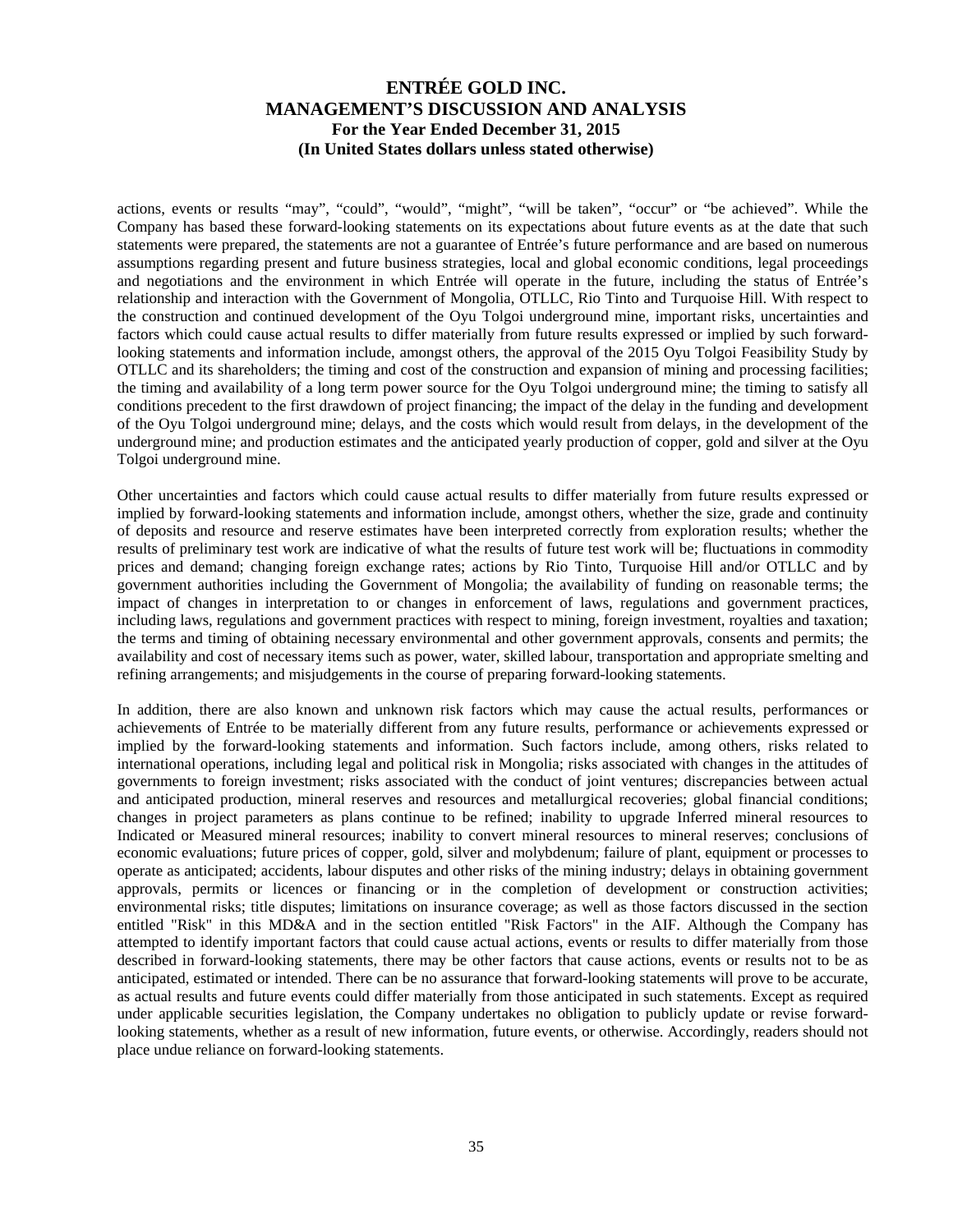actions, events or results "may", "could", "would", "might", "will be taken", "occur" or "be achieved". While the Company has based these forward-looking statements on its expectations about future events as at the date that such statements were prepared, the statements are not a guarantee of Entrée's future performance and are based on numerous assumptions regarding present and future business strategies, local and global economic conditions, legal proceedings and negotiations and the environment in which Entrée will operate in the future, including the status of Entrée's relationship and interaction with the Government of Mongolia, OTLLC, Rio Tinto and Turquoise Hill. With respect to the construction and continued development of the Oyu Tolgoi underground mine, important risks, uncertainties and factors which could cause actual results to differ materially from future results expressed or implied by such forward-looking statements and information include, amongst others, the approval of the 2015 Oyu Tolgoi Feasibility Study by OTLLC and its shareholders; the timing and cost of the construction and expansion of mining and processing facilities; the timing and availability of a long term power source for the Oyu Tolgoi underground mine; the timing to satisfy all conditions precedent to the first drawdown of project financing; the impact of the delay in the funding and development of the Oyu Tolgoi underground mine; delays, and the costs which would result from delays, in the development of the underground mine; and production estimates and the anticipated yearly production of copper, gold and silver at the Oyu Tolgoi underground mine.

Other uncertainties and factors which could cause actual results to differ materially from future results expressed or implied by forward-looking statements and information include, amongst others, whether the size, grade and continuity of deposits and resource and reserve estimates have been interpreted correctly from exploration results; whether the results of preliminary test work are indicative of what the results of future test work will be; fluctuations in commodity prices and demand; changing foreign exchange rates; actions by Rio Tinto, Turquoise Hill and/or OTLLC and by government authorities including the Government of Mongolia; the availability of funding on reasonable terms; the impact of changes in interpretation to or changes in enforcement of laws, regulations and government practices, including laws, regulations and government practices with respect to mining, foreign investment, royalties and taxation; the terms and timing of obtaining necessary environmental and other government approvals, consents and permits; the availability and cost of necessary items such as power, water, skilled labour, transportation and appropriate smelting and refining arrangements; and misjudgements in the course of preparing forward-looking statements.

In addition, there are also known and unknown risk factors which may cause the actual results, performances or achievements of Entrée to be materially different from any future results, performance or achievements expressed or implied by the forward-looking statements and information. Such factors include, among others, risks related to international operations, including legal and political risk in Mongolia; risks associated with changes in the attitudes of governments to foreign investment; risks associated with the conduct of joint ventures; discrepancies between actual and anticipated production, mineral reserves and resources and metallurgical recoveries; global financial conditions; changes in project parameters as plans continue to be refined; inability to upgrade Inferred mineral resources to Indicated or Measured mineral resources; inability to convert mineral resources to mineral reserves; conclusions of economic evaluations; future prices of copper, gold, silver and molybdenum; failure of plant, equipment or processes to operate as anticipated; accidents, labour disputes and other risks of the mining industry; delays in obtaining government approvals, permits or licences or financing or in the completion of development or construction activities; environmental risks; title disputes; limitations on insurance coverage; as well as those factors discussed in the section entitled "Risk" in this MD&A and in the section entitled "Risk Factors" in the AIF. Although the Company has attempted to identify important factors that could cause actual actions, events or results to differ materially from those described in forward-looking statements, there may be other factors that cause actions, events or results not to be as anticipated, estimated or intended. There can be no assurance that forward-looking statements will prove to be accurate, as actual results and future events could differ materially from those anticipated in such statements. Except as required under applicable securities legislation, the Company undertakes no obligation to publicly update or revise forward-looking statements, whether as a result of new information, future events, or otherwise. Accordingly, readers should not place undue reliance on forward-looking statements.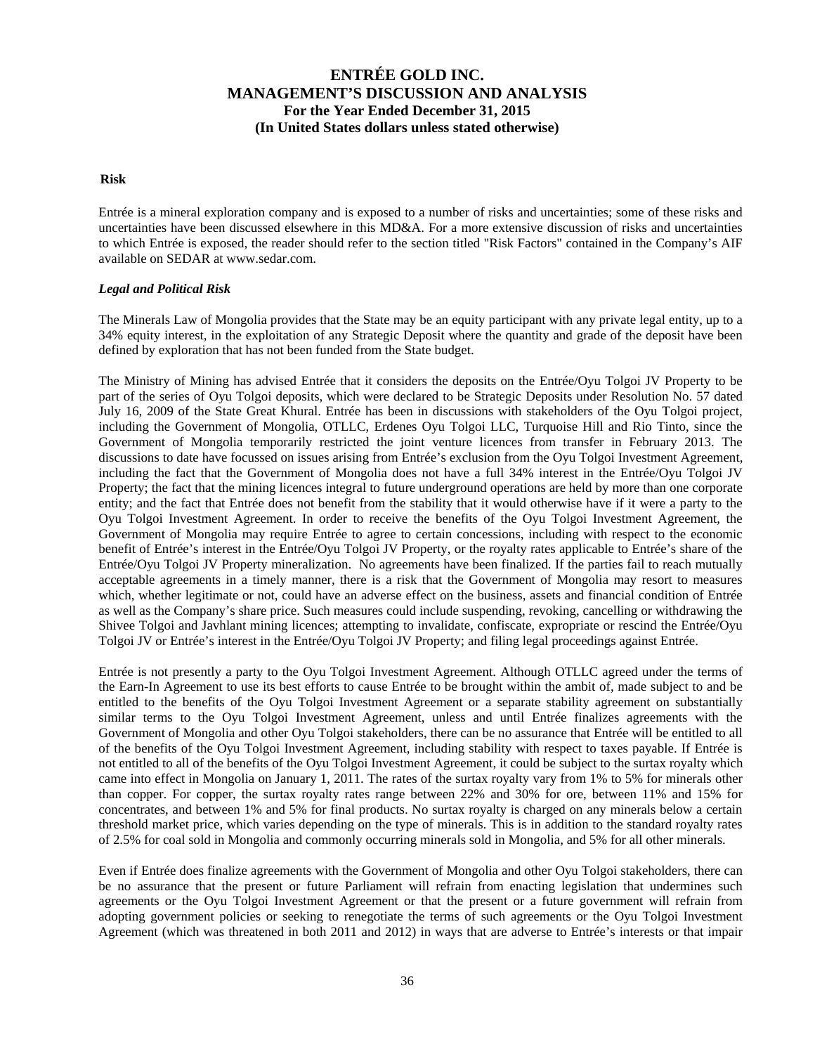**Risk**

Entrée is a mineral exploration company and is exposed to a number of risks and uncertainties; some of these risks and uncertainties have been discussed elsewhere in this MD&A. For a more extensive discussion of risks and uncertainties to which Entrée is exposed, the reader should refer to the section titled "Risk Factors" contained in the Company's AIF available on SEDAR at www.sedar.com.

***Legal and Political Risk***

The Minerals Law of Mongolia provides that the State may be an equity participant with any private legal entity, up to a 34% equity interest, in the exploitation of any Strategic Deposit where the quantity and grade of the deposit have been defined by exploration that has not been funded from the State budget.

The Ministry of Mining has advised Entrée that it considers the deposits on the Entrée/Oyu Tolgoi JV Property to be part of the series of Oyu Tolgoi deposits, which were declared to be Strategic Deposits under Resolution No. 57 dated July 16, 2009 of the State Great Khural. Entrée has been in discussions with stakeholders of the Oyu Tolgoi project, including the Government of Mongolia, OTLLC, Erdenes Oyu Tolgoi LLC, Turquoise Hill and Rio Tinto, since the Government of Mongolia temporarily restricted the joint venture licences from transfer in February 2013. The discussions to date have focussed on issues arising from Entrée's exclusion from the Oyu Tolgoi Investment Agreement, including the fact that the Government of Mongolia does not have a full 34% interest in the Entrée/Oyu Tolgoi JV Property; the fact that the mining licences integral to future underground operations are held by more than one corporate entity; and the fact that Entrée does not benefit from the stability that it would otherwise have if it were a party to the Oyu Tolgoi Investment Agreement. In order to receive the benefits of the Oyu Tolgoi Investment Agreement, the Government of Mongolia may require Entrée to agree to certain concessions, including with respect to the economic benefit of Entrée's interest in the Entrée/Oyu Tolgoi JV Property, or the royalty rates applicable to Entrée's share of the Entrée/Oyu Tolgoi JV Property mineralization. No agreements have been finalized. If the parties fail to reach mutually acceptable agreements in a timely manner, there is a risk that the Government of Mongolia may resort to measures which, whether legitimate or not, could have an adverse effect on the business, assets and financial condition of Entrée as well as the Company's share price. Such measures could include suspending, revoking, cancelling or withdrawing the Shivee Tolgoi and Javhlant mining licences; attempting to invalidate, confiscate, expropriate or rescind the Entrée/Oyu Tolgoi JV or Entrée's interest in the Entrée/Oyu Tolgoi JV Property; and filing legal proceedings against Entrée.

Entrée is not presently a party to the Oyu Tolgoi Investment Agreement. Although OTLLC agreed under the terms of the Earn-In Agreement to use its best efforts to cause Entrée to be brought within the ambit of, made subject to and be entitled to the benefits of the Oyu Tolgoi Investment Agreement or a separate stability agreement on substantially similar terms to the Oyu Tolgoi Investment Agreement, unless and until Entrée finalizes agreements with the Government of Mongolia and other Oyu Tolgoi stakeholders, there can be no assurance that Entrée will be entitled to all of the benefits of the Oyu Tolgoi Investment Agreement, including stability with respect to taxes payable. If Entrée is not entitled to all of the benefits of the Oyu Tolgoi Investment Agreement, it could be subject to the surtax royalty which came into effect in Mongolia on January 1, 2011. The rates of the surtax royalty vary from 1% to 5% for minerals other than copper. For copper, the surtax royalty rates range between 22% and 30% for ore, between 11% and 15% for concentrates, and between 1% and 5% for final products. No surtax royalty is charged on any minerals below a certain threshold market price, which varies depending on the type of minerals. This is in addition to the standard royalty rates of 2.5% for coal sold in Mongolia and commonly occurring minerals sold in Mongolia, and 5% for all other minerals.

Even if Entrée does finalize agreements with the Government of Mongolia and other Oyu Tolgoi stakeholders, there can be no assurance that the present or future Parliament will refrain from enacting legislation that undermines such agreements or the Oyu Tolgoi Investment Agreement or that the present or a future government will refrain from adopting government policies or seeking to renegotiate the terms of such agreements or the Oyu Tolgoi Investment Agreement (which was threatened in both 2011 and 2012) in ways that are adverse to Entrée's interests or that impair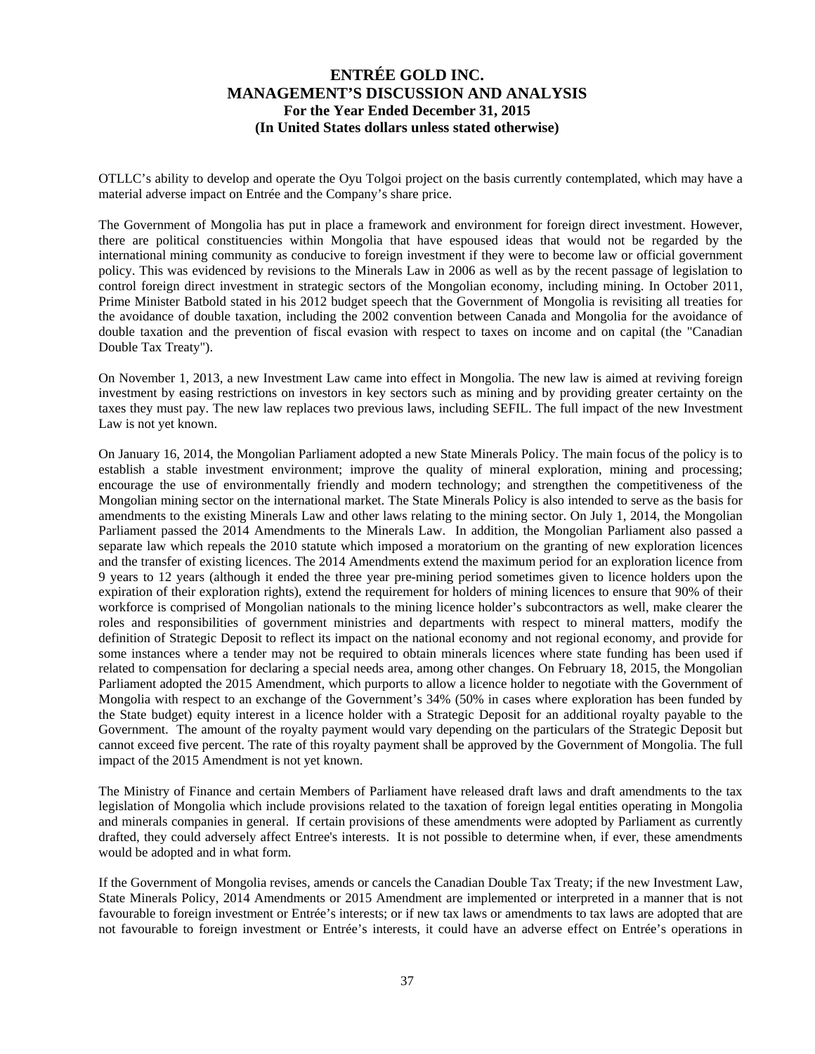OTLLC's ability to develop and operate the Oyu Tolgoi project on the basis currently contemplated, which may have a material adverse impact on Entrée and the Company's share price.

The Government of Mongolia has put in place a framework and environment for foreign direct investment. However, there are political constituencies within Mongolia that have espoused ideas that would not be regarded by the international mining community as conducive to foreign investment if they were to become law or official government policy. This was evidenced by revisions to the Minerals Law in 2006 as well as by the recent passage of legislation to control foreign direct investment in strategic sectors of the Mongolian economy, including mining. In October 2011, Prime Minister Batbold stated in his 2012 budget speech that the Government of Mongolia is revisiting all treaties for the avoidance of double taxation, including the 2002 convention between Canada and Mongolia for the avoidance of double taxation and the prevention of fiscal evasion with respect to taxes on income and on capital (the "Canadian Double Tax Treaty").

On November 1, 2013, a new Investment Law came into effect in Mongolia. The new law is aimed at reviving foreign investment by easing restrictions on investors in key sectors such as mining and by providing greater certainty on the taxes they must pay. The new law replaces two previous laws, including SEFIL. The full impact of the new Investment Law is not yet known.

On January 16, 2014, the Mongolian Parliament adopted a new State Minerals Policy. The main focus of the policy is to establish a stable investment environment; improve the quality of mineral exploration, mining and processing; encourage the use of environmentally friendly and modern technology; and strengthen the competitiveness of the Mongolian mining sector on the international market. The State Minerals Policy is also intended to serve as the basis for amendments to the existing Minerals Law and other laws relating to the mining sector. On July 1, 2014, the Mongolian Parliament passed the 2014 Amendments to the Minerals Law. In addition, the Mongolian Parliament also passed a separate law which repeals the 2010 statute which imposed a moratorium on the granting of new exploration licences and the transfer of existing licences. The 2014 Amendments extend the maximum period for an exploration licence from 9 years to 12 years (although it ended the three year pre-mining period sometimes given to licence holders upon the expiration of their exploration rights), extend the requirement for holders of mining licences to ensure that 90% of their workforce is comprised of Mongolian nationals to the mining licence holder's subcontractors as well, make clearer the roles and responsibilities of government ministries and departments with respect to mineral matters, modify the definition of Strategic Deposit to reflect its impact on the national economy and not regional economy, and provide for some instances where a tender may not be required to obtain minerals licences where state funding has been used if related to compensation for declaring a special needs area, among other changes. On February 18, 2015, the Mongolian Parliament adopted the 2015 Amendment, which purports to allow a licence holder to negotiate with the Government of Mongolia with respect to an exchange of the Government's 34% (50% in cases where exploration has been funded by the State budget) equity interest in a licence holder with a Strategic Deposit for an additional royalty payable to the Government. The amount of the royalty payment would vary depending on the particulars of the Strategic Deposit but cannot exceed five percent. The rate of this royalty payment shall be approved by the Government of Mongolia. The full impact of the 2015 Amendment is not yet known.

The Ministry of Finance and certain Members of Parliament have released draft laws and draft amendments to the tax legislation of Mongolia which include provisions related to the taxation of foreign legal entities operating in Mongolia and minerals companies in general. If certain provisions of these amendments were adopted by Parliament as currently drafted, they could adversely affect Entree's interests. It is not possible to determine when, if ever, these amendments would be adopted and in what form.

If the Government of Mongolia revises, amends or cancels the Canadian Double Tax Treaty; if the new Investment Law, State Minerals Policy, 2014 Amendments or 2015 Amendment are implemented or interpreted in a manner that is not favourable to foreign investment or Entrée's interests; or if new tax laws or amendments to tax laws are adopted that are not favourable to foreign investment or Entrée's interests, it could have an adverse effect on Entrée's operations in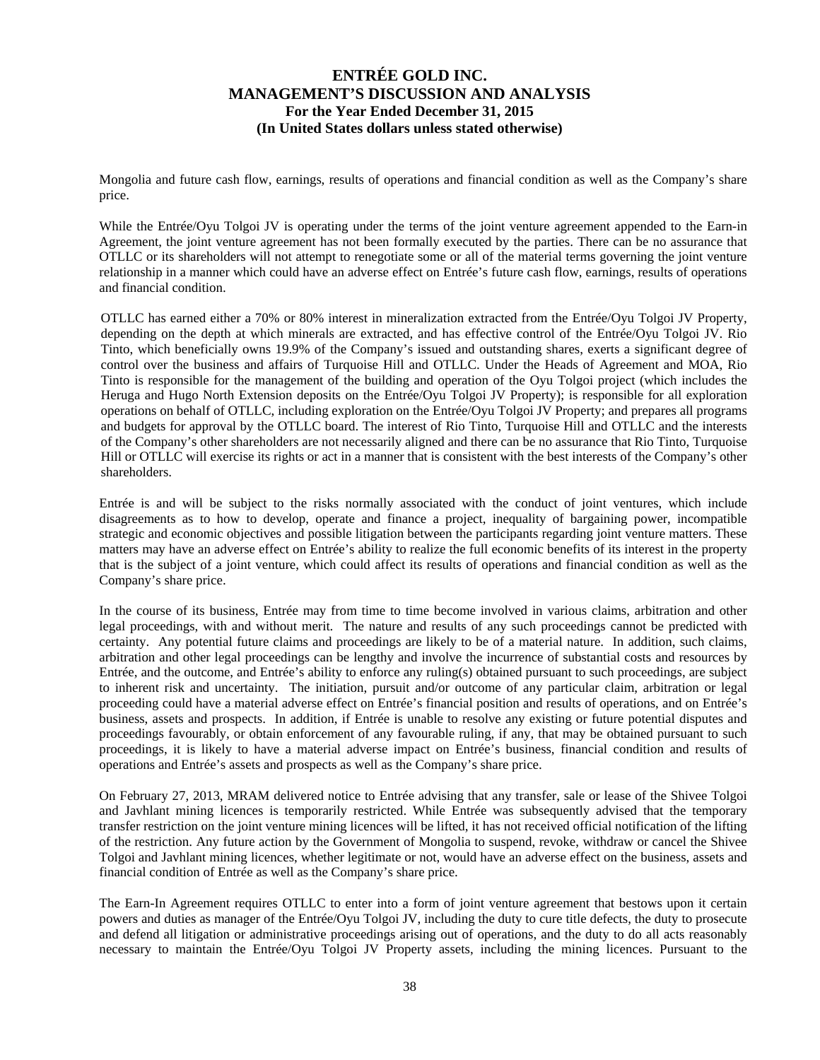Mongolia and future cash flow, earnings, results of operations and financial condition as well as the Company's share price.

While the Entrée/Oyu Tolgoi JV is operating under the terms of the joint venture agreement appended to the Earn-in Agreement, the joint venture agreement has not been formally executed by the parties. There can be no assurance that OTLLC or its shareholders will not attempt to renegotiate some or all of the material terms governing the joint venture relationship in a manner which could have an adverse effect on Entrée's future cash flow, earnings, results of operations and financial condition.

OTLLC has earned either a 70% or 80% interest in mineralization extracted from the Entrée/Oyu Tolgoi JV Property, depending on the depth at which minerals are extracted, and has effective control of the Entrée/Oyu Tolgoi JV. Rio Tinto, which beneficially owns 19.9% of the Company's issued and outstanding shares, exerts a significant degree of control over the business and affairs of Turquoise Hill and OTLLC. Under the Heads of Agreement and MOA, Rio Tinto is responsible for the management of the building and operation of the Oyu Tolgoi project (which includes the Heruga and Hugo North Extension deposits on the Entrée/Oyu Tolgoi JV Property); is responsible for all exploration operations on behalf of OTLLC, including exploration on the Entrée/Oyu Tolgoi JV Property; and prepares all programs and budgets for approval by the OTLLC board. The interest of Rio Tinto, Turquoise Hill and OTLLC and the interests of the Company's other shareholders are not necessarily aligned and there can be no assurance that Rio Tinto, Turquoise Hill or OTLLC will exercise its rights or act in a manner that is consistent with the best interests of the Company's other shareholders.

Entrée is and will be subject to the risks normally associated with the conduct of joint ventures, which include disagreements as to how to develop, operate and finance a project, inequality of bargaining power, incompatible strategic and economic objectives and possible litigation between the participants regarding joint venture matters. These matters may have an adverse effect on Entrée's ability to realize the full economic benefits of its interest in the property that is the subject of a joint venture, which could affect its results of operations and financial condition as well as the Company's share price.

In the course of its business, Entrée may from time to time become involved in various claims, arbitration and other legal proceedings, with and without merit. The nature and results of any such proceedings cannot be predicted with certainty. Any potential future claims and proceedings are likely to be of a material nature. In addition, such claims, arbitration and other legal proceedings can be lengthy and involve the incurrence of substantial costs and resources by Entrée, and the outcome, and Entrée's ability to enforce any ruling(s) obtained pursuant to such proceedings, are subject to inherent risk and uncertainty. The initiation, pursuit and/or outcome of any particular claim, arbitration or legal proceeding could have a material adverse effect on Entrée's financial position and results of operations, and on Entrée's business, assets and prospects. In addition, if Entrée is unable to resolve any existing or future potential disputes and proceedings favourably, or obtain enforcement of any favourable ruling, if any, that may be obtained pursuant to such proceedings, it is likely to have a material adverse impact on Entrée's business, financial condition and results of operations and Entrée's assets and prospects as well as the Company's share price.

On February 27, 2013, MRAM delivered notice to Entrée advising that any transfer, sale or lease of the Shivee Tolgoi and Javhlant mining licences is temporarily restricted. While Entrée was subsequently advised that the temporary transfer restriction on the joint venture mining licences will be lifted, it has not received official notification of the lifting of the restriction. Any future action by the Government of Mongolia to suspend, revoke, withdraw or cancel the Shivee Tolgoi and Javhlant mining licences, whether legitimate or not, would have an adverse effect on the business, assets and financial condition of Entrée as well as the Company's share price.

The Earn-In Agreement requires OTLLC to enter into a form of joint venture agreement that bestows upon it certain powers and duties as manager of the Entrée/Oyu Tolgoi JV, including the duty to cure title defects, the duty to prosecute and defend all litigation or administrative proceedings arising out of operations, and the duty to do all acts reasonably necessary to maintain the Entrée/Oyu Tolgoi JV Property assets, including the mining licences. Pursuant to the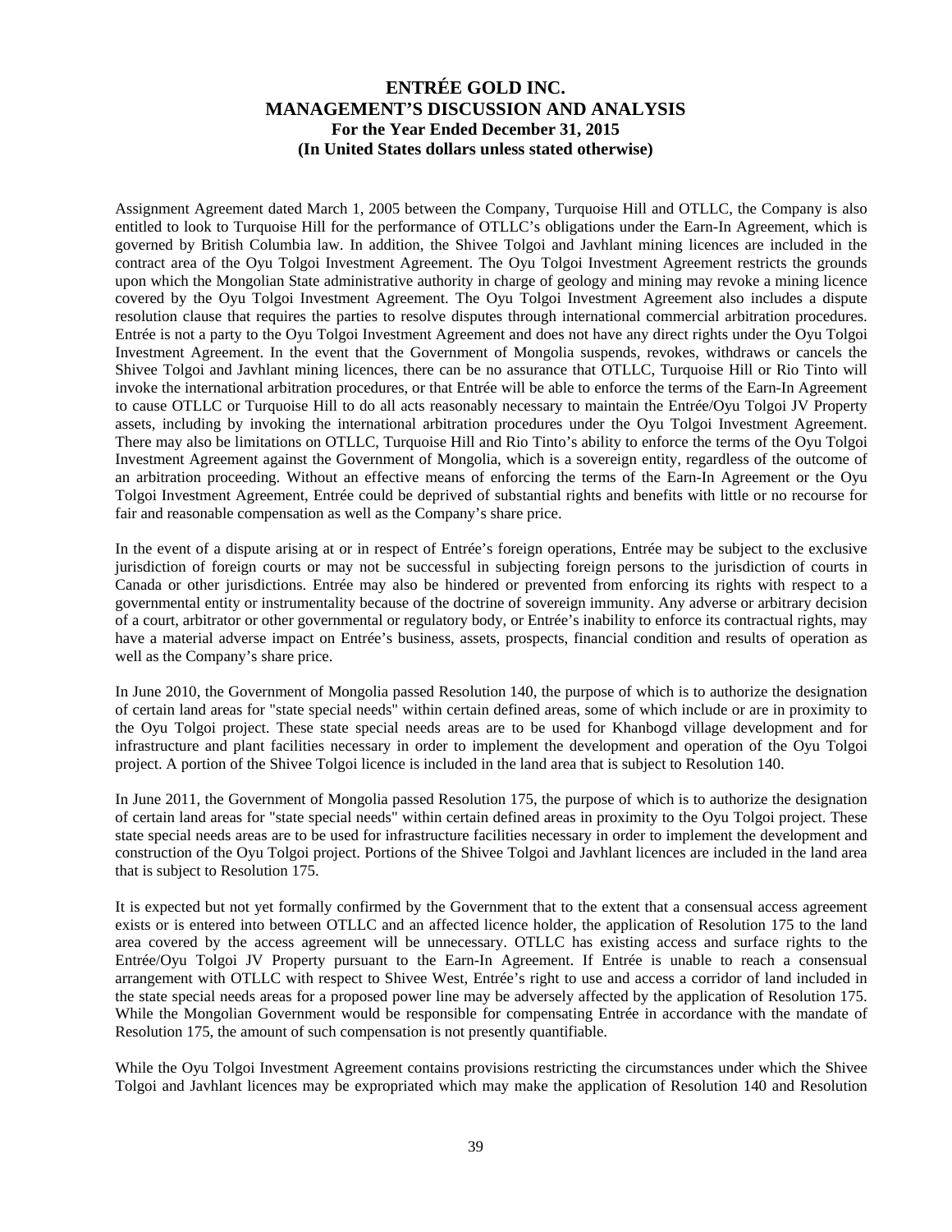Assignment Agreement dated March 1, 2005 between the Company, Turquoise Hill and OTLLC, the Company is also entitled to look to Turquoise Hill for the performance of OTLLC's obligations under the Earn-In Agreement, which is governed by British Columbia law. In addition, the Shivee Tolgoi and Javhlant mining licences are included in the contract area of the Oyu Tolgoi Investment Agreement. The Oyu Tolgoi Investment Agreement restricts the grounds upon which the Mongolian State administrative authority in charge of geology and mining may revoke a mining licence covered by the Oyu Tolgoi Investment Agreement. The Oyu Tolgoi Investment Agreement also includes a dispute resolution clause that requires the parties to resolve disputes through international commercial arbitration procedures. Entrée is not a party to the Oyu Tolgoi Investment Agreement and does not have any direct rights under the Oyu Tolgoi Investment Agreement. In the event that the Government of Mongolia suspends, revokes, withdraws or cancels the Shivee Tolgoi and Javhlant mining licences, there can be no assurance that OTLLC, Turquoise Hill or Rio Tinto will invoke the international arbitration procedures, or that Entrée will be able to enforce the terms of the Earn-In Agreement to cause OTLLC or Turquoise Hill to do all acts reasonably necessary to maintain the Entrée/Oyu Tolgoi JV Property assets, including by invoking the international arbitration procedures under the Oyu Tolgoi Investment Agreement. There may also be limitations on OTLLC, Turquoise Hill and Rio Tinto's ability to enforce the terms of the Oyu Tolgoi Investment Agreement against the Government of Mongolia, which is a sovereign entity, regardless of the outcome of an arbitration proceeding. Without an effective means of enforcing the terms of the Earn-In Agreement or the Oyu Tolgoi Investment Agreement, Entrée could be deprived of substantial rights and benefits with little or no recourse for fair and reasonable compensation as well as the Company's share price.

In the event of a dispute arising at or in respect of Entrée's foreign operations, Entrée may be subject to the exclusive jurisdiction of foreign courts or may not be successful in subjecting foreign persons to the jurisdiction of courts in Canada or other jurisdictions. Entrée may also be hindered or prevented from enforcing its rights with respect to a governmental entity or instrumentality because of the doctrine of sovereign immunity. Any adverse or arbitrary decision of a court, arbitrator or other governmental or regulatory body, or Entrée's inability to enforce its contractual rights, may have a material adverse impact on Entrée's business, assets, prospects, financial condition and results of operation as well as the Company's share price.

In June 2010, the Government of Mongolia passed Resolution 140, the purpose of which is to authorize the designation of certain land areas for "state special needs" within certain defined areas, some of which include or are in proximity to the Oyu Tolgoi project. These state special needs areas are to be used for Khanbogd village development and for infrastructure and plant facilities necessary in order to implement the development and operation of the Oyu Tolgoi project. A portion of the Shivee Tolgoi licence is included in the land area that is subject to Resolution 140.

In June 2011, the Government of Mongolia passed Resolution 175, the purpose of which is to authorize the designation of certain land areas for "state special needs" within certain defined areas in proximity to the Oyu Tolgoi project. These state special needs areas are to be used for infrastructure facilities necessary in order to implement the development and construction of the Oyu Tolgoi project. Portions of the Shivee Tolgoi and Javhlant licences are included in the land area that is subject to Resolution 175.

It is expected but not yet formally confirmed by the Government that to the extent that a consensual access agreement exists or is entered into between OTLLC and an affected licence holder, the application of Resolution 175 to the land area covered by the access agreement will be unnecessary. OTLLC has existing access and surface rights to the Entrée/Oyu Tolgoi JV Property pursuant to the Earn-In Agreement. If Entrée is unable to reach a consensual arrangement with OTLLC with respect to Shivee West, Entrée's right to use and access a corridor of land included in the state special needs areas for a proposed power line may be adversely affected by the application of Resolution 175. While the Mongolian Government would be responsible for compensating Entrée in accordance with the mandate of Resolution 175, the amount of such compensation is not presently quantifiable.

While the Oyu Tolgoi Investment Agreement contains provisions restricting the circumstances under which the Shivee Tolgoi and Javhlant licences may be expropriated which may make the application of Resolution 140 and Resolution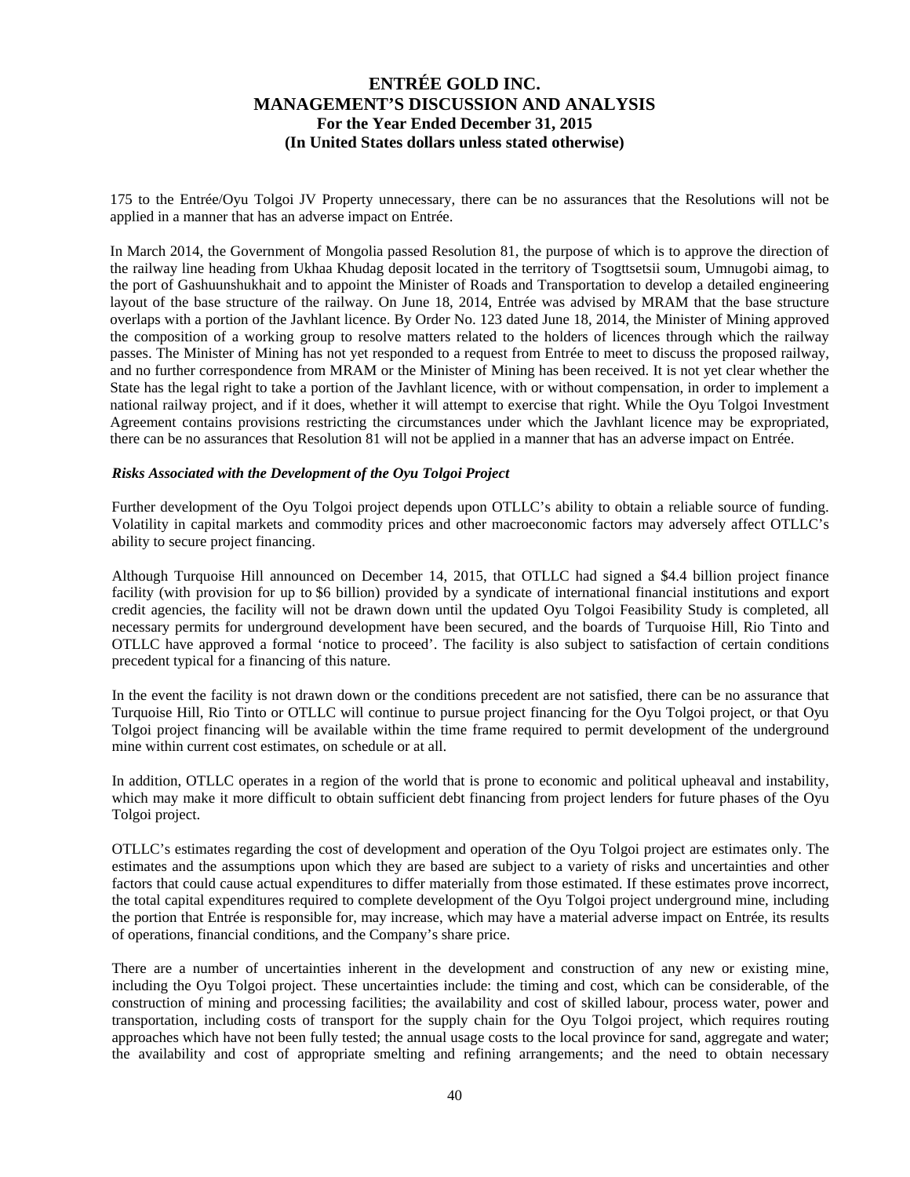175 to the Entrée/Oyu Tolgoi JV Property unnecessary, there can be no assurances that the Resolutions will not be applied in a manner that has an adverse impact on Entrée.

In March 2014, the Government of Mongolia passed Resolution 81, the purpose of which is to approve the direction of the railway line heading from Ukhaa Khudag deposit located in the territory of Tsogttsetsii soum, Umnugobi aimag, to the port of Gashuunshukhait and to appoint the Minister of Roads and Transportation to develop a detailed engineering layout of the base structure of the railway. On June 18, 2014, Entrée was advised by MRAM that the base structure overlaps with a portion of the Javhlant licence. By Order No. 123 dated June 18, 2014, the Minister of Mining approved the composition of a working group to resolve matters related to the holders of licences through which the railway passes. The Minister of Mining has not yet responded to a request from Entrée to meet to discuss the proposed railway, and no further correspondence from MRAM or the Minister of Mining has been received. It is not yet clear whether the State has the legal right to take a portion of the Javhlant licence, with or without compensation, in order to implement a national railway project, and if it does, whether it will attempt to exercise that right. While the Oyu Tolgoi Investment Agreement contains provisions restricting the circumstances under which the Javhlant licence may be expropriated, there can be no assurances that Resolution 81 will not be applied in a manner that has an adverse impact on Entrée.

***Risks Associated with the Development of the Oyu Tolgoi Project***

Further development of the Oyu Tolgoi project depends upon OTLLC's ability to obtain a reliable source of funding. Volatility in capital markets and commodity prices and other macroeconomic factors may adversely affect OTLLC's ability to secure project financing.

Although Turquoise Hill announced on December 14, 2015, that OTLLC had signed a $4.4 billion project finance facility (with provision for up to $6 billion) provided by a syndicate of international financial institutions and export credit agencies, the facility will not be drawn down until the updated Oyu Tolgoi Feasibility Study is completed, all necessary permits for underground development have been secured, and the boards of Turquoise Hill, Rio Tinto and OTLLC have approved a formal 'notice to proceed'. The facility is also subject to satisfaction of certain conditions precedent typical for a financing of this nature.

In the event the facility is not drawn down or the conditions precedent are not satisfied, there can be no assurance that Turquoise Hill, Rio Tinto or OTLLC will continue to pursue project financing for the Oyu Tolgoi project, or that Oyu Tolgoi project financing will be available within the time frame required to permit development of the underground mine within current cost estimates, on schedule or at all.

In addition, OTLLC operates in a region of the world that is prone to economic and political upheaval and instability, which may make it more difficult to obtain sufficient debt financing from project lenders for future phases of the Oyu Tolgoi project.

OTLLC's estimates regarding the cost of development and operation of the Oyu Tolgoi project are estimates only. The estimates and the assumptions upon which they are based are subject to a variety of risks and uncertainties and other factors that could cause actual expenditures to differ materially from those estimated. If these estimates prove incorrect, the total capital expenditures required to complete development of the Oyu Tolgoi project underground mine, including the portion that Entrée is responsible for, may increase, which may have a material adverse impact on Entrée, its results of operations, financial conditions, and the Company's share price.

There are a number of uncertainties inherent in the development and construction of any new or existing mine, including the Oyu Tolgoi project. These uncertainties include: the timing and cost, which can be considerable, of the construction of mining and processing facilities; the availability and cost of skilled labour, process water, power and transportation, including costs of transport for the supply chain for the Oyu Tolgoi project, which requires routing approaches which have not been fully tested; the annual usage costs to the local province for sand, aggregate and water; the availability and cost of appropriate smelting and refining arrangements; and the need to obtain necessary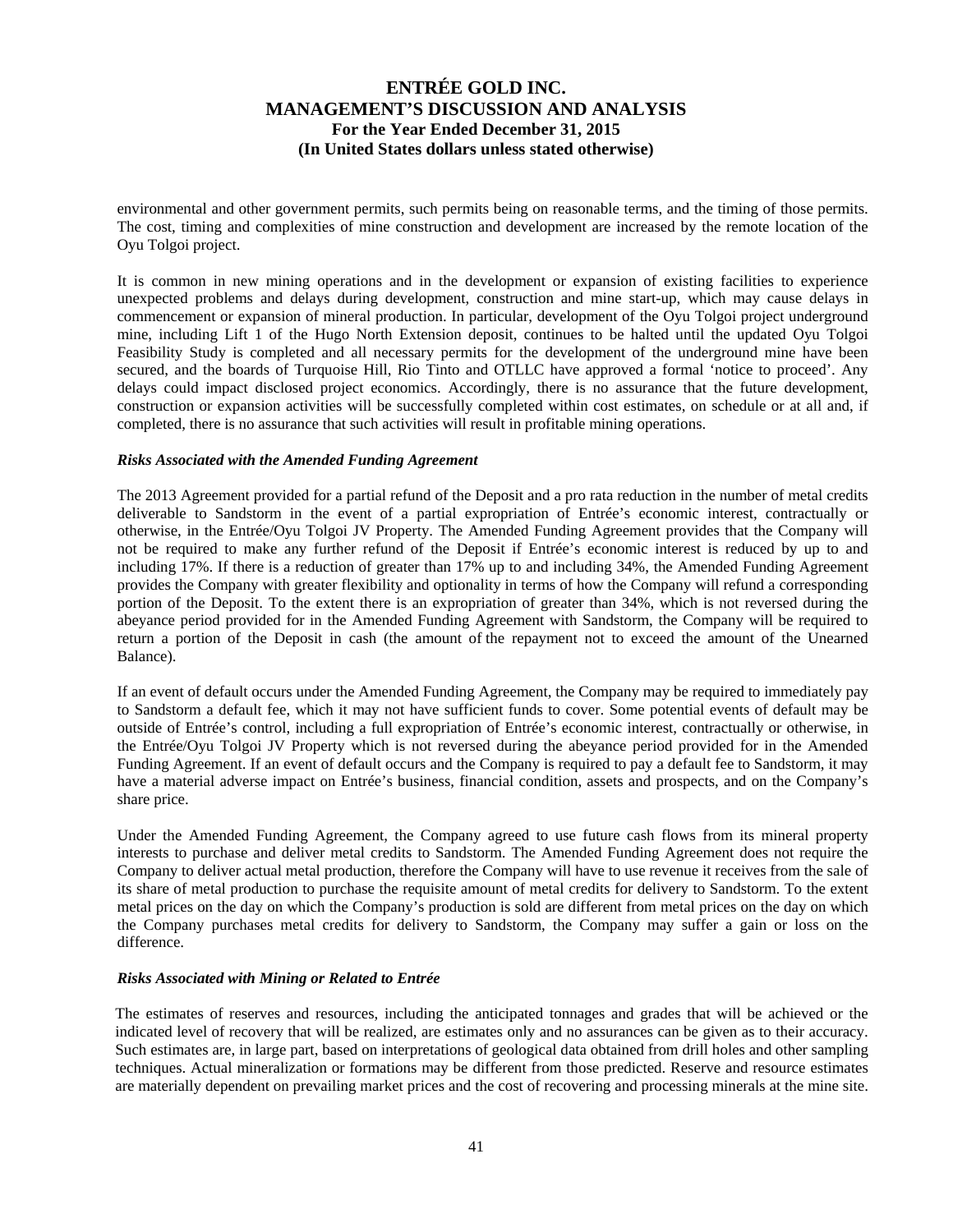environmental and other government permits, such permits being on reasonable terms, and the timing of those permits. The cost, timing and complexities of mine construction and development are increased by the remote location of the Oyu Tolgoi project.

It is common in new mining operations and in the development or expansion of existing facilities to experience unexpected problems and delays during development, construction and mine start-up, which may cause delays in commencement or expansion of mineral production. In particular, development of the Oyu Tolgoi project underground mine, including Lift 1 of the Hugo North Extension deposit, continues to be halted until the updated Oyu Tolgoi Feasibility Study is completed and all necessary permits for the development of the underground mine have been secured, and the boards of Turquoise Hill, Rio Tinto and OTLLC have approved a formal 'notice to proceed'. Any delays could impact disclosed project economics. Accordingly, there is no assurance that the future development, construction or expansion activities will be successfully completed within cost estimates, on schedule or at all and, if completed, there is no assurance that such activities will result in profitable mining operations.

***Risks Associated with the Amended Funding Agreement***

The 2013 Agreement provided for a partial refund of the Deposit and a pro rata reduction in the number of metal credits deliverable to Sandstorm in the event of a partial expropriation of Entrée's economic interest, contractually or otherwise, in the Entrée/Oyu Tolgoi JV Property. The Amended Funding Agreement provides that the Company will not be required to make any further refund of the Deposit if Entrée's economic interest is reduced by up to and including 17%. If there is a reduction of greater than 17% up to and including 34%, the Amended Funding Agreement provides the Company with greater flexibility and optionality in terms of how the Company will refund a corresponding portion of the Deposit. To the extent there is an expropriation of greater than 34%, which is not reversed during the abeyance period provided for in the Amended Funding Agreement with Sandstorm, the Company will be required to return a portion of the Deposit in cash (the amount of the repayment not to exceed the amount of the Unearned Balance).

If an event of default occurs under the Amended Funding Agreement, the Company may be required to immediately pay to Sandstorm a default fee, which it may not have sufficient funds to cover. Some potential events of default may be outside of Entrée's control, including a full expropriation of Entrée's economic interest, contractually or otherwise, in the Entrée/Oyu Tolgoi JV Property which is not reversed during the abeyance period provided for in the Amended Funding Agreement. If an event of default occurs and the Company is required to pay a default fee to Sandstorm, it may have a material adverse impact on Entrée's business, financial condition, assets and prospects, and on the Company's share price.

Under the Amended Funding Agreement, the Company agreed to use future cash flows from its mineral property interests to purchase and deliver metal credits to Sandstorm. The Amended Funding Agreement does not require the Company to deliver actual metal production, therefore the Company will have to use revenue it receives from the sale of its share of metal production to purchase the requisite amount of metal credits for delivery to Sandstorm. To the extent metal prices on the day on which the Company's production is sold are different from metal prices on the day on which the Company purchases metal credits for delivery to Sandstorm, the Company may suffer a gain or loss on the difference.

***Risks Associated with Mining or Related to Entrée***

The estimates of reserves and resources, including the anticipated tonnages and grades that will be achieved or the indicated level of recovery that will be realized, are estimates only and no assurances can be given as to their accuracy. Such estimates are, in large part, based on interpretations of geological data obtained from drill holes and other sampling techniques. Actual mineralization or formations may be different from those predicted. Reserve and resource estimates are materially dependent on prevailing market prices and the cost of recovering and processing minerals at the mine site.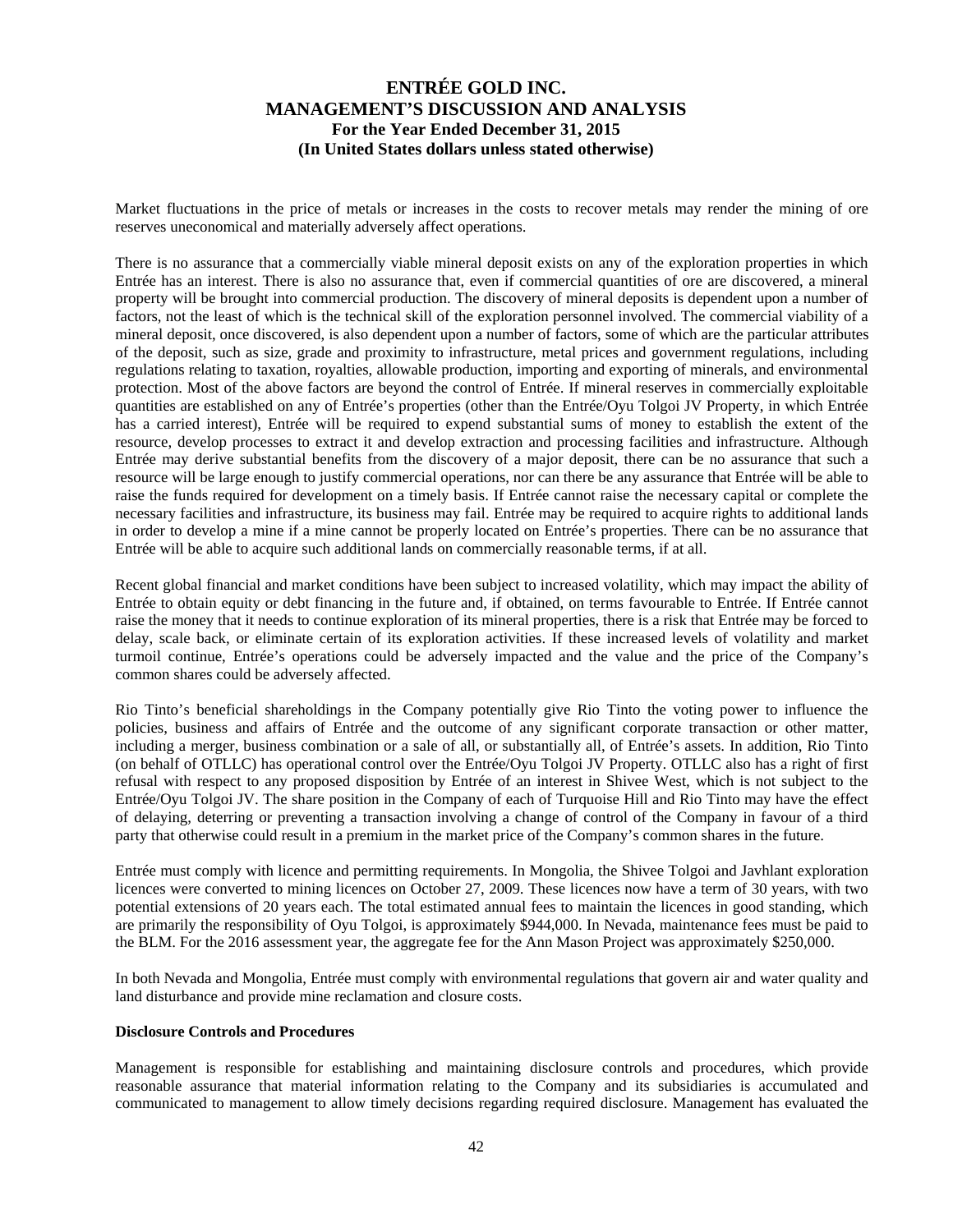Market fluctuations in the price of metals or increases in the costs to recover metals may render the mining of ore reserves uneconomical and materially adversely affect operations.

There is no assurance that a commercially viable mineral deposit exists on any of the exploration properties in which Entrée has an interest. There is also no assurance that, even if commercial quantities of ore are discovered, a mineral property will be brought into commercial production. The discovery of mineral deposits is dependent upon a number of factors, not the least of which is the technical skill of the exploration personnel involved. The commercial viability of a mineral deposit, once discovered, is also dependent upon a number of factors, some of which are the particular attributes of the deposit, such as size, grade and proximity to infrastructure, metal prices and government regulations, including regulations relating to taxation, royalties, allowable production, importing and exporting of minerals, and environmental protection. Most of the above factors are beyond the control of Entrée. If mineral reserves in commercially exploitable quantities are established on any of Entrée's properties (other than the Entrée/Oyu Tolgoi JV Property, in which Entrée has a carried interest), Entrée will be required to expend substantial sums of money to establish the extent of the resource, develop processes to extract it and develop extraction and processing facilities and infrastructure. Although Entrée may derive substantial benefits from the discovery of a major deposit, there can be no assurance that such a resource will be large enough to justify commercial operations, nor can there be any assurance that Entrée will be able to raise the funds required for development on a timely basis. If Entrée cannot raise the necessary capital or complete the necessary facilities and infrastructure, its business may fail. Entrée may be required to acquire rights to additional lands in order to develop a mine if a mine cannot be properly located on Entrée's properties. There can be no assurance that Entrée will be able to acquire such additional lands on commercially reasonable terms, if at all.

Recent global financial and market conditions have been subject to increased volatility, which may impact the ability of Entrée to obtain equity or debt financing in the future and, if obtained, on terms favourable to Entrée. If Entrée cannot raise the money that it needs to continue exploration of its mineral properties, there is a risk that Entrée may be forced to delay, scale back, or eliminate certain of its exploration activities. If these increased levels of volatility and market turmoil continue, Entrée's operations could be adversely impacted and the value and the price of the Company's common shares could be adversely affected.

Rio Tinto's beneficial shareholdings in the Company potentially give Rio Tinto the voting power to influence the policies, business and affairs of Entrée and the outcome of any significant corporate transaction or other matter, including a merger, business combination or a sale of all, or substantially all, of Entrée's assets. In addition, Rio Tinto (on behalf of OTLLC) has operational control over the Entrée/Oyu Tolgoi JV Property. OTLLC also has a right of first refusal with respect to any proposed disposition by Entrée of an interest in Shivee West, which is not subject to the Entrée/Oyu Tolgoi JV. The share position in the Company of each of Turquoise Hill and Rio Tinto may have the effect of delaying, deterring or preventing a transaction involving a change of control of the Company in favour of a third party that otherwise could result in a premium in the market price of the Company's common shares in the future.

Entrée must comply with licence and permitting requirements. In Mongolia, the Shivee Tolgoi and Javhlant exploration licences were converted to mining licences on October 27, 2009. These licences now have a term of 30 years, with two potential extensions of 20 years each. The total estimated annual fees to maintain the licences in good standing, which are primarily the responsibility of Oyu Tolgoi, is approximately $944,000. In Nevada, maintenance fees must be paid to the BLM. For the 2016 assessment year, the aggregate fee for the Ann Mason Project was approximately $250,000.

In both Nevada and Mongolia, Entrée must comply with environmental regulations that govern air and water quality and land disturbance and provide mine reclamation and closure costs.

**Disclosure Controls and Procedures**

Management is responsible for establishing and maintaining disclosure controls and procedures, which provide reasonable assurance that material information relating to the Company and its subsidiaries is accumulated and communicated to management to allow timely decisions regarding required disclosure. Management has evaluated the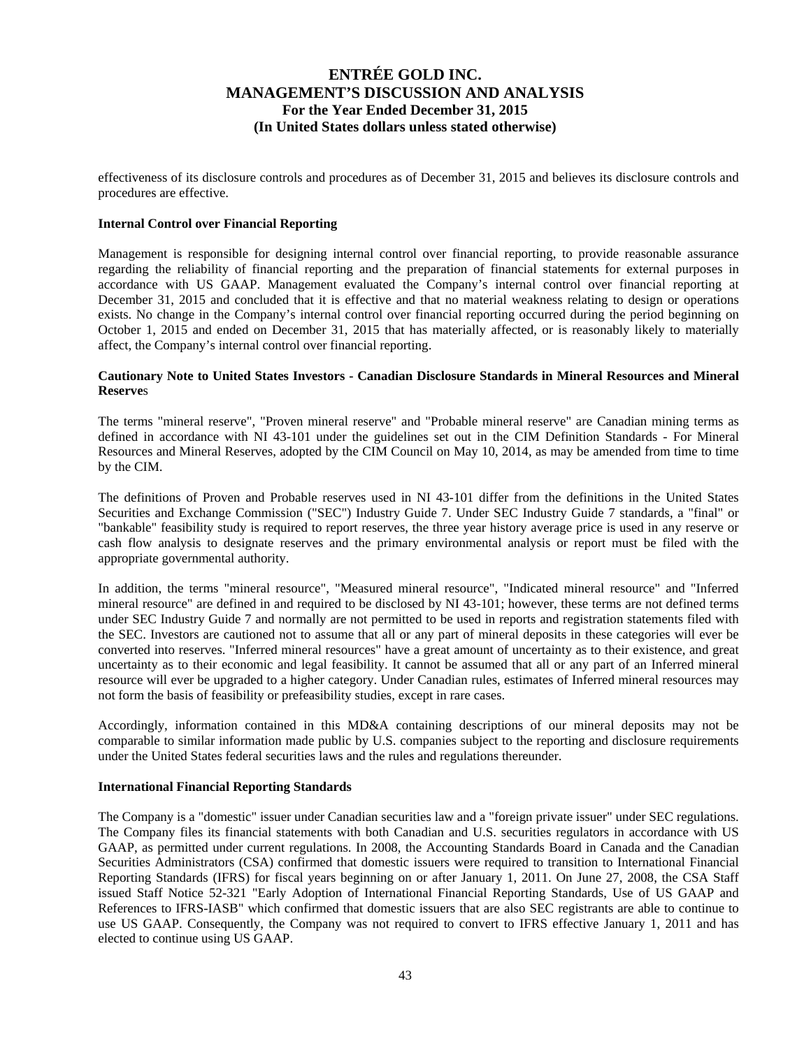effectiveness of its disclosure controls and procedures as of December 31, 2015 and believes its disclosure controls and procedures are effective.

**Internal Control over Financial Reporting**

Management is responsible for designing internal control over financial reporting, to provide reasonable assurance regarding the reliability of financial reporting and the preparation of financial statements for external purposes in accordance with US GAAP. Management evaluated the Company's internal control over financial reporting at December 31, 2015 and concluded that it is effective and that no material weakness relating to design or operations exists. No change in the Company's internal control over financial reporting occurred during the period beginning on October 1, 2015 and ended on December 31, 2015 that has materially affected, or is reasonably likely to materially affect, the Company's internal control over financial reporting.

**Cautionary Note to United States Investors - Canadian Disclosure Standards in Mineral Resources and Mineral Reserve**s

The terms "mineral reserve", "Proven mineral reserve" and "Probable mineral reserve" are Canadian mining terms as defined in accordance with NI 43-101 under the guidelines set out in the CIM Definition Standards - For Mineral Resources and Mineral Reserves, adopted by the CIM Council on May 10, 2014, as may be amended from time to time by the CIM.

The definitions of Proven and Probable reserves used in NI 43-101 differ from the definitions in the United States Securities and Exchange Commission ("SEC") Industry Guide 7. Under SEC Industry Guide 7 standards, a "final" or "bankable" feasibility study is required to report reserves, the three year history average price is used in any reserve or cash flow analysis to designate reserves and the primary environmental analysis or report must be filed with the appropriate governmental authority.

In addition, the terms "mineral resource", "Measured mineral resource", "Indicated mineral resource" and "Inferred mineral resource" are defined in and required to be disclosed by NI 43-101; however, these terms are not defined terms under SEC Industry Guide 7 and normally are not permitted to be used in reports and registration statements filed with the SEC. Investors are cautioned not to assume that all or any part of mineral deposits in these categories will ever be converted into reserves. "Inferred mineral resources" have a great amount of uncertainty as to their existence, and great uncertainty as to their economic and legal feasibility. It cannot be assumed that all or any part of an Inferred mineral resource will ever be upgraded to a higher category. Under Canadian rules, estimates of Inferred mineral resources may not form the basis of feasibility or prefeasibility studies, except in rare cases.

Accordingly, information contained in this MD&A containing descriptions of our mineral deposits may not be comparable to similar information made public by U.S. companies subject to the reporting and disclosure requirements under the United States federal securities laws and the rules and regulations thereunder.

**International Financial Reporting Standards**

The Company is a "domestic" issuer under Canadian securities law and a "foreign private issuer" under SEC regulations. The Company files its financial statements with both Canadian and U.S. securities regulators in accordance with US GAAP, as permitted under current regulations. In 2008, the Accounting Standards Board in Canada and the Canadian Securities Administrators (CSA) confirmed that domestic issuers were required to transition to International Financial Reporting Standards (IFRS) for fiscal years beginning on or after January 1, 2011. On June 27, 2008, the CSA Staff issued Staff Notice 52-321 "Early Adoption of International Financial Reporting Standards, Use of US GAAP and References to IFRS-IASB" which confirmed that domestic issuers that are also SEC registrants are able to continue to use US GAAP. Consequently, the Company was not required to convert to IFRS effective January 1, 2011 and has elected to continue using US GAAP.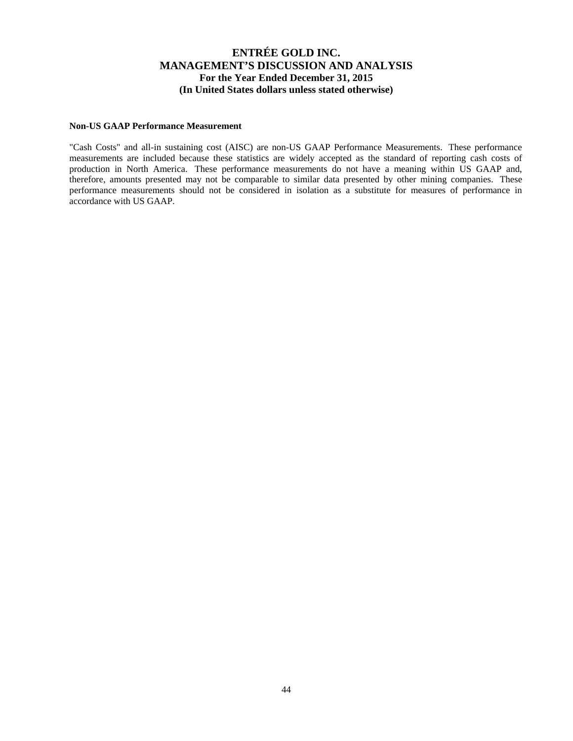**Non-US GAAP Performance Measurement**

"Cash Costs" and all-in sustaining cost (AISC) are non-US GAAP Performance Measurements. These performance measurements are included because these statistics are widely accepted as the standard of reporting cash costs of production in North America. These performance measurements do not have a meaning within US GAAP and, therefore, amounts presented may not be comparable to similar data presented by other mining companies. These performance measurements should not be considered in isolation as a substitute for measures of performance in accordance with US GAAP.